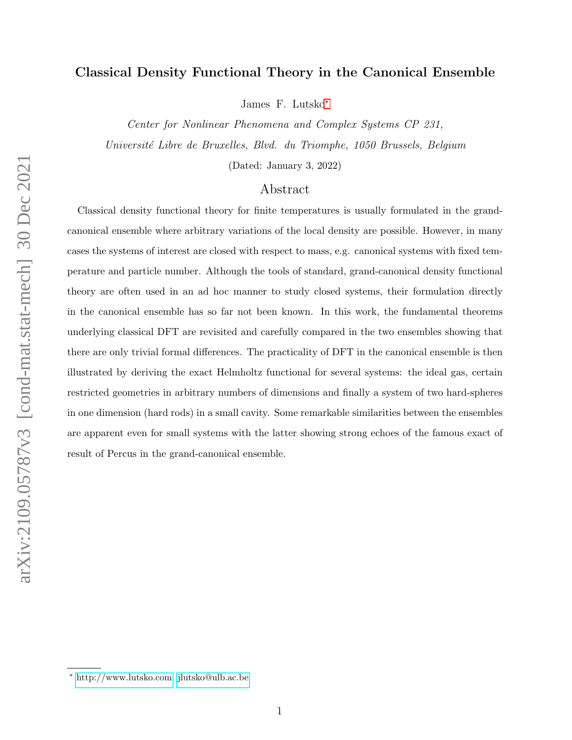# Classical Density Functional Theory in the Canonical Ensemble

James F. Lutsko[*]

*Center for Nonlinear Phenomena and Complex Systems CP 231,*
*Université Libre de Bruxelles, Blvd. du Triomphe, 1050 Brussels, Belgium*

(Dated: January 3, 2022)

## Abstract

Classical density functional theory for finite temperatures is usually formulated in the grand-canonical ensemble where arbitrary variations of the local density are possible. However, in many cases the systems of interest are closed with respect to mass, e.g. canonical systems with fixed temperature and particle number. Although the tools of standard, grand-canonical density functional theory are often used in an ad hoc manner to study closed systems, their formulation directly in the canonical ensemble has so far not been known. In this work, the fundamental theorems underlying classical DFT are revisited and carefully compared in the two ensembles showing that there are only trivial formal differences. The practicality of DFT in the canonical ensemble is then illustrated by deriving the exact Helmholtz functional for several systems: the ideal gas, certain restricted geometries in arbitrary numbers of dimensions and finally a system of two hard-spheres in one dimension (hard rods) in a small cavity. Some remarkable similarities between the ensembles are apparent even for small systems with the latter showing strong echoes of the famous exact of result of Percus in the grand-canonical ensemble.

---

[*] http://www.lutsko.com; jlutsko@ulb.ac.be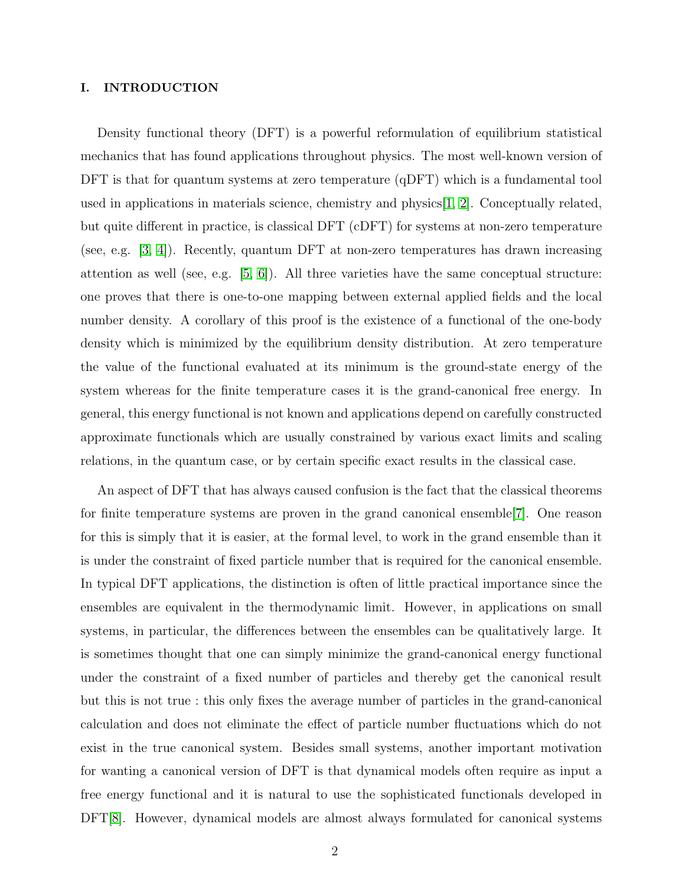## I. INTRODUCTION

Density functional theory (DFT) is a powerful reformulation of equilibrium statistical mechanics that has found applications throughout physics. The most well-known version of DFT is that for quantum systems at zero temperature (qDFT) which is a fundamental tool used in applications in materials science, chemistry and physics[1, 2]. Conceptually related, but quite different in practice, is classical DFT (cDFT) for systems at non-zero temperature (see, e.g. [3, 4]). Recently, quantum DFT at non-zero temperatures has drawn increasing attention as well (see, e.g. [5, 6]). All three varieties have the same conceptual structure: one proves that there is one-to-one mapping between external applied fields and the local number density. A corollary of this proof is the existence of a functional of the one-body density which is minimized by the equilibrium density distribution. At zero temperature the value of the functional evaluated at its minimum is the ground-state energy of the system whereas for the finite temperature cases it is the grand-canonical free energy. In general, this energy functional is not known and applications depend on carefully constructed approximate functionals which are usually constrained by various exact limits and scaling relations, in the quantum case, or by certain specific exact results in the classical case.

An aspect of DFT that has always caused confusion is the fact that the classical theorems for finite temperature systems are proven in the grand canonical ensemble[7]. One reason for this is simply that it is easier, at the formal level, to work in the grand ensemble than it is under the constraint of fixed particle number that is required for the canonical ensemble. In typical DFT applications, the distinction is often of little practical importance since the ensembles are equivalent in the thermodynamic limit. However, in applications on small systems, in particular, the differences between the ensembles can be qualitatively large. It is sometimes thought that one can simply minimize the grand-canonical energy functional under the constraint of a fixed number of particles and thereby get the canonical result but this is not true : this only fixes the average number of particles in the grand-canonical calculation and does not eliminate the effect of particle number fluctuations which do not exist in the true canonical system. Besides small systems, another important motivation for wanting a canonical version of DFT is that dynamical models often require as input a free energy functional and it is natural to use the sophisticated functionals developed in DFT[8]. However, dynamical models are almost always formulated for canonical systems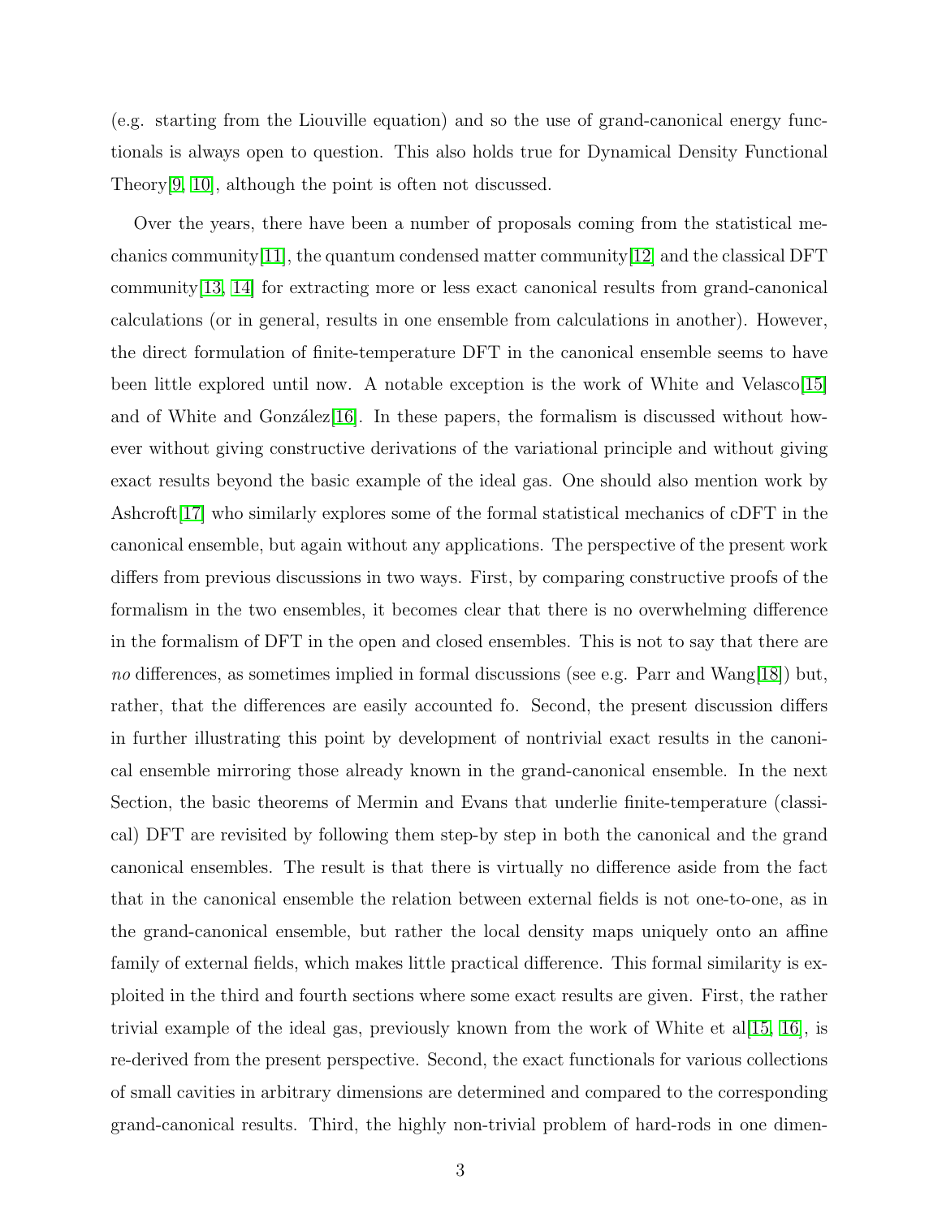(e.g. starting from the Liouville equation) and so the use of grand-canonical energy functionals is always open to question. This also holds true for Dynamical Density Functional Theory[9, 10], although the point is often not discussed.

Over the years, there have been a number of proposals coming from the statistical mechanics community[11], the quantum condensed matter community[12] and the classical DFT community[13, 14] for extracting more or less exact canonical results from grand-canonical calculations (or in general, results in one ensemble from calculations in another). However, the direct formulation of finite-temperature DFT in the canonical ensemble seems to have been little explored until now. A notable exception is the work of White and Velasco[15] and of White and González[16]. In these papers, the formalism is discussed without however without giving constructive derivations of the variational principle and without giving exact results beyond the basic example of the ideal gas. One should also mention work by Ashcroft[17] who similarly explores some of the formal statistical mechanics of cDFT in the canonical ensemble, but again without any applications. The perspective of the present work differs from previous discussions in two ways. First, by comparing constructive proofs of the formalism in the two ensembles, it becomes clear that there is no overwhelming difference in the formalism of DFT in the open and closed ensembles. This is not to say that there are *no* differences, as sometimes implied in formal discussions (see e.g. Parr and Wang[18]) but, rather, that the differences are easily accounted fo. Second, the present discussion differs in further illustrating this point by development of nontrivial exact results in the canonical ensemble mirroring those already known in the grand-canonical ensemble. In the next Section, the basic theorems of Mermin and Evans that underlie finite-temperature (classical) DFT are revisited by following them step-by step in both the canonical and the grand canonical ensembles. The result is that there is virtually no difference aside from the fact that in the canonical ensemble the relation between external fields is not one-to-one, as in the grand-canonical ensemble, but rather the local density maps uniquely onto an affine family of external fields, which makes little practical difference. This formal similarity is exploited in the third and fourth sections where some exact results are given. First, the rather trivial example of the ideal gas, previously known from the work of White et al[15, 16], is re-derived from the present perspective. Second, the exact functionals for various collections of small cavities in arbitrary dimensions are determined and compared to the corresponding grand-canonical results. Third, the highly non-trivial problem of hard-rods in one dimen-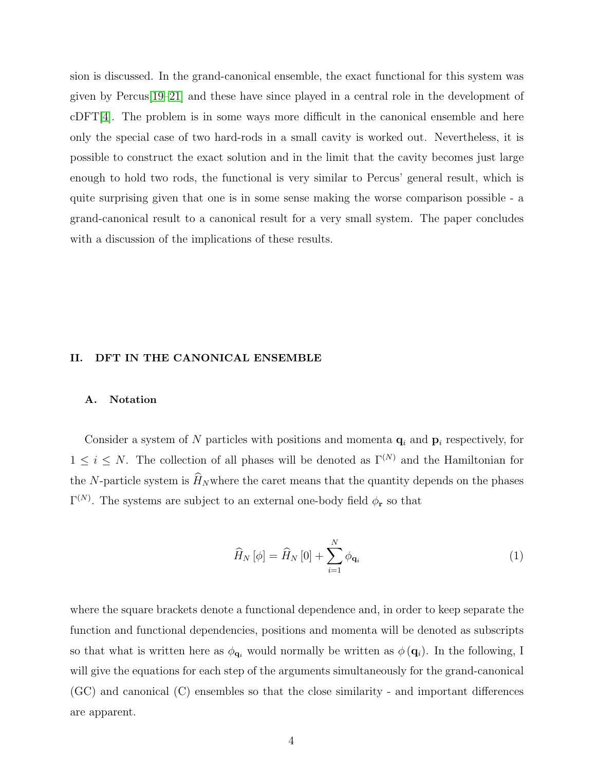sion is discussed. In the grand-canonical ensemble, the exact functional for this system was given by Percus[19–21] and these have since played in a central role in the development of cDFT[4]. The problem is in some ways more difficult in the canonical ensemble and here only the special case of two hard-rods in a small cavity is worked out. Nevertheless, it is possible to construct the exact solution and in the limit that the cavity becomes just large enough to hold two rods, the functional is very similar to Percus' general result, which is quite surprising given that one is in some sense making the worse comparison possible - a grand-canonical result to a canonical result for a very small system. The paper concludes with a discussion of the implications of these results.

## II. DFT IN THE CANONICAL ENSEMBLE

### A. Notation

Consider a system of $N$ particles with positions and momenta $\mathbf{q}_i$ and $\mathbf{p}_i$ respectively, for $1 \leq i \leq N$. The collection of all phases will be denoted as $\Gamma^{(N)}$ and the Hamiltonian for the $N$-particle system is $\widehat{H}_N$where the caret means that the quantity depends on the phases $\Gamma^{(N)}$. The systems are subject to an external one-body field $\phi_{\mathbf{r}}$ so that

$$\widehat{H}_N[\phi] = \widehat{H}_N[0] + \sum_{i=1}^{N} \phi_{\mathbf{q}_i} \tag{1}$$

where the square brackets denote a functional dependence and, in order to keep separate the function and functional dependencies, positions and momenta will be denoted as subscripts so that what is written here as $\phi_{\mathbf{q}_i}$ would normally be written as $\phi(\mathbf{q}_i)$. In the following, I will give the equations for each step of the arguments simultaneously for the grand-canonical (GC) and canonical (C) ensembles so that the close similarity - and important differences are apparent.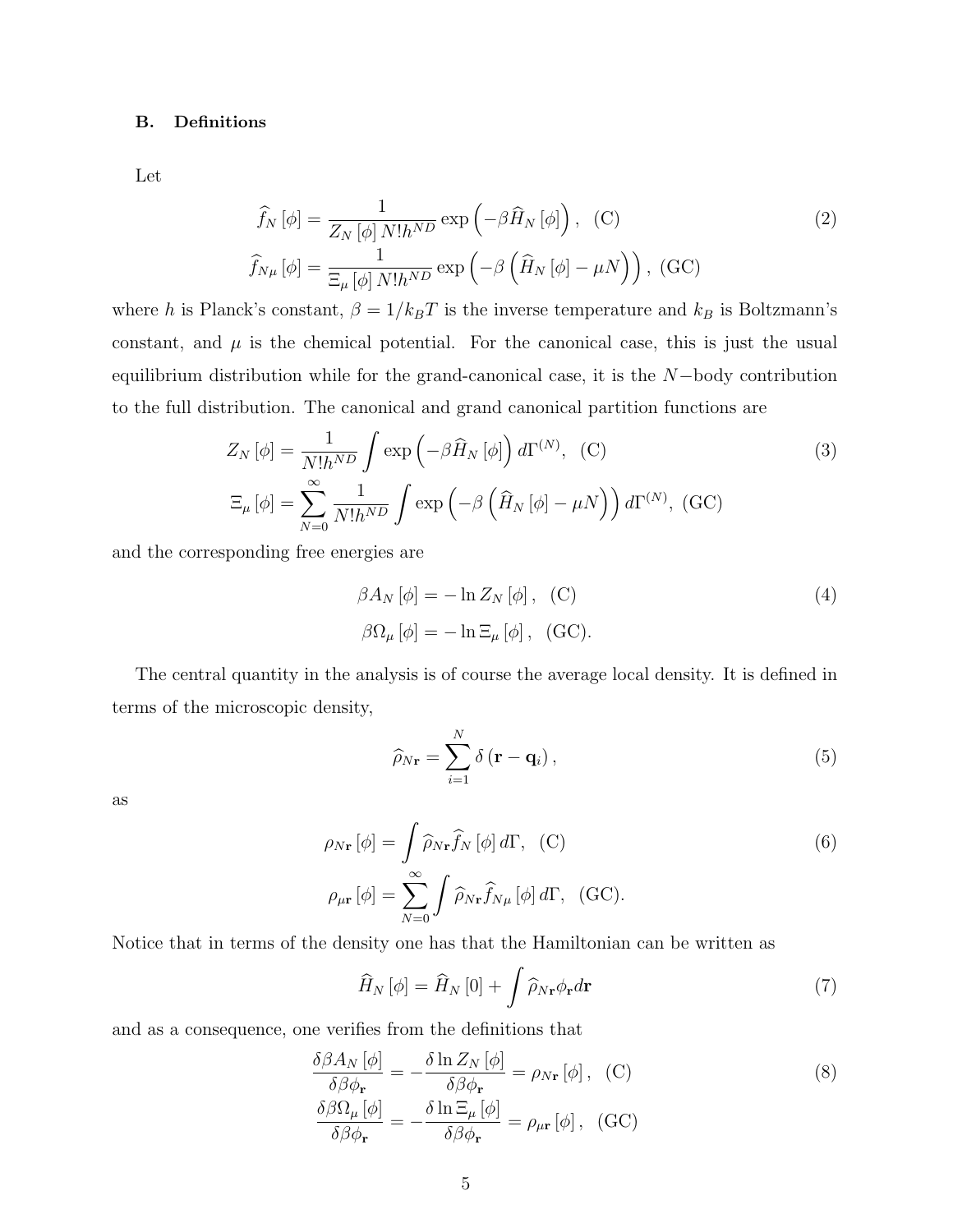### B. Definitions

Let

$$\widehat{f}_N[\phi] = \frac{1}{Z_N[\phi]\, N! h^{ND}} \exp\left(-\beta \widehat{H}_N[\phi]\right), \ \ \text{(C)} \tag{2}$$
$$\widehat{f}_{N\mu}[\phi] = \frac{1}{\Xi_\mu[\phi]\, N! h^{ND}} \exp\left(-\beta\left(\widehat{H}_N[\phi] - \mu N\right)\right), \ \text{(GC)}$$

where $h$ is Planck's constant, $\beta = 1/k_B T$ is the inverse temperature and $k_B$ is Boltzmann's constant, and $\mu$ is the chemical potential. For the canonical case, this is just the usual equilibrium distribution while for the grand-canonical case, it is the $N-$body contribution to the full distribution. The canonical and grand canonical partition functions are

$$Z_N[\phi] = \frac{1}{N! h^{ND}} \int \exp\left(-\beta \widehat{H}_N[\phi]\right) d\Gamma^{(N)}, \ \ \text{(C)} \tag{3}$$
$$\Xi_\mu[\phi] = \sum_{N=0}^{\infty} \frac{1}{N! h^{ND}} \int \exp\left(-\beta\left(\widehat{H}_N[\phi] - \mu N\right)\right) d\Gamma^{(N)}, \ \text{(GC)}$$

and the corresponding free energies are

$$\beta A_N[\phi] = -\ln Z_N[\phi], \ \ \text{(C)} \tag{4}$$
$$\beta \Omega_\mu[\phi] = -\ln \Xi_\mu[\phi], \ \ \text{(GC)}.$$

The central quantity in the analysis is of course the average local density. It is defined in terms of the microscopic density,

$$\widehat{\rho}_{N\mathbf{r}} = \sum_{i=1}^{N} \delta\left(\mathbf{r} - \mathbf{q}_i\right), \tag{5}$$

as

$$\rho_{N\mathbf{r}}[\phi] = \int \widehat{\rho}_{N\mathbf{r}} \widehat{f}_N[\phi]\, d\Gamma, \ \ \text{(C)} \tag{6}$$
$$\rho_{\mu\mathbf{r}}[\phi] = \sum_{N=0}^{\infty} \int \widehat{\rho}_{N\mathbf{r}} \widehat{f}_{N\mu}[\phi]\, d\Gamma, \ \ \text{(GC)}.$$

Notice that in terms of the density one has that the Hamiltonian can be written as

$$\widehat{H}_N[\phi] = \widehat{H}_N[0] + \int \widehat{\rho}_{N\mathbf{r}} \phi_{\mathbf{r}} d\mathbf{r} \tag{7}$$

and as a consequence, one verifies from the definitions that

$$\frac{\delta \beta A_N[\phi]}{\delta \beta \phi_{\mathbf{r}}} = -\frac{\delta \ln Z_N[\phi]}{\delta \beta \phi_{\mathbf{r}}} = \rho_{N\mathbf{r}}[\phi], \ \ \text{(C)} \tag{8}$$
$$\frac{\delta \beta \Omega_\mu[\phi]}{\delta \beta \phi_{\mathbf{r}}} = -\frac{\delta \ln \Xi_\mu[\phi]}{\delta \beta \phi_{\mathbf{r}}} = \rho_{\mu\mathbf{r}}[\phi], \ \ \text{(GC)}$$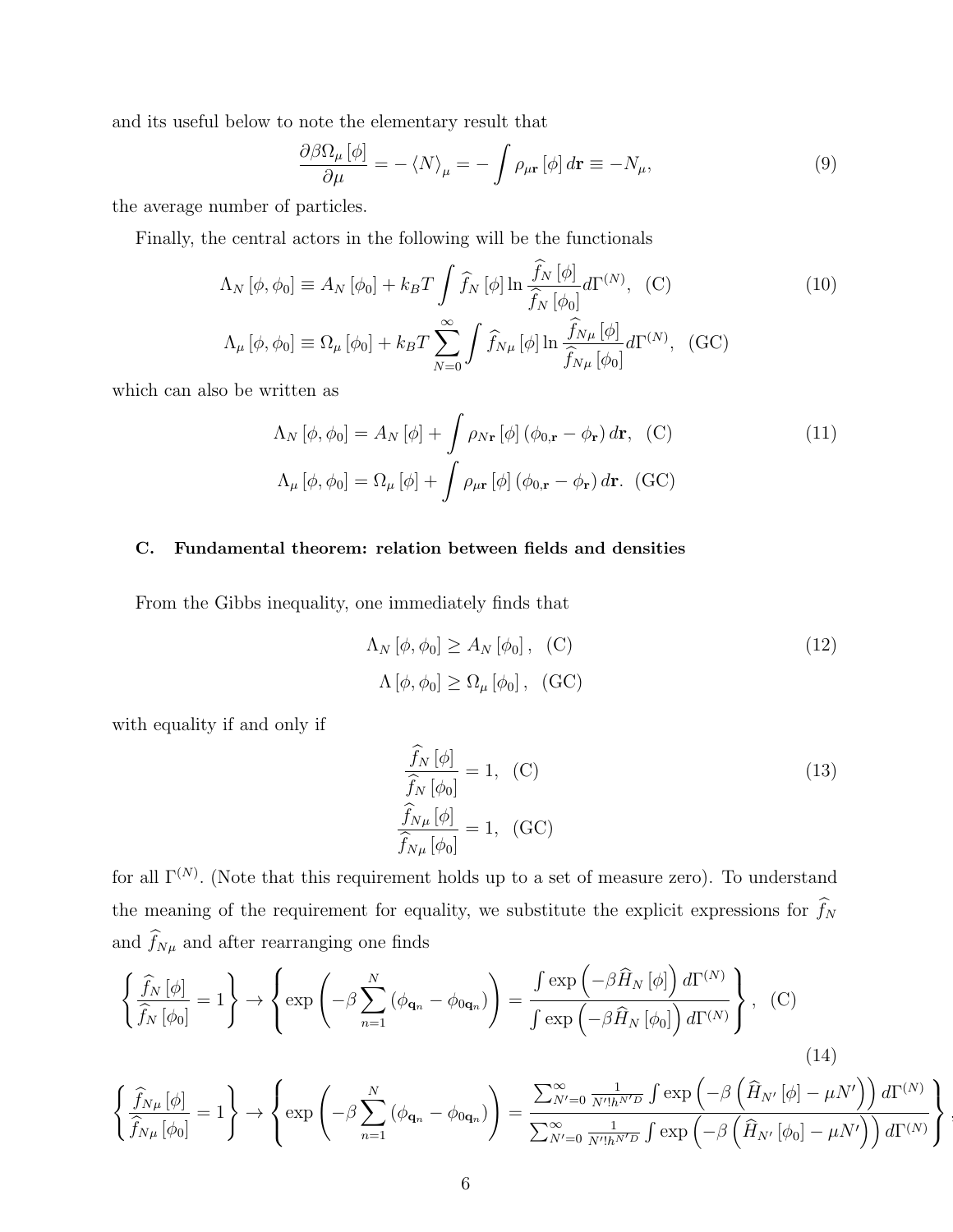and its useful below to note the elementary result that

$$\frac{\partial \beta \Omega_{\mu}[\phi]}{\partial \mu} = -\langle N \rangle_{\mu} = -\int \rho_{\mu \mathbf{r}}[\phi] \, d\mathbf{r} \equiv -N_{\mu}, \tag{9}$$

the average number of particles.

Finally, the central actors in the following will be the functionals

$$\begin{aligned} \Lambda_N[\phi, \phi_0] &\equiv A_N[\phi_0] + k_B T \int \widehat{f}_N[\phi] \ln \frac{\widehat{f}_N[\phi]}{\widehat{f}_N[\phi_0]} d\Gamma^{(N)}, \quad \text{(C)} \\ \Lambda_{\mu}[\phi, \phi_0] &\equiv \Omega_{\mu}[\phi_0] + k_B T \sum_{N=0}^{\infty} \int \widehat{f}_{N\mu}[\phi] \ln \frac{\widehat{f}_{N\mu}[\phi]}{\widehat{f}_{N\mu}[\phi_0]} d\Gamma^{(N)}, \quad \text{(GC)} \end{aligned} \tag{10}$$

which can also be written as

$$\begin{aligned} \Lambda_N[\phi, \phi_0] &= A_N[\phi] + \int \rho_{N\mathbf{r}}[\phi] \left(\phi_{0,\mathbf{r}} - \phi_{\mathbf{r}}\right) d\mathbf{r}, \quad \text{(C)} \\ \Lambda_{\mu}[\phi, \phi_0] &= \Omega_{\mu}[\phi] + \int \rho_{\mu\mathbf{r}}[\phi] \left(\phi_{0,\mathbf{r}} - \phi_{\mathbf{r}}\right) d\mathbf{r}. \quad \text{(GC)} \end{aligned} \tag{11}$$

### C. Fundamental theorem: relation between fields and densities

From the Gibbs inequality, one immediately finds that

$$\begin{aligned} \Lambda_N[\phi, \phi_0] &\geq A_N[\phi_0], \quad \text{(C)} \\ \Lambda[\phi, \phi_0] &\geq \Omega_{\mu}[\phi_0], \quad \text{(GC)} \end{aligned} \tag{12}$$

with equality if and only if

$$\begin{aligned} \frac{\widehat{f}_N[\phi]}{\widehat{f}_N[\phi_0]} &= 1, \quad \text{(C)} \\ \frac{\widehat{f}_{N\mu}[\phi]}{\widehat{f}_{N\mu}[\phi_0]} &= 1, \quad \text{(GC)} \end{aligned} \tag{13}$$

for all $\Gamma^{(N)}$. (Note that this requirement holds up to a set of measure zero). To understand the meaning of the requirement for equality, we substitute the explicit expressions for $\widehat{f}_N$ and $\widehat{f}_{N\mu}$ and after rearranging one finds

$$\left\{ \frac{\widehat{f}_N[\phi]}{\widehat{f}_N[\phi_0]} = 1 \right\} \to \left\{ \exp\left(-\beta \sum_{n=1}^{N} \left(\phi_{\mathbf{q}_n} - \phi_{0\mathbf{q}_n}\right)\right) = \frac{\int \exp\left(-\beta \widehat{H}_N[\phi]\right) d\Gamma^{(N)}}{\int \exp\left(-\beta \widehat{H}_N[\phi_0]\right) d\Gamma^{(N)}} \right\}, \quad \text{(C)} \tag{14}$$

$$\left\{ \frac{\widehat{f}_{N\mu}[\phi]}{\widehat{f}_{N\mu}[\phi_0]} = 1 \right\} \to \left\{ \exp\left(-\beta \sum_{n=1}^{N} \left(\phi_{\mathbf{q}_n} - \phi_{0\mathbf{q}_n}\right)\right) = \frac{\sum_{N'=0}^{\infty} \frac{1}{N'! h^{N'D}} \int \exp\left(-\beta \left(\widehat{H}_{N'}[\phi] - \mu N'\right)\right) d\Gamma^{(N)}}{\sum_{N'=0}^{\infty} \frac{1}{N'! h^{N'D}} \int \exp\left(-\beta \left(\widehat{H}_{N'}[\phi_0] - \mu N'\right)\right) d\Gamma^{(N)}} \right\},$$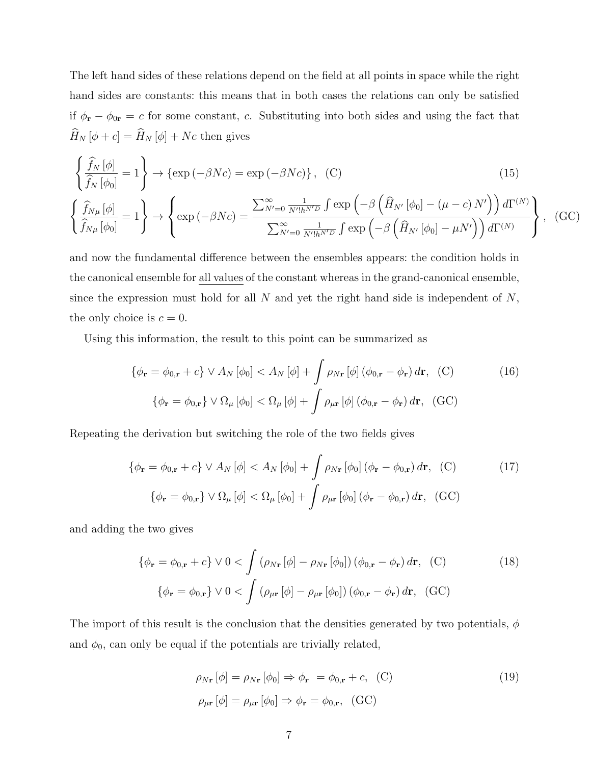The left hand sides of these relations depend on the field at all points in space while the right hand sides are constants: this means that in both cases the relations can only be satisfied if $\phi_{\mathbf{r}} - \phi_{0\mathbf{r}} = c$ for some constant, $c$. Substituting into both sides and using the fact that $\widehat{H}_N[\phi + c] = \widehat{H}_N[\phi] + Nc$ then gives

$$\left\{\frac{\widehat{f}_N[\phi]}{\widehat{f}_N[\phi_0]} = 1\right\} \rightarrow \{\exp(-\beta Nc) = \exp(-\beta Nc)\}, \quad \text{(C)} \tag{15}$$

$$\left\{\frac{\widehat{f}_{N\mu}[\phi]}{\widehat{f}_{N\mu}[\phi_0]} = 1\right\} \rightarrow \left\{\exp(-\beta Nc) = \frac{\sum_{N'=0}^{\infty}\frac{1}{N'!h^{N'D}}\int \exp\left(-\beta\left(\widehat{H}_{N'}[\phi_0] - (\mu - c)N'\right)\right)d\Gamma^{(N)}}{\sum_{N'=0}^{\infty}\frac{1}{N'!h^{N'D}}\int \exp\left(-\beta\left(\widehat{H}_{N'}[\phi_0] - \mu N'\right)\right)d\Gamma^{(N)}}\right\}, \quad \text{(GC)}$$

and now the fundamental difference between the ensembles appears: the condition holds in the canonical ensemble for <u>all values</u> of the constant whereas in the grand-canonical ensemble, since the expression must hold for all $N$ and yet the right hand side is independent of $N$, the only choice is $c = 0$.

Using this information, the result to this point can be summarized as

$$\{\phi_{\mathbf{r}} = \phi_{0,\mathbf{r}} + c\} \vee A_N[\phi_0] < A_N[\phi] + \int \rho_{N\mathbf{r}}[\phi](\phi_{0,\mathbf{r}} - \phi_{\mathbf{r}})\,d\mathbf{r}, \quad \text{(C)} \tag{16}$$

$$\{\phi_{\mathbf{r}} = \phi_{0,\mathbf{r}}\} \vee \Omega_\mu[\phi_0] < \Omega_\mu[\phi] + \int \rho_{\mu\mathbf{r}}[\phi](\phi_{0,\mathbf{r}} - \phi_{\mathbf{r}})\,d\mathbf{r}, \quad \text{(GC)}$$

Repeating the derivation but switching the role of the two fields gives

$$\{\phi_{\mathbf{r}} = \phi_{0,\mathbf{r}} + c\} \vee A_N[\phi] < A_N[\phi_0] + \int \rho_{N\mathbf{r}}[\phi_0](\phi_{\mathbf{r}} - \phi_{0,\mathbf{r}})\,d\mathbf{r}, \quad \text{(C)} \tag{17}$$

$$\{\phi_{\mathbf{r}} = \phi_{0,\mathbf{r}}\} \vee \Omega_\mu[\phi] < \Omega_\mu[\phi_0] + \int \rho_{\mu\mathbf{r}}[\phi_0](\phi_{\mathbf{r}} - \phi_{0,\mathbf{r}})\,d\mathbf{r}, \quad \text{(GC)}$$

and adding the two gives

$$\{\phi_{\mathbf{r}} = \phi_{0,\mathbf{r}} + c\} \vee 0 < \int (\rho_{N\mathbf{r}}[\phi] - \rho_{N\mathbf{r}}[\phi_0])(\phi_{0,\mathbf{r}} - \phi_{\mathbf{r}})\,d\mathbf{r}, \quad \text{(C)} \tag{18}$$

$$\{\phi_{\mathbf{r}} = \phi_{0,\mathbf{r}}\} \vee 0 < \int (\rho_{\mu\mathbf{r}}[\phi] - \rho_{\mu\mathbf{r}}[\phi_0])(\phi_{0,\mathbf{r}} - \phi_{\mathbf{r}})\,d\mathbf{r}, \quad \text{(GC)}$$

The import of this result is the conclusion that the densities generated by two potentials, $\phi$ and $\phi_0$, can only be equal if the potentials are trivially related,

$$\rho_{N\mathbf{r}}[\phi] = \rho_{N\mathbf{r}}[\phi_0] \Rightarrow \phi_{\mathbf{r}} = \phi_{0,\mathbf{r}} + c, \quad \text{(C)} \tag{19}$$

$$\rho_{\mu\mathbf{r}}[\phi] = \rho_{\mu\mathbf{r}}[\phi_0] \Rightarrow \phi_{\mathbf{r}} = \phi_{0,\mathbf{r}}, \quad \text{(GC)}$$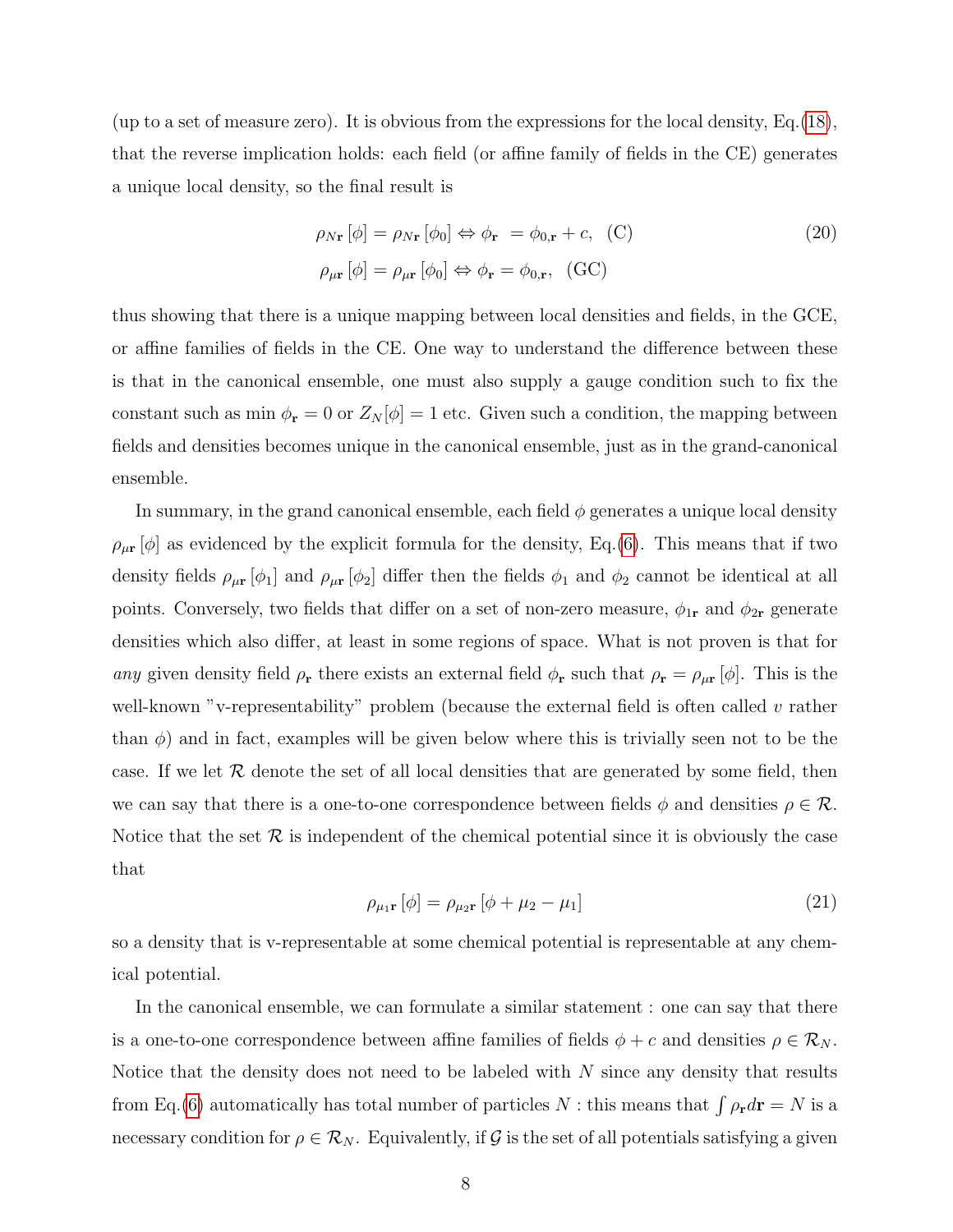(up to a set of measure zero). It is obvious from the expressions for the local density, Eq.(18), that the reverse implication holds: each field (or affine family of fields in the CE) generates a unique local density, so the final result is

$$
\begin{aligned}
\rho_{N\mathbf{r}}[\phi] &= \rho_{N\mathbf{r}}[\phi_0] \Leftrightarrow \phi_{\mathbf{r}} = \phi_{0,\mathbf{r}} + c, \quad \text{(C)} \\
\rho_{\mu\mathbf{r}}[\phi] &= \rho_{\mu\mathbf{r}}[\phi_0] \Leftrightarrow \phi_{\mathbf{r}} = \phi_{0,\mathbf{r}}, \quad \text{(GC)}
\end{aligned}
\tag{20}
$$

thus showing that there is a unique mapping between local densities and fields, in the GCE, or affine families of fields in the CE. One way to understand the difference between these is that in the canonical ensemble, one must also supply a gauge condition such to fix the constant such as $\min \phi_{\mathbf{r}} = 0$ or $Z_N[\phi] = 1$ etc. Given such a condition, the mapping between fields and densities becomes unique in the canonical ensemble, just as in the grand-canonical ensemble.

In summary, in the grand canonical ensemble, each field $\phi$ generates a unique local density $\rho_{\mu\mathbf{r}}[\phi]$ as evidenced by the explicit formula for the density, Eq.(6). This means that if two density fields $\rho_{\mu\mathbf{r}}[\phi_1]$ and $\rho_{\mu\mathbf{r}}[\phi_2]$ differ then the fields $\phi_1$ and $\phi_2$ cannot be identical at all points. Conversely, two fields that differ on a set of non-zero measure, $\phi_{1\mathbf{r}}$ and $\phi_{2\mathbf{r}}$ generate densities which also differ, at least in some regions of space. What is not proven is that for *any* given density field $\rho_{\mathbf{r}}$ there exists an external field $\phi_{\mathbf{r}}$ such that $\rho_{\mathbf{r}} = \rho_{\mu\mathbf{r}}[\phi]$. This is the well-known "v-representability" problem (because the external field is often called $v$ rather than $\phi$) and in fact, examples will be given below where this is trivially seen not to be the case. If we let $\mathcal{R}$ denote the set of all local densities that are generated by some field, then we can say that there is a one-to-one correspondence between fields $\phi$ and densities $\rho \in \mathcal{R}$. Notice that the set $\mathcal{R}$ is independent of the chemical potential since it is obviously the case that

$$
\rho_{\mu_1\mathbf{r}}[\phi] = \rho_{\mu_2\mathbf{r}}[\phi + \mu_2 - \mu_1] \tag{21}
$$

so a density that is v-representable at some chemical potential is representable at any chemical potential.

In the canonical ensemble, we can formulate a similar statement : one can say that there is a one-to-one correspondence between affine families of fields $\phi + c$ and densities $\rho \in \mathcal{R}_N$. Notice that the density does not need to be labeled with $N$ since any density that results from Eq.(6) automatically has total number of particles $N$ : this means that $\int \rho_{\mathbf{r}} d\mathbf{r} = N$ is a necessary condition for $\rho \in \mathcal{R}_N$. Equivalently, if $\mathcal{G}$ is the set of all potentials satisfying a given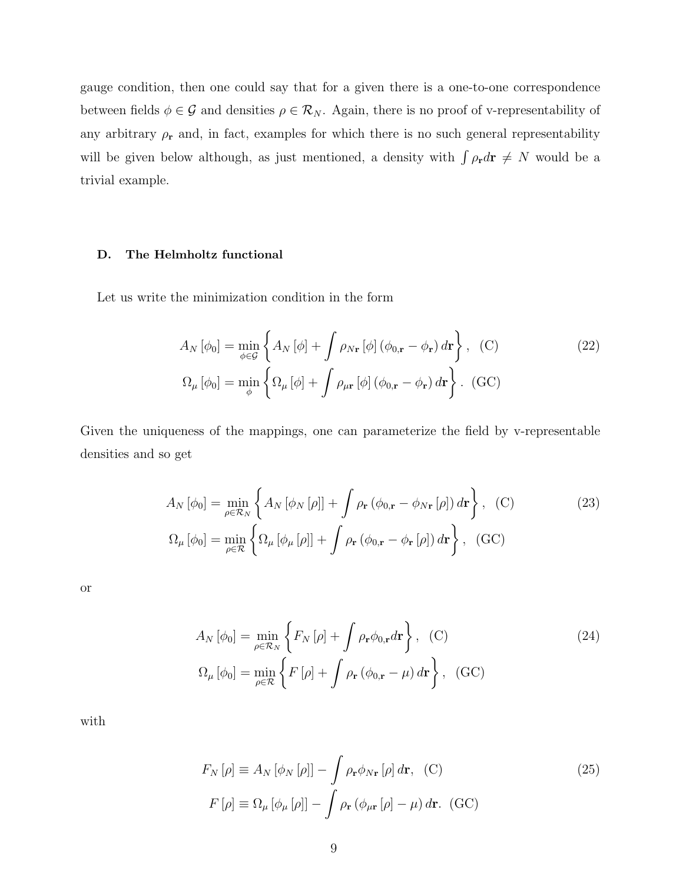gauge condition, then one could say that for a given there is a one-to-one correspondence between fields $\phi \in \mathcal{G}$ and densities $\rho \in \mathcal{R}_N$. Again, there is no proof of v-representability of any arbitrary $\rho_{\mathbf{r}}$ and, in fact, examples for which there is no such general representability will be given below although, as just mentioned, a density with $\int \rho_{\mathbf{r}} d\mathbf{r} \neq N$ would be a trivial example.

### D. The Helmholtz functional

Let us write the minimization condition in the form

$$
\begin{aligned}
A_N[\phi_0] &= \min_{\phi \in \mathcal{G}} \left\{ A_N[\phi] + \int \rho_{N\mathbf{r}}[\phi] \left( \phi_{0,\mathbf{r}} - \phi_{\mathbf{r}} \right) d\mathbf{r} \right\}, \quad \text{(C)} \\
\Omega_\mu[\phi_0] &= \min_{\phi} \left\{ \Omega_\mu[\phi] + \int \rho_{\mu\mathbf{r}}[\phi] \left( \phi_{0,\mathbf{r}} - \phi_{\mathbf{r}} \right) d\mathbf{r} \right\}. \quad \text{(GC)}
\end{aligned}
\tag{22}
$$

Given the uniqueness of the mappings, one can parameterize the field by v-representable densities and so get

$$
\begin{aligned}
A_N[\phi_0] &= \min_{\rho \in \mathcal{R}_N} \left\{ A_N[\phi_N[\rho]] + \int \rho_{\mathbf{r}} \left( \phi_{0,\mathbf{r}} - \phi_{N\mathbf{r}}[\rho] \right) d\mathbf{r} \right\}, \quad \text{(C)} \\
\Omega_\mu[\phi_0] &= \min_{\rho \in \mathcal{R}} \left\{ \Omega_\mu[\phi_\mu[\rho]] + \int \rho_{\mathbf{r}} \left( \phi_{0,\mathbf{r}} - \phi_{\mathbf{r}}[\rho] \right) d\mathbf{r} \right\}, \quad \text{(GC)}
\end{aligned}
\tag{23}
$$

or

$$
\begin{aligned}
A_N[\phi_0] &= \min_{\rho \in \mathcal{R}_N} \left\{ F_N[\rho] + \int \rho_{\mathbf{r}} \phi_{0,\mathbf{r}} d\mathbf{r} \right\}, \quad \text{(C)} \\
\Omega_\mu[\phi_0] &= \min_{\rho \in \mathcal{R}} \left\{ F[\rho] + \int \rho_{\mathbf{r}} \left( \phi_{0,\mathbf{r}} - \mu \right) d\mathbf{r} \right\}, \quad \text{(GC)}
\end{aligned}
\tag{24}
$$

with

$$
\begin{aligned}
F_N[\rho] &\equiv A_N[\phi_N[\rho]] - \int \rho_{\mathbf{r}} \phi_{N\mathbf{r}}[\rho] \, d\mathbf{r}, \quad \text{(C)} \\
F[\rho] &\equiv \Omega_\mu[\phi_\mu[\rho]] - \int \rho_{\mathbf{r}} \left( \phi_{\mu\mathbf{r}}[\rho] - \mu \right) d\mathbf{r}. \quad \text{(GC)}
\end{aligned}
\tag{25}
$$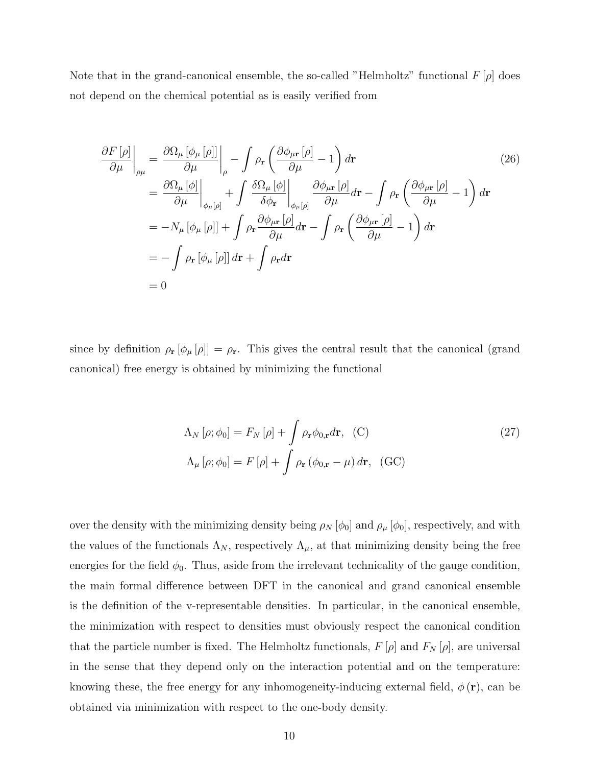Note that in the grand-canonical ensemble, the so-called "Helmholtz" functional $F[\rho]$ does not depend on the chemical potential as is easily verified from

$$
\begin{aligned}
\left.\frac{\partial F[\rho]}{\partial \mu}\right|_{\rho\mu} &= \left.\frac{\partial \Omega_{\mu}[\phi_{\mu}[\rho]]}{\partial \mu}\right|_{\rho} - \int \rho_{\mathbf{r}} \left( \frac{\partial \phi_{\mu\mathbf{r}}[\rho]}{\partial \mu} - 1 \right) d\mathbf{r} \\
&= \left.\frac{\partial \Omega_{\mu}[\phi]}{\partial \mu}\right|_{\phi_{\mu}[\rho]} + \int \left.\frac{\delta \Omega_{\mu}[\phi]}{\delta \phi_{\mathbf{r}}}\right|_{\phi_{\mu}[\rho]} \frac{\partial \phi_{\mu\mathbf{r}}[\rho]}{\partial \mu} d\mathbf{r} - \int \rho_{\mathbf{r}} \left( \frac{\partial \phi_{\mu\mathbf{r}}[\rho]}{\partial \mu} - 1 \right) d\mathbf{r} \\
&= -N_{\mu}[\phi_{\mu}[\rho]] + \int \rho_{\mathbf{r}} \frac{\partial \phi_{\mu\mathbf{r}}[\rho]}{\partial \mu} d\mathbf{r} - \int \rho_{\mathbf{r}} \left( \frac{\partial \phi_{\mu\mathbf{r}}[\rho]}{\partial \mu} - 1 \right) d\mathbf{r} \\
&= -\int \rho_{\mathbf{r}}[\phi_{\mu}[\rho]]\, d\mathbf{r} + \int \rho_{\mathbf{r}} d\mathbf{r} \\
&= 0
\end{aligned} \tag{26}
$$

since by definition $\rho_{\mathbf{r}}[\phi_{\mu}[\rho]] = \rho_{\mathbf{r}}$. This gives the central result that the canonical (grand canonical) free energy is obtained by minimizing the functional

$$
\begin{aligned}
\Lambda_N[\rho;\phi_0] &= F_N[\rho] + \int \rho_{\mathbf{r}} \phi_{0,\mathbf{r}} d\mathbf{r}, \quad \text{(C)} \\
\Lambda_{\mu}[\rho;\phi_0] &= F[\rho] + \int \rho_{\mathbf{r}} \left(\phi_{0,\mathbf{r}} - \mu\right) d\mathbf{r}, \quad \text{(GC)}
\end{aligned} \tag{27}
$$

over the density with the minimizing density being $\rho_N[\phi_0]$ and $\rho_{\mu}[\phi_0]$, respectively, and with the values of the functionals $\Lambda_N$, respectively $\Lambda_{\mu}$, at that minimizing density being the free energies for the field $\phi_0$. Thus, aside from the irrelevant technicality of the gauge condition, the main formal difference between DFT in the canonical and grand canonical ensemble is the definition of the v-representable densities. In particular, in the canonical ensemble, the minimization with respect to densities must obviously respect the canonical condition that the particle number is fixed. The Helmholtz functionals, $F[\rho]$ and $F_N[\rho]$, are universal in the sense that they depend only on the interaction potential and on the temperature: knowing these, the free energy for any inhomogeneity-inducing external field, $\phi(\mathbf{r})$, can be obtained via minimization with respect to the one-body density.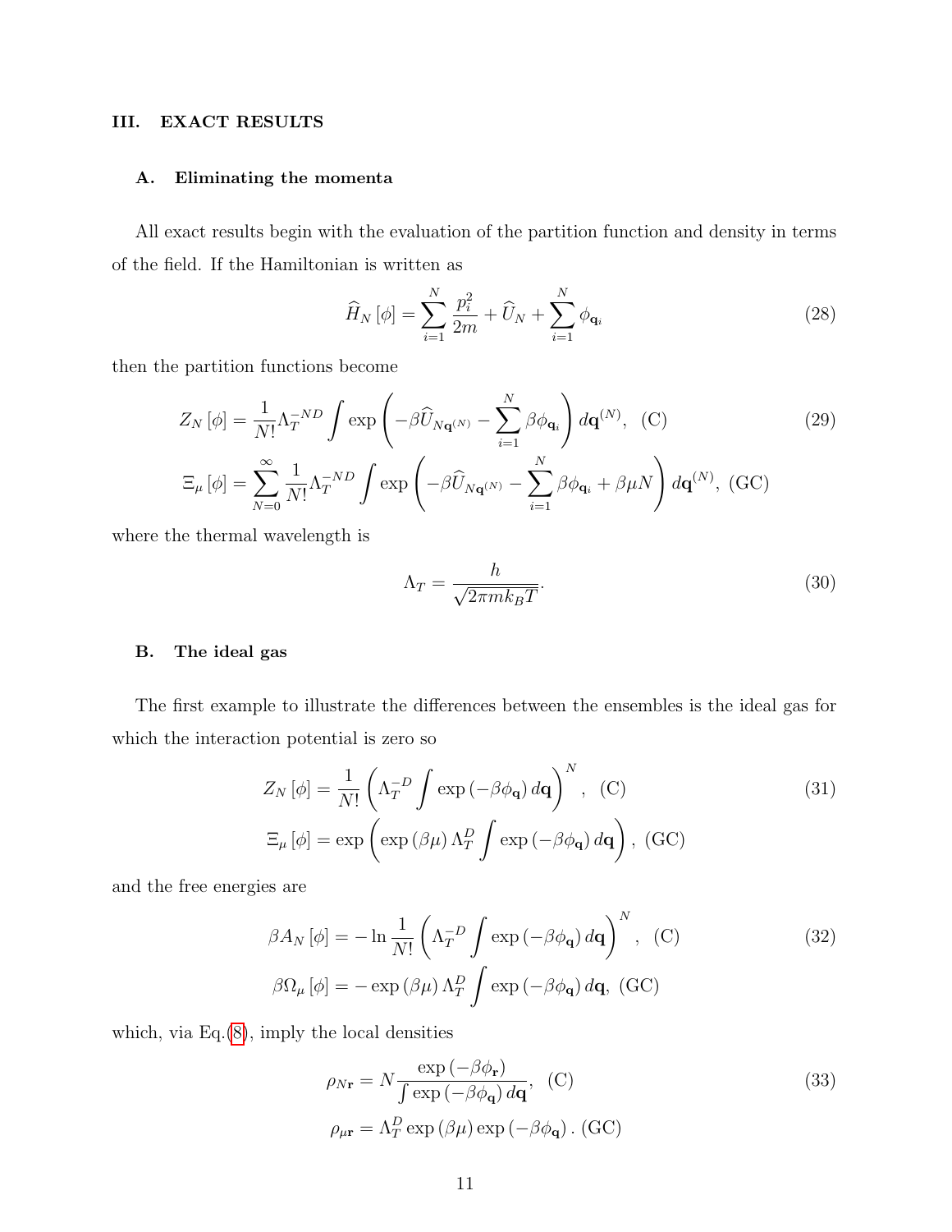## III. EXACT RESULTS

### A. Eliminating the momenta

All exact results begin with the evaluation of the partition function and density in terms of the field. If the Hamiltonian is written as

$$\widehat{H}_N[\phi] = \sum_{i=1}^{N} \frac{p_i^2}{2m} + \widehat{U}_N + \sum_{i=1}^{N} \phi_{\mathbf{q}_i} \tag{28}$$

then the partition functions become

$$\begin{aligned} Z_N[\phi] &= \frac{1}{N!}\Lambda_T^{-ND} \int \exp\left(-\beta \widehat{U}_{N\mathbf{q}^{(N)}} - \sum_{i=1}^{N} \beta \phi_{\mathbf{q}_i}\right) d\mathbf{q}^{(N)}, \text{ (C)} \\ \Xi_\mu[\phi] &= \sum_{N=0}^{\infty} \frac{1}{N!}\Lambda_T^{-ND} \int \exp\left(-\beta \widehat{U}_{N\mathbf{q}^{(N)}} - \sum_{i=1}^{N} \beta \phi_{\mathbf{q}_i} + \beta\mu N\right) d\mathbf{q}^{(N)}, \text{ (GC)} \end{aligned} \tag{29}$$

where the thermal wavelength is

$$\Lambda_T = \frac{h}{\sqrt{2\pi m k_B T}}. \tag{30}$$

### B. The ideal gas

The first example to illustrate the differences between the ensembles is the ideal gas for which the interaction potential is zero so

$$\begin{aligned} Z_N[\phi] &= \frac{1}{N!}\left(\Lambda_T^{-D} \int \exp\left(-\beta \phi_{\mathbf{q}}\right) d\mathbf{q}\right)^N, \text{ (C)} \\ \Xi_\mu[\phi] &= \exp\left(\exp\left(\beta\mu\right) \Lambda_T^{D} \int \exp\left(-\beta \phi_{\mathbf{q}}\right) d\mathbf{q}\right), \text{ (GC)} \end{aligned} \tag{31}$$

and the free energies are

$$\begin{aligned} \beta A_N[\phi] &= -\ln \frac{1}{N!}\left(\Lambda_T^{-D} \int \exp\left(-\beta \phi_{\mathbf{q}}\right) d\mathbf{q}\right)^N, \text{ (C)} \\ \beta \Omega_\mu[\phi] &= -\exp\left(\beta\mu\right) \Lambda_T^{D} \int \exp\left(-\beta \phi_{\mathbf{q}}\right) d\mathbf{q}, \text{ (GC)} \end{aligned} \tag{32}$$

which, via Eq.(8), imply the local densities

$$\begin{aligned} \rho_{N\mathbf{r}} &= N \frac{\exp\left(-\beta \phi_{\mathbf{r}}\right)}{\int \exp\left(-\beta \phi_{\mathbf{q}}\right) d\mathbf{q}}, \text{ (C)} \\ \rho_{\mu\mathbf{r}} &= \Lambda_T^{D} \exp\left(\beta\mu\right) \exp\left(-\beta \phi_{\mathbf{q}}\right). \text{ (GC)} \end{aligned} \tag{33}$$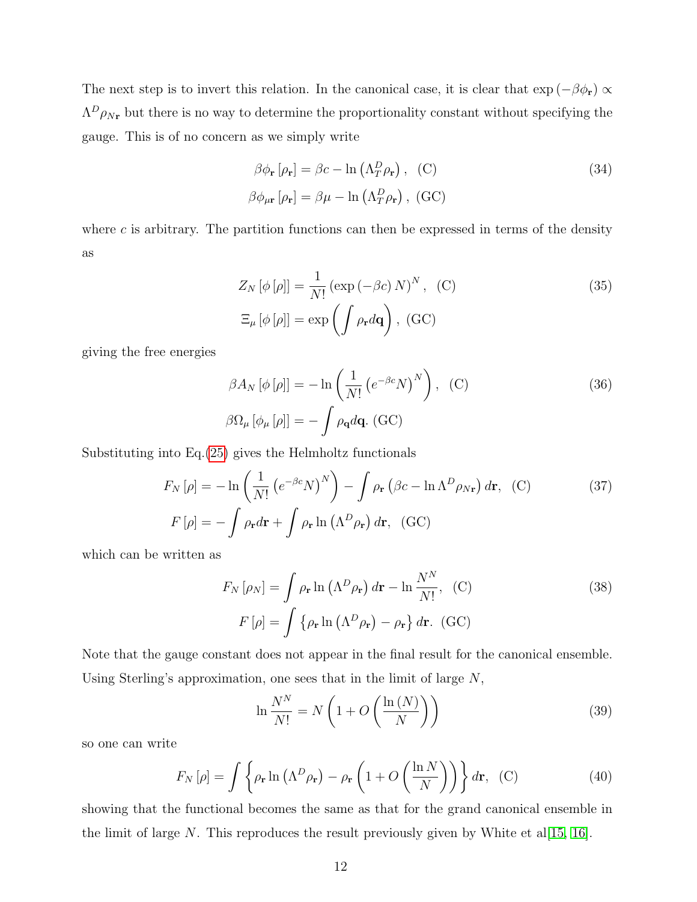The next step is to invert this relation. In the canonical case, it is clear that $\exp\left(-\beta\phi_{\mathbf{r}}\right) \propto \Lambda^D \rho_{N\mathbf{r}}$ but there is no way to determine the proportionality constant without specifying the gauge. This is of no concern as we simply write

$$
\begin{aligned}
\beta\phi_{\mathbf{r}}\left[\rho_{\mathbf{r}}\right] &= \beta c - \ln\left(\Lambda_T^D \rho_{\mathbf{r}}\right), \quad \text{(C)} \\
\beta\phi_{\mu\mathbf{r}}\left[\rho_{\mathbf{r}}\right] &= \beta\mu - \ln\left(\Lambda_T^D \rho_{\mathbf{r}}\right), \ \text{(GC)}
\end{aligned} \tag{34}
$$

where $c$ is arbitrary. The partition functions can then be expressed in terms of the density as

$$
\begin{aligned}
Z_N\left[\phi\left[\rho\right]\right] &= \frac{1}{N!}\left(\exp\left(-\beta c\right) N\right)^N, \quad \text{(C)} \\
\Xi_\mu\left[\phi\left[\rho\right]\right] &= \exp\left(\int \rho_{\mathbf{r}} d\mathbf{q}\right), \ \text{(GC)}
\end{aligned} \tag{35}
$$

giving the free energies

$$
\begin{aligned}
\beta A_N\left[\phi\left[\rho\right]\right] &= -\ln\left(\frac{1}{N!}\left(e^{-\beta c} N\right)^N\right), \quad \text{(C)} \\
\beta\Omega_\mu\left[\phi_\mu\left[\rho\right]\right] &= -\int \rho_{\mathbf{q}} d\mathbf{q}. \ \text{(GC)}
\end{aligned} \tag{36}
$$

Substituting into Eq.(25) gives the Helmholtz functionals

$$
\begin{aligned}
F_N\left[\rho\right] &= -\ln\left(\frac{1}{N!}\left(e^{-\beta c} N\right)^N\right) - \int \rho_{\mathbf{r}}\left(\beta c - \ln \Lambda^D \rho_{N\mathbf{r}}\right) d\mathbf{r}, \quad \text{(C)} \\
F\left[\rho\right] &= -\int \rho_{\mathbf{r}} d\mathbf{r} + \int \rho_{\mathbf{r}} \ln\left(\Lambda^D \rho_{\mathbf{r}}\right) d\mathbf{r}, \quad \text{(GC)}
\end{aligned} \tag{37}
$$

which can be written as

$$
\begin{aligned}
F_N\left[\rho_N\right] &= \int \rho_{\mathbf{r}} \ln\left(\Lambda^D \rho_{\mathbf{r}}\right) d\mathbf{r} - \ln\frac{N^N}{N!}, \quad \text{(C)} \\
F\left[\rho\right] &= \int \left\{\rho_{\mathbf{r}} \ln\left(\Lambda^D \rho_{\mathbf{r}}\right) - \rho_{\mathbf{r}}\right\} d\mathbf{r}. \ \text{(GC)}
\end{aligned} \tag{38}
$$

Note that the gauge constant does not appear in the final result for the canonical ensemble. Using Sterling's approximation, one sees that in the limit of large $N$,

$$
\ln\frac{N^N}{N!} = N\left(1 + O\left(\frac{\ln\left(N\right)}{N}\right)\right) \tag{39}
$$

so one can write

$$
F_N\left[\rho\right] = \int \left\{\rho_{\mathbf{r}} \ln\left(\Lambda^D \rho_{\mathbf{r}}\right) - \rho_{\mathbf{r}}\left(1 + O\left(\frac{\ln N}{N}\right)\right)\right\} d\mathbf{r}, \quad \text{(C)} \tag{40}
$$

showing that the functional becomes the same as that for the grand canonical ensemble in the limit of large $N$. This reproduces the result previously given by White et al[15, 16].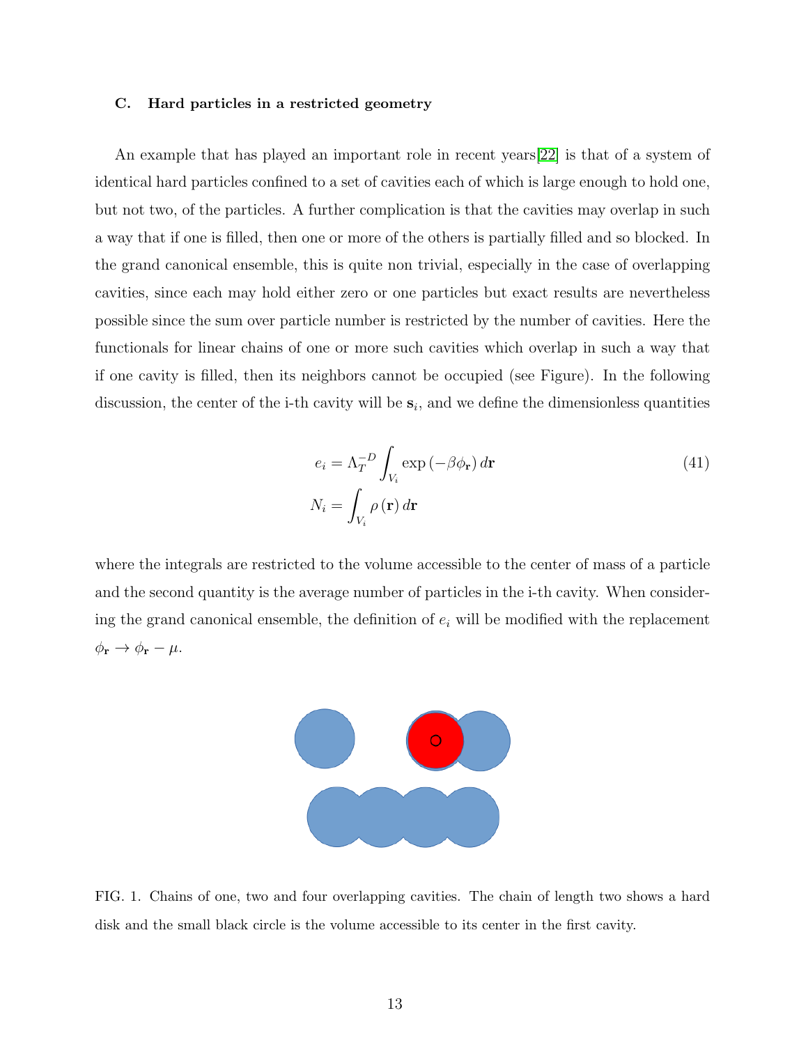### C. Hard particles in a restricted geometry

An example that has played an important role in recent years[22] is that of a system of identical hard particles confined to a set of cavities each of which is large enough to hold one, but not two, of the particles. A further complication is that the cavities may overlap in such a way that if one is filled, then one or more of the others is partially filled and so blocked. In the grand canonical ensemble, this is quite non trivial, especially in the case of overlapping cavities, since each may hold either zero or one particles but exact results are nevertheless possible since the sum over particle number is restricted by the number of cavities. Here the functionals for linear chains of one or more such cavities which overlap in such a way that if one cavity is filled, then its neighbors cannot be occupied (see Figure). In the following discussion, the center of the i-th cavity will be $\mathbf{s}_i$, and we define the dimensionless quantities

$$
\begin{aligned}
e_i &= \Lambda_T^{-D} \int_{V_i} \exp\left(-\beta \phi_{\mathbf{r}}\right) d\mathbf{r} \\
N_i &= \int_{V_i} \rho\left(\mathbf{r}\right) d\mathbf{r}
\end{aligned}
\tag{41}
$$

where the integrals are restricted to the volume accessible to the center of mass of a particle and the second quantity is the average number of particles in the i-th cavity. When considering the grand canonical ensemble, the definition of $e_i$ will be modified with the replacement $\phi_{\mathbf{r}} \to \phi_{\mathbf{r}} - \mu$.

FIG. 1. Chains of one, two and four overlapping cavities. The chain of length two shows a hard disk and the small black circle is the volume accessible to its center in the first cavity.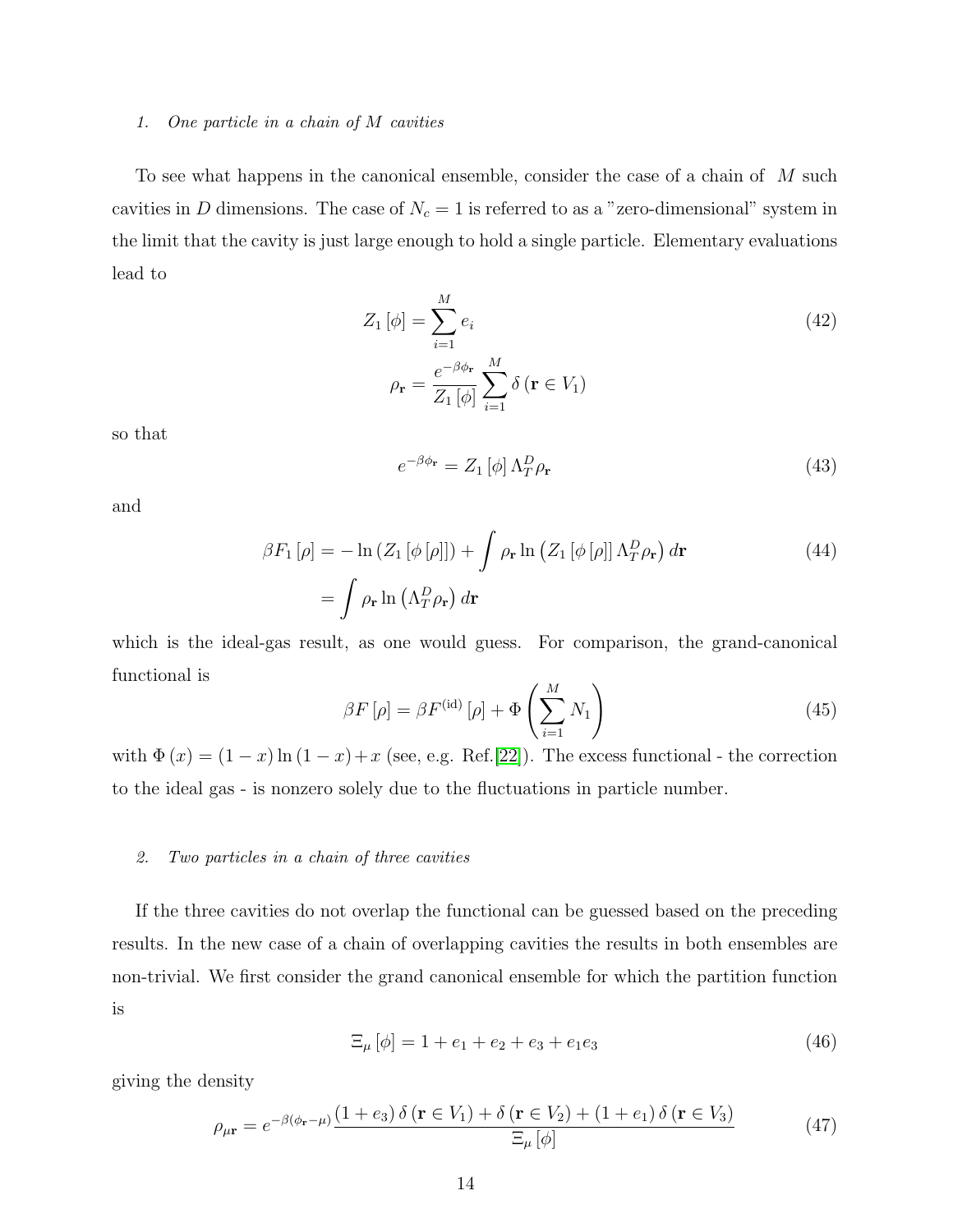### 1. *One particle in a chain of $M$ cavities*

To see what happens in the canonical ensemble, consider the case of a chain of $M$ such cavities in $D$ dimensions. The case of $N_c = 1$ is referred to as a "zero-dimensional" system in the limit that the cavity is just large enough to hold a single particle. Elementary evaluations lead to

$$Z_1[\phi] = \sum_{i=1}^{M} e_i \tag{42}$$

$$\rho_{\mathbf{r}} = \frac{e^{-\beta\phi_{\mathbf{r}}}}{Z_1[\phi]} \sum_{i=1}^{M} \delta(\mathbf{r} \in V_1)$$

so that

$$e^{-\beta\phi_{\mathbf{r}}} = Z_1[\phi] \Lambda_T^D \rho_{\mathbf{r}} \tag{43}$$

and

$$\begin{aligned} \beta F_1[\rho] &= -\ln(Z_1[\phi[\rho]]) + \int \rho_{\mathbf{r}} \ln\left(Z_1[\phi[\rho]] \Lambda_T^D \rho_{\mathbf{r}}\right) d\mathbf{r} \\ &= \int \rho_{\mathbf{r}} \ln\left(\Lambda_T^D \rho_{\mathbf{r}}\right) d\mathbf{r} \end{aligned} \tag{44}$$

which is the ideal-gas result, as one would guess. For comparison, the grand-canonical functional is

$$\beta F[\rho] = \beta F^{(\mathrm{id})}[\rho] + \Phi\left(\sum_{i=1}^{M} N_1\right) \tag{45}$$

with $\Phi(x) = (1-x)\ln(1-x) + x$ (see, e.g. Ref.[22]). The excess functional - the correction to the ideal gas - is nonzero solely due to the fluctuations in particle number.

### 2. *Two particles in a chain of three cavities*

If the three cavities do not overlap the functional can be guessed based on the preceding results. In the new case of a chain of overlapping cavities the results in both ensembles are non-trivial. We first consider the grand canonical ensemble for which the partition function is

$$\Xi_\mu[\phi] = 1 + e_1 + e_2 + e_3 + e_1 e_3 \tag{46}$$

giving the density

$$\rho_{\mu\mathbf{r}} = e^{-\beta(\phi_{\mathbf{r}} - \mu)} \frac{(1 + e_3)\,\delta(\mathbf{r} \in V_1) + \delta(\mathbf{r} \in V_2) + (1 + e_1)\,\delta(\mathbf{r} \in V_3)}{\Xi_\mu[\phi]} \tag{47}$$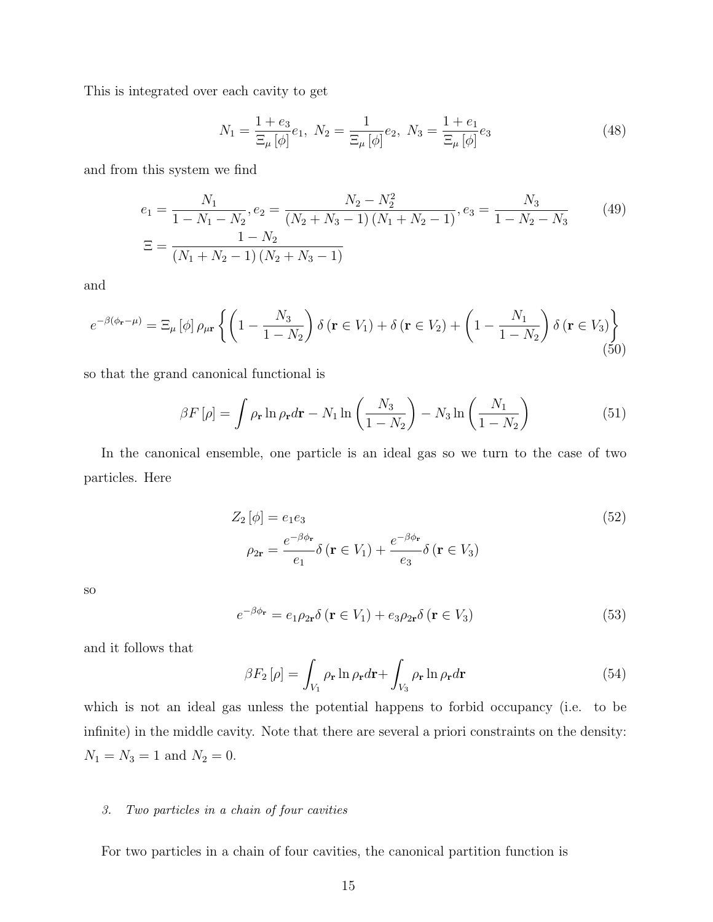This is integrated over each cavity to get

$$N_1 = \frac{1+e_3}{\Xi_\mu [\phi]} e_1,\ N_2 = \frac{1}{\Xi_\mu [\phi]} e_2,\ N_3 = \frac{1+e_1}{\Xi_\mu [\phi]} e_3 \tag{48}$$

and from this system we find

$$\begin{aligned} e_1 &= \frac{N_1}{1-N_1-N_2}, e_2 = \frac{N_2 - N_2^2}{(N_2+N_3-1)(N_1+N_2-1)}, e_3 = \frac{N_3}{1-N_2-N_3} \\ \Xi &= \frac{1-N_2}{(N_1+N_2-1)(N_2+N_3-1)} \end{aligned} \tag{49}$$

and

$$e^{-\beta(\phi_{\mathbf{r}}-\mu)} = \Xi_\mu [\phi] \rho_{\mu \mathbf{r}} \left\{ \left(1 - \frac{N_3}{1-N_2}\right) \delta(\mathbf{r} \in V_1) + \delta(\mathbf{r} \in V_2) + \left(1 - \frac{N_1}{1-N_2}\right) \delta(\mathbf{r} \in V_3) \right\} \tag{50}$$

so that the grand canonical functional is

$$\beta F[\rho] = \int \rho_{\mathbf{r}} \ln \rho_{\mathbf{r}} d\mathbf{r} - N_1 \ln\left(\frac{N_3}{1-N_2}\right) - N_3 \ln\left(\frac{N_1}{1-N_2}\right) \tag{51}$$

In the canonical ensemble, one particle is an ideal gas so we turn to the case of two particles. Here

$$\begin{aligned} Z_2[\phi] &= e_1 e_3 \\ \rho_{2\mathbf{r}} &= \frac{e^{-\beta \phi_{\mathbf{r}}}}{e_1} \delta(\mathbf{r} \in V_1) + \frac{e^{-\beta \phi_{\mathbf{r}}}}{e_3} \delta(\mathbf{r} \in V_3) \end{aligned} \tag{52}$$

so

$$e^{-\beta \phi_{\mathbf{r}}} = e_1 \rho_{2\mathbf{r}} \delta(\mathbf{r} \in V_1) + e_3 \rho_{2\mathbf{r}} \delta(\mathbf{r} \in V_3) \tag{53}$$

and it follows that

$$\beta F_2[\rho] = \int_{V_1} \rho_{\mathbf{r}} \ln \rho_{\mathbf{r}} d\mathbf{r} + \int_{V_3} \rho_{\mathbf{r}} \ln \rho_{\mathbf{r}} d\mathbf{r} \tag{54}$$

which is not an ideal gas unless the potential happens to forbid occupancy (i.e. to be infinite) in the middle cavity. Note that there are several a priori constraints on the density: $N_1 = N_3 = 1$ and $N_2 = 0$.

### *3. Two particles in a chain of four cavities*

For two particles in a chain of four cavities, the canonical partition function is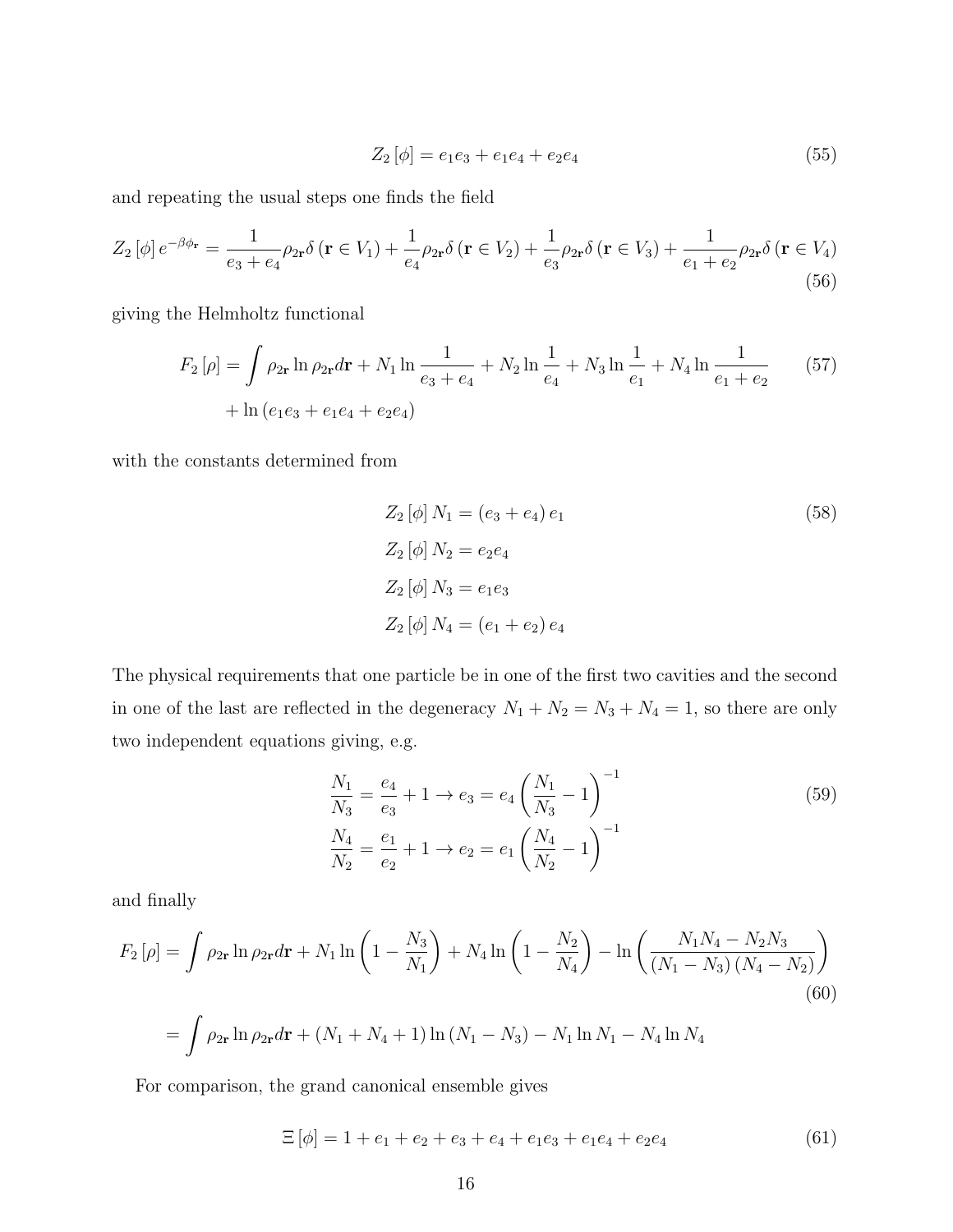$$Z_2\left[\phi\right] = e_1 e_3 + e_1 e_4 + e_2 e_4 \tag{55}$$

and repeating the usual steps one finds the field

$$Z_2\left[\phi\right] e^{-\beta\phi_{\mathbf{r}}} = \frac{1}{e_3+e_4}\rho_{2\mathbf{r}}\delta\left(\mathbf{r}\in V_1\right) + \frac{1}{e_4}\rho_{2\mathbf{r}}\delta\left(\mathbf{r}\in V_2\right) + \frac{1}{e_3}\rho_{2\mathbf{r}}\delta\left(\mathbf{r}\in V_3\right) + \frac{1}{e_1+e_2}\rho_{2\mathbf{r}}\delta\left(\mathbf{r}\in V_4\right) \tag{56}$$

giving the Helmholtz functional

$$\begin{aligned} F_2\left[\rho\right] &= \int \rho_{2\mathbf{r}} \ln \rho_{2\mathbf{r}} d\mathbf{r} + N_1 \ln \frac{1}{e_3+e_4} + N_2 \ln \frac{1}{e_4} + N_3 \ln \frac{1}{e_1} + N_4 \ln \frac{1}{e_1+e_2} \\ &\quad + \ln\left(e_1 e_3 + e_1 e_4 + e_2 e_4\right) \end{aligned} \tag{57}$$

with the constants determined from

$$\begin{aligned} Z_2\left[\phi\right] N_1 &= \left(e_3+e_4\right) e_1 \\ Z_2\left[\phi\right] N_2 &= e_2 e_4 \\ Z_2\left[\phi\right] N_3 &= e_1 e_3 \\ Z_2\left[\phi\right] N_4 &= \left(e_1+e_2\right) e_4 \end{aligned} \tag{58}$$

The physical requirements that one particle be in one of the first two cavities and the second in one of the last are reflected in the degeneracy $N_1 + N_2 = N_3 + N_4 = 1$, so there are only two independent equations giving, e.g.

$$\begin{aligned} \frac{N_1}{N_3} &= \frac{e_4}{e_3} + 1 \rightarrow e_3 = e_4\left(\frac{N_1}{N_3} - 1\right)^{-1} \\ \frac{N_4}{N_2} &= \frac{e_1}{e_2} + 1 \rightarrow e_2 = e_1\left(\frac{N_4}{N_2} - 1\right)^{-1} \end{aligned} \tag{59}$$

and finally

$$F_2\left[\rho\right] = \int \rho_{2\mathbf{r}} \ln \rho_{2\mathbf{r}} d\mathbf{r} + N_1 \ln\left(1 - \frac{N_3}{N_1}\right) + N_4 \ln\left(1 - \frac{N_2}{N_4}\right) - \ln\left(\frac{N_1 N_4 - N_2 N_3}{\left(N_1 - N_3\right)\left(N_4 - N_2\right)}\right) \tag{60}$$

$$= \int \rho_{2\mathbf{r}} \ln \rho_{2\mathbf{r}} d\mathbf{r} + \left(N_1 + N_4 + 1\right)\ln\left(N_1 - N_3\right) - N_1 \ln N_1 - N_4 \ln N_4$$

For comparison, the grand canonical ensemble gives

$$\Xi\left[\phi\right] = 1 + e_1 + e_2 + e_3 + e_4 + e_1 e_3 + e_1 e_4 + e_2 e_4 \tag{61}$$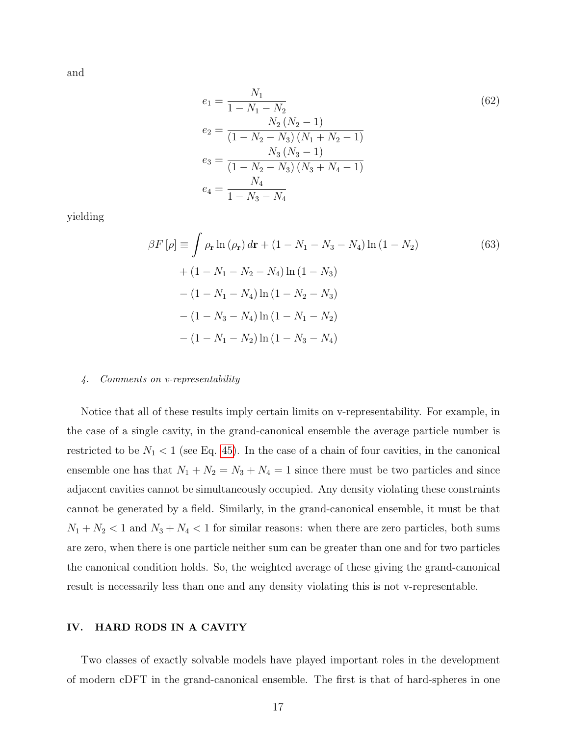and

$$
\begin{aligned}
e_1 &= \frac{N_1}{1 - N_1 - N_2} \\
e_2 &= \frac{N_2 (N_2 - 1)}{(1 - N_2 - N_3)(N_1 + N_2 - 1)} \\
e_3 &= \frac{N_3 (N_3 - 1)}{(1 - N_2 - N_3)(N_3 + N_4 - 1)} \\
e_4 &= \frac{N_4}{1 - N_3 - N_4}
\end{aligned}
\tag{62}
$$

yielding

$$
\begin{aligned}
\beta F[\rho] \equiv & \int \rho_{\mathbf{r}} \ln(\rho_{\mathbf{r}})\, d\mathbf{r} + (1 - N_1 - N_3 - N_4) \ln(1 - N_2) \\
& + (1 - N_1 - N_2 - N_4) \ln(1 - N_3) \\
& - (1 - N_1 - N_4) \ln(1 - N_2 - N_3) \\
& - (1 - N_3 - N_4) \ln(1 - N_1 - N_2) \\
& - (1 - N_1 - N_2) \ln(1 - N_3 - N_4)
\end{aligned}
\tag{63}
$$

#### 4. *Comments on v-representability*

Notice that all of these results imply certain limits on v-representability. For example, in the case of a single cavity, in the grand-canonical ensemble the average particle number is restricted to be $N_1 < 1$ (see Eq. 45). In the case of a chain of four cavities, in the canonical ensemble one has that $N_1 + N_2 = N_3 + N_4 = 1$ since there must be two particles and since adjacent cavities cannot be simultaneously occupied. Any density violating these constraints cannot be generated by a field. Similarly, in the grand-canonical ensemble, it must be that $N_1 + N_2 < 1$ and $N_3 + N_4 < 1$ for similar reasons: when there are zero particles, both sums are zero, when there is one particle neither sum can be greater than one and for two particles the canonical condition holds. So, the weighted average of these giving the grand-canonical result is necessarily less than one and any density violating this is not v-representable.

## IV. HARD RODS IN A CAVITY

Two classes of exactly solvable models have played important roles in the development of modern cDFT in the grand-canonical ensemble. The first is that of hard-spheres in one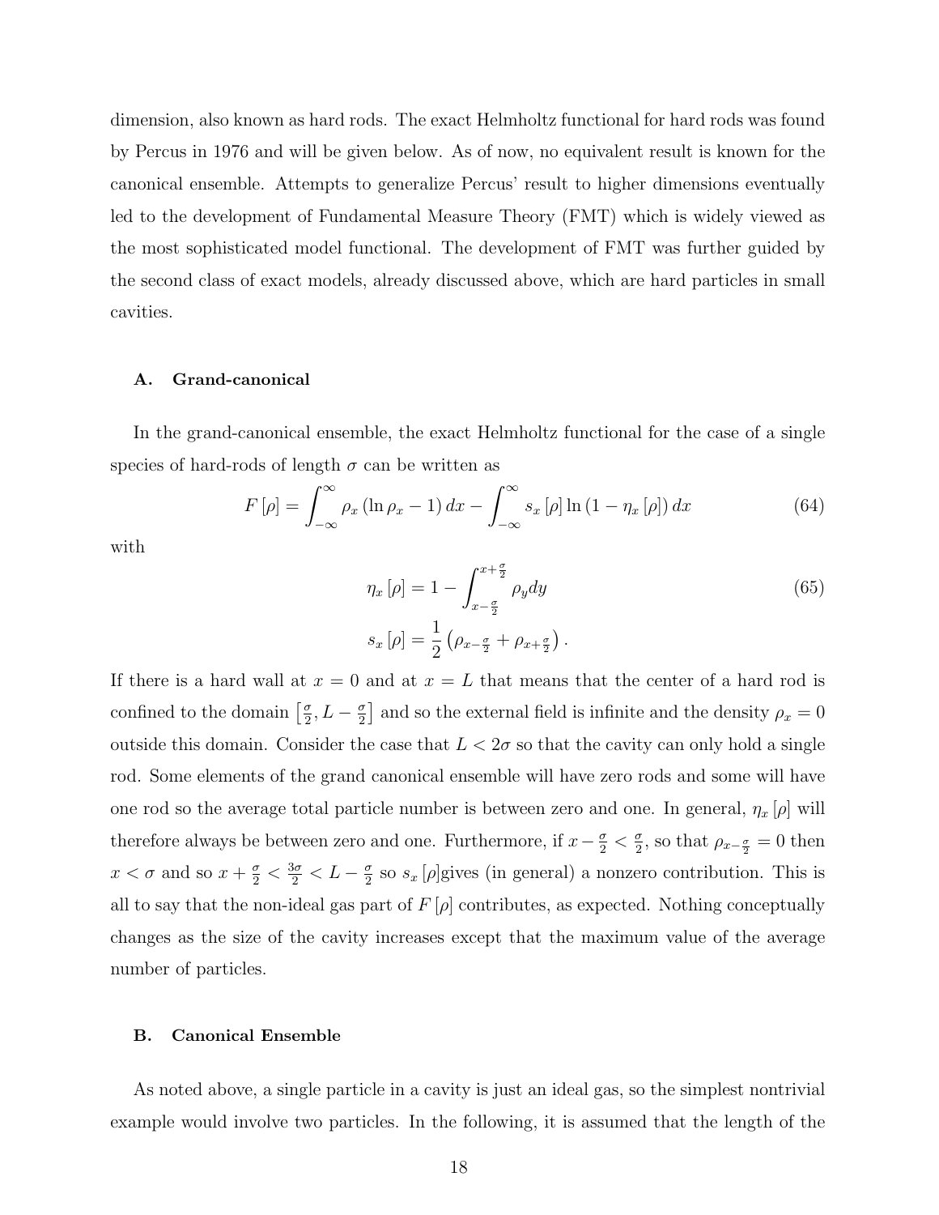dimension, also known as hard rods. The exact Helmholtz functional for hard rods was found by Percus in 1976 and will be given below. As of now, no equivalent result is known for the canonical ensemble. Attempts to generalize Percus' result to higher dimensions eventually led to the development of Fundamental Measure Theory (FMT) which is widely viewed as the most sophisticated model functional. The development of FMT was further guided by the second class of exact models, already discussed above, which are hard particles in small cavities.

### A. Grand-canonical

In the grand-canonical ensemble, the exact Helmholtz functional for the case of a single species of hard-rods of length $\sigma$ can be written as

$$F\left[\rho\right] = \int_{-\infty}^{\infty} \rho_x \left(\ln \rho_x - 1\right) dx - \int_{-\infty}^{\infty} s_x\left[\rho\right] \ln\left(1 - \eta_x\left[\rho\right]\right) dx \tag{64}$$

with

$$\begin{aligned} \eta_x\left[\rho\right] &= 1 - \int_{x-\frac{\sigma}{2}}^{x+\frac{\sigma}{2}} \rho_y dy \\ s_x\left[\rho\right] &= \frac{1}{2}\left(\rho_{x-\frac{\sigma}{2}} + \rho_{x+\frac{\sigma}{2}}\right). \end{aligned} \tag{65}$$

If there is a hard wall at $x = 0$ and at $x = L$ that means that the center of a hard rod is confined to the domain $\left[\frac{\sigma}{2}, L - \frac{\sigma}{2}\right]$ and so the external field is infinite and the density $\rho_x = 0$ outside this domain. Consider the case that $L < 2\sigma$ so that the cavity can only hold a single rod. Some elements of the grand canonical ensemble will have zero rods and some will have one rod so the average total particle number is between zero and one. In general, $\eta_x\left[\rho\right]$ will therefore always be between zero and one. Furthermore, if $x - \frac{\sigma}{2} < \frac{\sigma}{2}$, so that $\rho_{x-\frac{\sigma}{2}} = 0$ then $x < \sigma$ and so $x + \frac{\sigma}{2} < \frac{3\sigma}{2} < L - \frac{\sigma}{2}$ so $s_x\left[\rho\right]$gives (in general) a nonzero contribution. This is all to say that the non-ideal gas part of $F\left[\rho\right]$ contributes, as expected. Nothing conceptually changes as the size of the cavity increases except that the maximum value of the average number of particles.

### B. Canonical Ensemble

As noted above, a single particle in a cavity is just an ideal gas, so the simplest nontrivial example would involve two particles. In the following, it is assumed that the length of the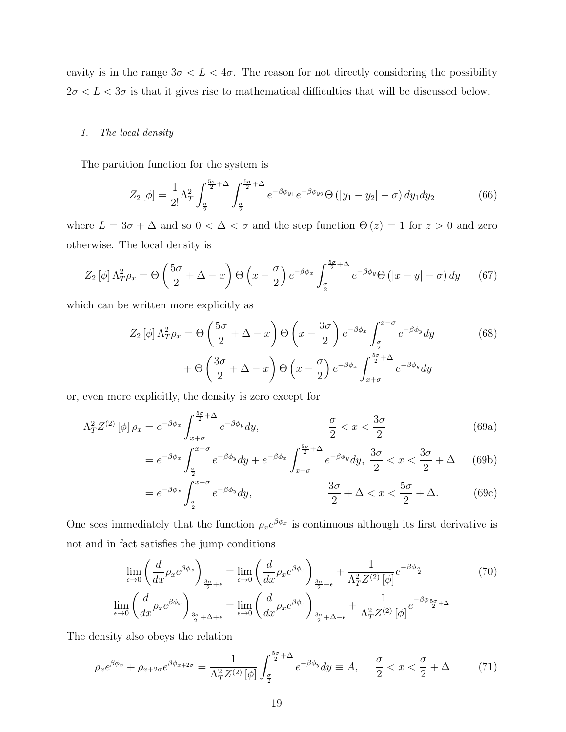cavity is in the range $3\sigma < L < 4\sigma$. The reason for not directly considering the possibility $2\sigma < L < 3\sigma$ is that it gives rise to mathematical difficulties that will be discussed below.

#### 1. *The local density*

The partition function for the system is

$$Z_2[\phi] = \frac{1}{2!}\Lambda_T^2 \int_{\frac{\sigma}{2}}^{\frac{5\sigma}{2}+\Delta} \int_{\frac{\sigma}{2}}^{\frac{5\sigma}{2}+\Delta} e^{-\beta\phi_{y_1}} e^{-\beta\phi_{y_2}} \Theta\left(|y_1 - y_2| - \sigma\right) dy_1 dy_2 \tag{66}$$

where $L = 3\sigma + \Delta$ and so $0 < \Delta < \sigma$ and the step function $\Theta(z) = 1$ for $z > 0$ and zero otherwise. The local density is

$$Z_2[\phi]\Lambda_T^2 \rho_x = \Theta\left(\frac{5\sigma}{2} + \Delta - x\right)\Theta\left(x - \frac{\sigma}{2}\right) e^{-\beta\phi_x} \int_{\frac{\sigma}{2}}^{\frac{5\sigma}{2}+\Delta} e^{-\beta\phi_y}\Theta\left(|x-y| - \sigma\right) dy \tag{67}$$

which can be written more explicitly as

$$\begin{aligned} Z_2[\phi]\Lambda_T^2 \rho_x = {} & \Theta\left(\frac{5\sigma}{2} + \Delta - x\right)\Theta\left(x - \frac{3\sigma}{2}\right) e^{-\beta\phi_x} \int_{\frac{\sigma}{2}}^{x-\sigma} e^{-\beta\phi_y} dy \\ & + \Theta\left(\frac{3\sigma}{2} + \Delta - x\right)\Theta\left(x - \frac{\sigma}{2}\right) e^{-\beta\phi_x} \int_{x+\sigma}^{\frac{5\sigma}{2}+\Delta} e^{-\beta\phi_y} dy \end{aligned} \tag{68}$$

or, even more explicitly, the density is zero except for

$$\Lambda_T^2 Z^{(2)}[\phi]\rho_x = e^{-\beta\phi_x}\int_{x+\sigma}^{\frac{5\sigma}{2}+\Delta} e^{-\beta\phi_y} dy, \qquad \frac{\sigma}{2} < x < \frac{3\sigma}{2} \tag{69a}$$

$$= e^{-\beta\phi_x}\int_{\frac{\sigma}{2}}^{x-\sigma} e^{-\beta\phi_y} dy + e^{-\beta\phi_x}\int_{x+\sigma}^{\frac{5\sigma}{2}+\Delta} e^{-\beta\phi_y} dy, \;\; \frac{3\sigma}{2} < x < \frac{3\sigma}{2} + \Delta \tag{69b}$$

$$= e^{-\beta\phi_x}\int_{\frac{\sigma}{2}}^{x-\sigma} e^{-\beta\phi_y} dy, \qquad \frac{3\sigma}{2} + \Delta < x < \frac{5\sigma}{2} + \Delta. \tag{69c}$$

One sees immediately that the function $\rho_x e^{\beta\phi_x}$ is continuous although its first derivative is not and in fact satisfies the jump conditions

$$\begin{aligned} \lim_{\epsilon\to 0}\left(\frac{d}{dx}\rho_x e^{\beta\phi_x}\right)_{\frac{3\sigma}{2}+\epsilon} &= \lim_{\epsilon\to 0}\left(\frac{d}{dx}\rho_x e^{\beta\phi_x}\right)_{\frac{3\sigma}{2}-\epsilon} + \frac{1}{\Lambda_T^2 Z^{(2)}[\phi]} e^{-\beta\phi_{\frac{\sigma}{2}}} \\ \lim_{\epsilon\to 0}\left(\frac{d}{dx}\rho_x e^{\beta\phi_x}\right)_{\frac{3\sigma}{2}+\Delta+\epsilon} &= \lim_{\epsilon\to 0}\left(\frac{d}{dx}\rho_x e^{\beta\phi_x}\right)_{\frac{3\sigma}{2}+\Delta-\epsilon} + \frac{1}{\Lambda_T^2 Z^{(2)}[\phi]} e^{-\beta\phi_{\frac{5\sigma}{2}+\Delta}} \end{aligned} \tag{70}$$

The density also obeys the relation

$$\rho_x e^{\beta\phi_x} + \rho_{x+2\sigma} e^{\beta\phi_{x+2\sigma}} = \frac{1}{\Lambda_T^2 Z^{(2)}[\phi]}\int_{\frac{\sigma}{2}}^{\frac{5\sigma}{2}+\Delta} e^{-\beta\phi_y} dy \equiv A, \qquad \frac{\sigma}{2} < x < \frac{\sigma}{2} + \Delta \tag{71}$$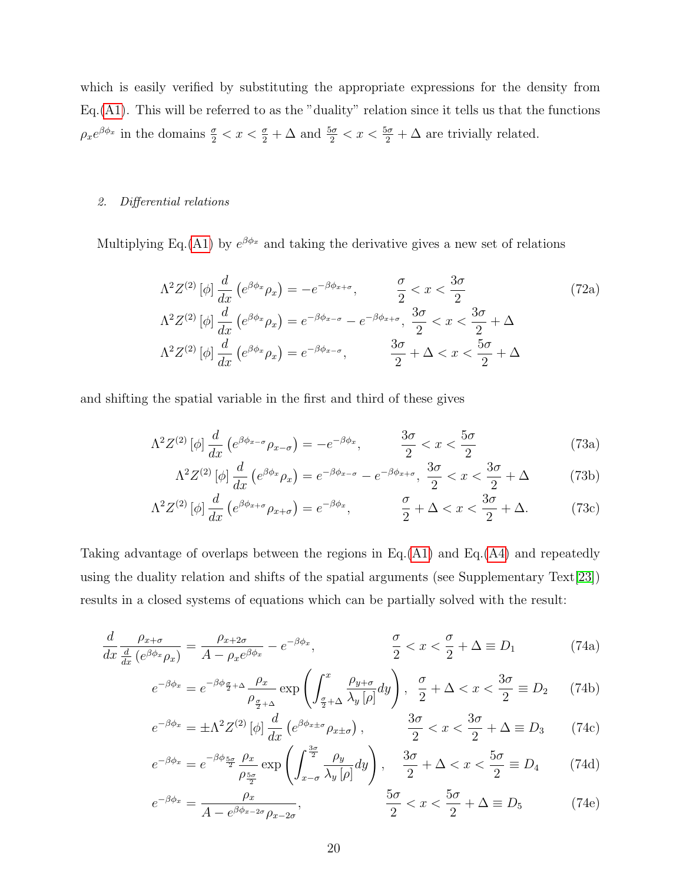which is easily verified by substituting the appropriate expressions for the density from Eq.(A1). This will be referred to as the "duality" relation since it tells us that the functions $\rho_x e^{\beta\phi_x}$ in the domains $\frac{\sigma}{2} < x < \frac{\sigma}{2} + \Delta$ and $\frac{5\sigma}{2} < x < \frac{5\sigma}{2} + \Delta$ are trivially related.

### 2. Differential relations

Multiplying Eq.(A1) by $e^{\beta\phi_x}$ and taking the derivative gives a new set of relations

$$
\begin{aligned}
\Lambda^2 Z^{(2)}[\phi] \frac{d}{dx}\left(e^{\beta\phi_x}\rho_x\right) &= -e^{-\beta\phi_{x+\sigma}}, & \frac{\sigma}{2} < x < \frac{3\sigma}{2} \qquad &(72a)\\
\Lambda^2 Z^{(2)}[\phi] \frac{d}{dx}\left(e^{\beta\phi_x}\rho_x\right) &= e^{-\beta\phi_{x-\sigma}} - e^{-\beta\phi_{x+\sigma}}, & \frac{3\sigma}{2} < x < \frac{3\sigma}{2} + \Delta \qquad &\\
\Lambda^2 Z^{(2)}[\phi] \frac{d}{dx}\left(e^{\beta\phi_x}\rho_x\right) &= e^{-\beta\phi_{x-\sigma}}, & \frac{3\sigma}{2} + \Delta < x < \frac{5\sigma}{2} + \Delta \qquad &
\end{aligned}
$$

and shifting the spatial variable in the first and third of these gives

$$
\Lambda^2 Z^{(2)}[\phi] \frac{d}{dx}\left(e^{\beta\phi_{x-\sigma}}\rho_{x-\sigma}\right) = -e^{-\beta\phi_x}, \qquad \frac{3\sigma}{2} < x < \frac{5\sigma}{2} \tag{73a}
$$

$$
\Lambda^2 Z^{(2)}[\phi] \frac{d}{dx}\left(e^{\beta\phi_x}\rho_x\right) = e^{-\beta\phi_{x-\sigma}} - e^{-\beta\phi_{x+\sigma}}, \quad \frac{3\sigma}{2} < x < \frac{3\sigma}{2} + \Delta \tag{73b}
$$

$$
\Lambda^2 Z^{(2)}[\phi] \frac{d}{dx}\left(e^{\beta\phi_{x+\sigma}}\rho_{x+\sigma}\right) = e^{-\beta\phi_x}, \qquad \frac{\sigma}{2} + \Delta < x < \frac{3\sigma}{2} + \Delta. \tag{73c}
$$

Taking advantage of overlaps between the regions in Eq.(A1) and Eq.(A4) and repeatedly using the duality relation and shifts of the spatial arguments (see Supplementary Text[23]) results in a closed systems of equations which can be partially solved with the result:

$$
\frac{d}{dx}\frac{\rho_{x+\sigma}}{\frac{d}{dx}\left(e^{\beta\phi_x}\rho_x\right)} = \frac{\rho_{x+2\sigma}}{A - \rho_x e^{\beta\phi_x}} - e^{-\beta\phi_x}, \qquad \frac{\sigma}{2} < x < \frac{\sigma}{2} + \Delta \equiv D_1 \tag{74a}
$$

$$
e^{-\beta\phi_x} = e^{-\beta\phi_{\frac{\sigma}{2}+\Delta}} \frac{\rho_x}{\rho_{\frac{\sigma}{2}+\Delta}} \exp\left(\int_{\frac{\sigma}{2}+\Delta}^{x} \frac{\rho_{y+\sigma}}{\lambda_y[\rho]} dy\right), \quad \frac{\sigma}{2} + \Delta < x < \frac{3\sigma}{2} \equiv D_2 \tag{74b}
$$

$$
e^{-\beta\phi_x} = \pm\Lambda^2 Z^{(2)}[\phi] \frac{d}{dx}\left(e^{\beta\phi_{x\pm\sigma}}\rho_{x\pm\sigma}\right), \qquad \frac{3\sigma}{2} < x < \frac{3\sigma}{2} + \Delta \equiv D_3 \tag{74c}
$$

$$
e^{-\beta\phi_x} = e^{-\beta\phi_{\frac{5\sigma}{2}}} \frac{\rho_x}{\rho_{\frac{5\sigma}{2}}} \exp\left(\int_{x-\sigma}^{\frac{3\sigma}{2}} \frac{\rho_y}{\lambda_y[\rho]} dy\right), \qquad \frac{3\sigma}{2} + \Delta < x < \frac{5\sigma}{2} \equiv D_4 \tag{74d}
$$

$$
e^{-\beta\phi_x} = \frac{\rho_x}{A - e^{\beta\phi_{x-2\sigma}}\rho_{x-2\sigma}}, \qquad \frac{5\sigma}{2} < x < \frac{5\sigma}{2} + \Delta \equiv D_5 \tag{74e}
$$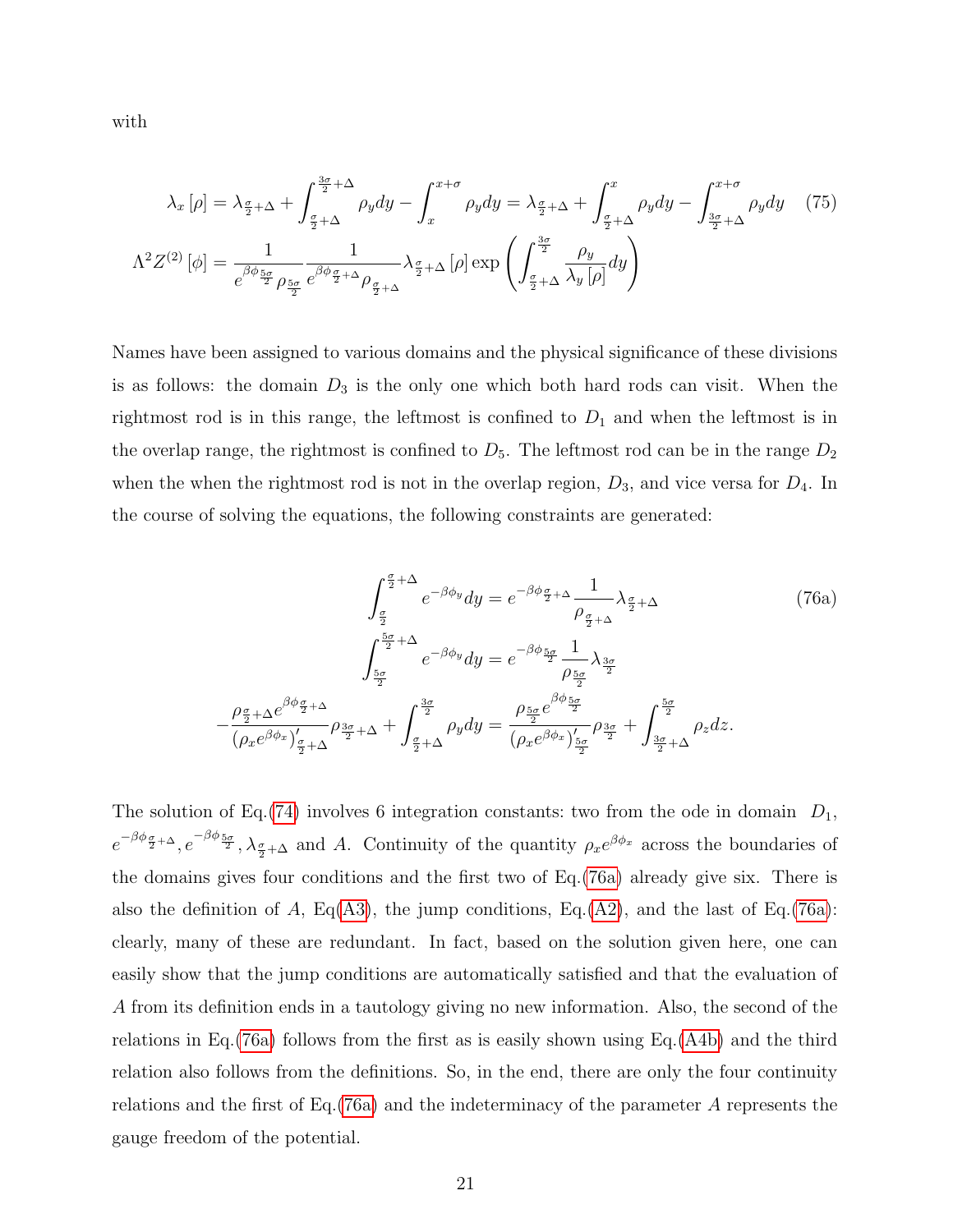with

$$
\lambda_x[\rho] = \lambda_{\frac{\sigma}{2}+\Delta} + \int_{\frac{\sigma}{2}+\Delta}^{\frac{3\sigma}{2}+\Delta} \rho_y dy - \int_x^{x+\sigma} \rho_y dy = \lambda_{\frac{\sigma}{2}+\Delta} + \int_{\frac{\sigma}{2}+\Delta}^{x} \rho_y dy - \int_{\frac{3\sigma}{2}+\Delta}^{x+\sigma} \rho_y dy \quad (75)
$$

$$
\Lambda^2 Z^{(2)}[\phi] = \frac{1}{e^{\beta\phi_{\frac{5\sigma}{2}}}\rho_{\frac{5\sigma}{2}}} \frac{1}{e^{\beta\phi_{\frac{\sigma}{2}+\Delta}}\rho_{\frac{\sigma}{2}+\Delta}} \lambda_{\frac{\sigma}{2}+\Delta}[\rho] \exp\left(\int_{\frac{\sigma}{2}+\Delta}^{\frac{3\sigma}{2}} \frac{\rho_y}{\lambda_y[\rho]} dy\right)
$$

Names have been assigned to various domains and the physical significance of these divisions is as follows: the domain $D_3$ is the only one which both hard rods can visit. When the rightmost rod is in this range, the leftmost is confined to $D_1$ and when the leftmost is in the overlap range, the rightmost is confined to $D_5$. The leftmost rod can be in the range $D_2$ when the when the rightmost rod is not in the overlap region, $D_3$, and vice versa for $D_4$. In the course of solving the equations, the following constraints are generated:

$$
\int_{\frac{\sigma}{2}}^{\frac{\sigma}{2}+\Delta} e^{-\beta\phi_y} dy = e^{-\beta\phi_{\frac{\sigma}{2}+\Delta}} \frac{1}{\rho_{\frac{\sigma}{2}+\Delta}} \lambda_{\frac{\sigma}{2}+\Delta} \quad (76a)
$$

$$
\int_{\frac{5\sigma}{2}}^{\frac{5\sigma}{2}+\Delta} e^{-\beta\phi_y} dy = e^{-\beta\phi_{\frac{5\sigma}{2}}} \frac{1}{\rho_{\frac{5\sigma}{2}}} \lambda_{\frac{3\sigma}{2}}
$$

$$
-\frac{\rho_{\frac{\sigma}{2}+\Delta} e^{\beta\phi_{\frac{\sigma}{2}+\Delta}}}{\left(\rho_x e^{\beta\phi_x}\right)'_{\frac{\sigma}{2}+\Delta}} \rho_{\frac{3\sigma}{2}+\Delta} + \int_{\frac{\sigma}{2}+\Delta}^{\frac{3\sigma}{2}} \rho_y dy = \frac{\rho_{\frac{5\sigma}{2}} e^{\beta\phi_{\frac{5\sigma}{2}}}}{\left(\rho_x e^{\beta\phi_x}\right)'_{\frac{5\sigma}{2}}} \rho_{\frac{3\sigma}{2}} + \int_{\frac{3\sigma}{2}+\Delta}^{\frac{5\sigma}{2}} \rho_z dz.
$$

The solution of Eq.(74) involves 6 integration constants: two from the ode in domain $D_1$, $e^{-\beta\phi_{\frac{\sigma}{2}+\Delta}}, e^{-\beta\phi_{\frac{5\sigma}{2}}}, \lambda_{\frac{\sigma}{2}+\Delta}$ and $A$. Continuity of the quantity $\rho_x e^{\beta\phi_x}$ across the boundaries of the domains gives four conditions and the first two of Eq.(76a) already give six. There is also the definition of $A$, Eq(A3), the jump conditions, Eq.(A2), and the last of Eq.(76a): clearly, many of these are redundant. In fact, based on the solution given here, one can easily show that the jump conditions are automatically satisfied and that the evaluation of $A$ from its definition ends in a tautology giving no new information. Also, the second of the relations in Eq.(76a) follows from the first as is easily shown using Eq.(A4b) and the third relation also follows from the definitions. So, in the end, there are only the four continuity relations and the first of Eq.(76a) and the indeterminacy of the parameter $A$ represents the gauge freedom of the potential.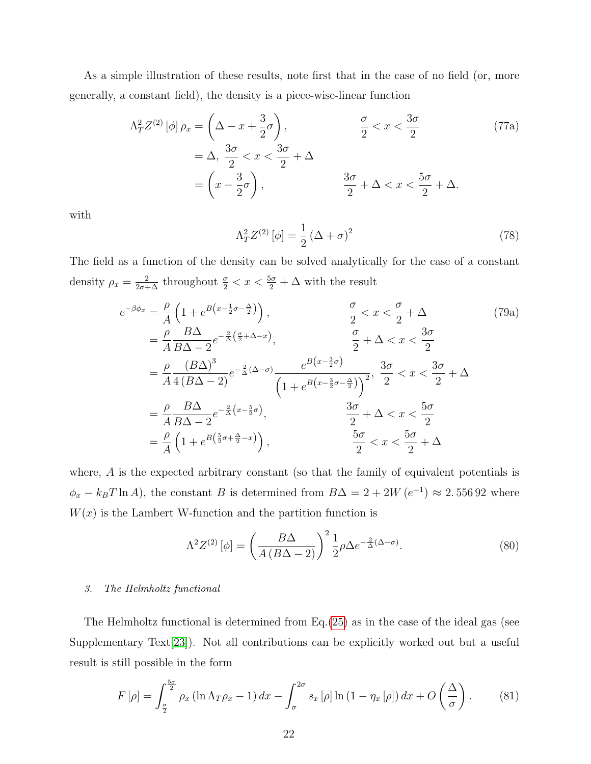As a simple illustration of these results, note first that in the case of no field (or, more generally, a constant field), the density is a piece-wise-linear function

$$
\begin{aligned}
\Lambda_T^2 Z^{(2)}[\phi]\,\rho_x &= \left(\Delta - x + \frac{3}{2}\sigma\right), && \frac{\sigma}{2} < x < \frac{3\sigma}{2} \qquad (77a)\\
&= \Delta,\ \frac{3\sigma}{2} < x < \frac{3\sigma}{2} + \Delta \\
&= \left(x - \frac{3}{2}\sigma\right), && \frac{3\sigma}{2} + \Delta < x < \frac{5\sigma}{2} + \Delta.
\end{aligned}
$$

with

$$
\Lambda_T^2 Z^{(2)}[\phi] = \frac{1}{2}\left(\Delta + \sigma\right)^2 \tag{78}
$$

The field as a function of the density can be solved analytically for the case of a constant density $\rho_x = \frac{2}{2\sigma+\Delta}$ throughout $\frac{\sigma}{2} < x < \frac{5\sigma}{2} + \Delta$ with the result

$$
\begin{aligned}
e^{-\beta\phi_x} &= \frac{\rho}{A}\left(1 + e^{B\left(x - \frac{1}{2}\sigma - \frac{\Delta}{2}\right)}\right), && \frac{\sigma}{2} < x < \frac{\sigma}{2} + \Delta \qquad (79a)\\
&= \frac{\rho}{A}\frac{B\Delta}{B\Delta - 2} e^{-\frac{2}{\Delta}\left(\frac{\sigma}{2} + \Delta - x\right)}, && \frac{\sigma}{2} + \Delta < x < \frac{3\sigma}{2} \\
&= \frac{\rho}{A}\frac{(B\Delta)^3}{4\,(B\Delta - 2)} e^{-\frac{2}{\Delta}(\Delta - \sigma)} \frac{e^{B\left(x - \frac{3}{2}\sigma\right)}}{\left(1 + e^{B\left(x - \frac{3}{2}\sigma - \frac{\Delta}{2}\right)}\right)^2}, && \frac{3\sigma}{2} < x < \frac{3\sigma}{2} + \Delta \\
&= \frac{\rho}{A}\frac{B\Delta}{B\Delta - 2} e^{-\frac{2}{\Delta}\left(x - \frac{5}{2}\sigma\right)}, && \frac{3\sigma}{2} + \Delta < x < \frac{5\sigma}{2} \\
&= \frac{\rho}{A}\left(1 + e^{B\left(\frac{5}{2}\sigma + \frac{\Delta}{2} - x\right)}\right), && \frac{5\sigma}{2} < x < \frac{5\sigma}{2} + \Delta
\end{aligned}
$$

where, $A$ is the expected arbitrary constant (so that the family of equivalent potentials is $\phi_x - k_B T \ln A$), the constant $B$ is determined from $B\Delta = 2 + 2W\left(e^{-1}\right) \approx 2.556\,92$ where $W(x)$ is the Lambert W-function and the partition function is

$$
\Lambda^2 Z^{(2)}[\phi] = \left(\frac{B\Delta}{A\,(B\Delta - 2)}\right)^2 \frac{1}{2}\rho\Delta e^{-\frac{2}{\Delta}(\Delta - \sigma)}. \tag{80}
$$

### 3. *The Helmholtz functional*

The Helmholtz functional is determined from Eq.(25) as in the case of the ideal gas (see Supplementary Text[23]). Not all contributions can be explicitly worked out but a useful result is still possible in the form

$$
F[\rho] = \int_{\frac{\sigma}{2}}^{\frac{5\sigma}{2}} \rho_x \left(\ln \Lambda_T \rho_x - 1\right) dx - \int_{\sigma}^{2\sigma} s_x[\rho] \ln\left(1 - \eta_x[\rho]\right) dx + O\left(\frac{\Delta}{\sigma}\right). \tag{81}
$$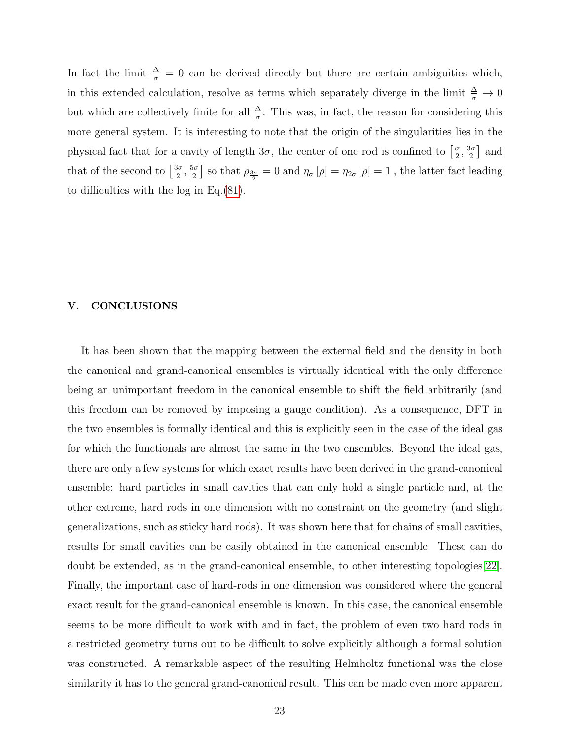In fact the limit $\frac{\Delta}{\sigma} = 0$ can be derived directly but there are certain ambiguities which, in this extended calculation, resolve as terms which separately diverge in the limit $\frac{\Delta}{\sigma} \to 0$ but which are collectively finite for all $\frac{\Delta}{\sigma}$. This was, in fact, the reason for considering this more general system. It is interesting to note that the origin of the singularities lies in the physical fact that for a cavity of length $3\sigma$, the center of one rod is confined to $\left[\frac{\sigma}{2}, \frac{3\sigma}{2}\right]$ and that of the second to $\left[\frac{3\sigma}{2}, \frac{5\sigma}{2}\right]$ so that $\rho_{\frac{3\sigma}{2}} = 0$ and $\eta_{\sigma}[\rho] = \eta_{2\sigma}[\rho] = 1$ , the latter fact leading to difficulties with the log in Eq.(81).

## V. CONCLUSIONS

It has been shown that the mapping between the external field and the density in both the canonical and grand-canonical ensembles is virtually identical with the only difference being an unimportant freedom in the canonical ensemble to shift the field arbitrarily (and this freedom can be removed by imposing a gauge condition). As a consequence, DFT in the two ensembles is formally identical and this is explicitly seen in the case of the ideal gas for which the functionals are almost the same in the two ensembles. Beyond the ideal gas, there are only a few systems for which exact results have been derived in the grand-canonical ensemble: hard particles in small cavities that can only hold a single particle and, at the other extreme, hard rods in one dimension with no constraint on the geometry (and slight generalizations, such as sticky hard rods). It was shown here that for chains of small cavities, results for small cavities can be easily obtained in the canonical ensemble. These can do doubt be extended, as in the grand-canonical ensemble, to other interesting topologies[22]. Finally, the important case of hard-rods in one dimension was considered where the general exact result for the grand-canonical ensemble is known. In this case, the canonical ensemble seems to be more difficult to work with and in fact, the problem of even two hard rods in a restricted geometry turns out to be difficult to solve explicitly although a formal solution was constructed. A remarkable aspect of the resulting Helmholtz functional was the close similarity it has to the general grand-canonical result. This can be made even more apparent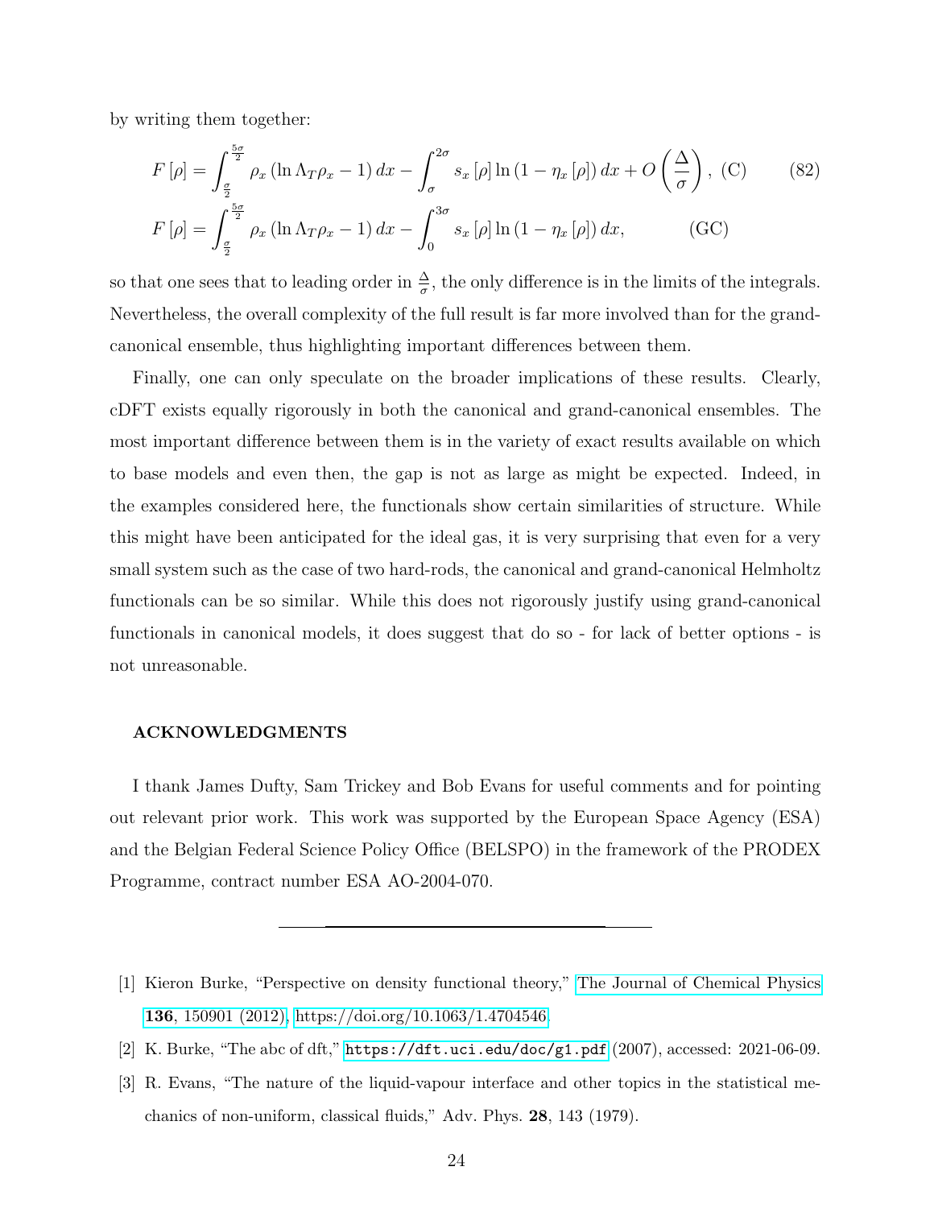by writing them together:

$$F\left[\rho\right]=\int_{\frac{\sigma}{2}}^{\frac{5\sigma}{2}}\rho_x\left(\ln\Lambda_T\rho_x-1\right)dx-\int_{\sigma}^{2\sigma}s_x\left[\rho\right]\ln\left(1-\eta_x\left[\rho\right]\right)dx+O\left(\frac{\Delta}{\sigma}\right),\ \text{(C)} \tag{82}$$

$$F\left[\rho\right]=\int_{\frac{\sigma}{2}}^{\frac{5\sigma}{2}}\rho_x\left(\ln\Lambda_T\rho_x-1\right)dx-\int_{0}^{3\sigma}s_x\left[\rho\right]\ln\left(1-\eta_x\left[\rho\right]\right)dx,\qquad \text{(GC)}$$

so that one sees that to leading order in $\frac{\Delta}{\sigma}$, the only difference is in the limits of the integrals. Nevertheless, the overall complexity of the full result is far more involved than for the grand-canonical ensemble, thus highlighting important differences between them.

Finally, one can only speculate on the broader implications of these results. Clearly, cDFT exists equally rigorously in both the canonical and grand-canonical ensembles. The most important difference between them is in the variety of exact results available on which to base models and even then, the gap is not as large as might be expected. Indeed, in the examples considered here, the functionals show certain similarities of structure. While this might have been anticipated for the ideal gas, it is very surprising that even for a very small system such as the case of two hard-rods, the canonical and grand-canonical Helmholtz functionals can be so similar. While this does not rigorously justify using grand-canonical functionals in canonical models, it does suggest that do so - for lack of better options - is not unreasonable.

## ACKNOWLEDGMENTS

I thank James Dufty, Sam Trickey and Bob Evans for useful comments and for pointing out relevant prior work. This work was supported by the European Space Agency (ESA) and the Belgian Federal Science Policy Office (BELSPO) in the framework of the PRODEX Programme, contract number ESA AO-2004-070.

---

[1] Kieron Burke, "Perspective on density functional theory," The Journal of Chemical Physics **136**, 150901 (2012), https://doi.org/10.1063/1.4704546.

[2] K. Burke, "The abc of dft," `https://dft.uci.edu/doc/g1.pdf` (2007), accessed: 2021-06-09.

[3] R. Evans, "The nature of the liquid-vapour interface and other topics in the statistical mechanics of non-uniform, classical fluids," Adv. Phys. **28**, 143 (1979).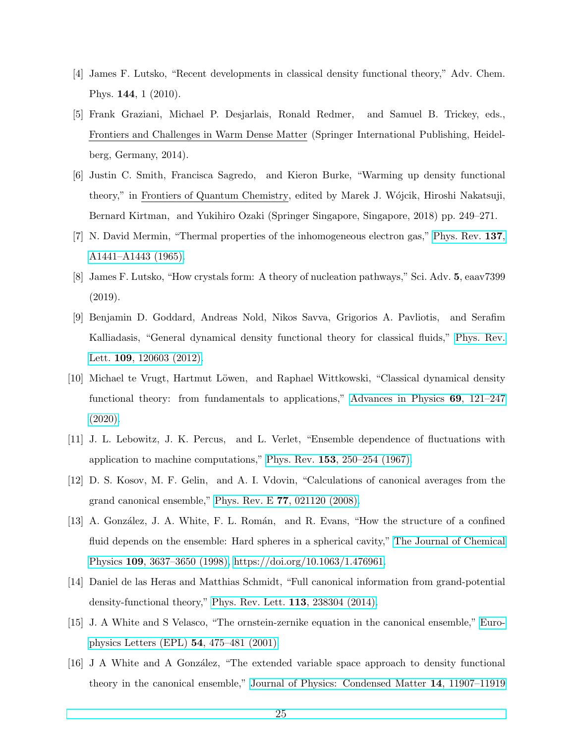[4] James F. Lutsko, "Recent developments in classical density functional theory," Adv. Chem. Phys. **144**, 1 (2010).

[5] Frank Graziani, Michael P. Desjarlais, Ronald Redmer, and Samuel B. Trickey, eds., Frontiers and Challenges in Warm Dense Matter (Springer International Publishing, Heidelberg, Germany, 2014).

[6] Justin C. Smith, Francisca Sagredo, and Kieron Burke, "Warming up density functional theory," in Frontiers of Quantum Chemistry, edited by Marek J. Wójcik, Hiroshi Nakatsuji, Bernard Kirtman, and Yukihiro Ozaki (Springer Singapore, Singapore, 2018) pp. 249–271.

[7] N. David Mermin, "Thermal properties of the inhomogeneous electron gas," Phys. Rev. **137**, A1441–A1443 (1965).

[8] James F. Lutsko, "How crystals form: A theory of nucleation pathways," Sci. Adv. **5**, eaav7399 (2019).

[9] Benjamin D. Goddard, Andreas Nold, Nikos Savva, Grigorios A. Pavliotis, and Serafim Kalliadasis, "General dynamical density functional theory for classical fluids," Phys. Rev. Lett. **109**, 120603 (2012).

[10] Michael te Vrugt, Hartmut Löwen, and Raphael Wittkowski, "Classical dynamical density functional theory: from fundamentals to applications," Advances in Physics **69**, 121–247 (2020).

[11] J. L. Lebowitz, J. K. Percus, and L. Verlet, "Ensemble dependence of fluctuations with application to machine computations," Phys. Rev. **153**, 250–254 (1967).

[12] D. S. Kosov, M. F. Gelin, and A. I. Vdovin, "Calculations of canonical averages from the grand canonical ensemble," Phys. Rev. E **77**, 021120 (2008).

[13] A. González, J. A. White, F. L. Román, and R. Evans, "How the structure of a confined fluid depends on the ensemble: Hard spheres in a spherical cavity," The Journal of Chemical Physics **109**, 3637–3650 (1998), https://doi.org/10.1063/1.476961.

[14] Daniel de las Heras and Matthias Schmidt, "Full canonical information from grand-potential density-functional theory," Phys. Rev. Lett. **113**, 238304 (2014).

[15] J. A White and S Velasco, "The ornstein-zernike equation in the canonical ensemble," Europhysics Letters (EPL) **54**, 475–481 (2001).

[16] J A White and A González, "The extended variable space approach to density functional theory in the canonical ensemble," Journal of Physics: Condensed Matter **14**, 11907–11919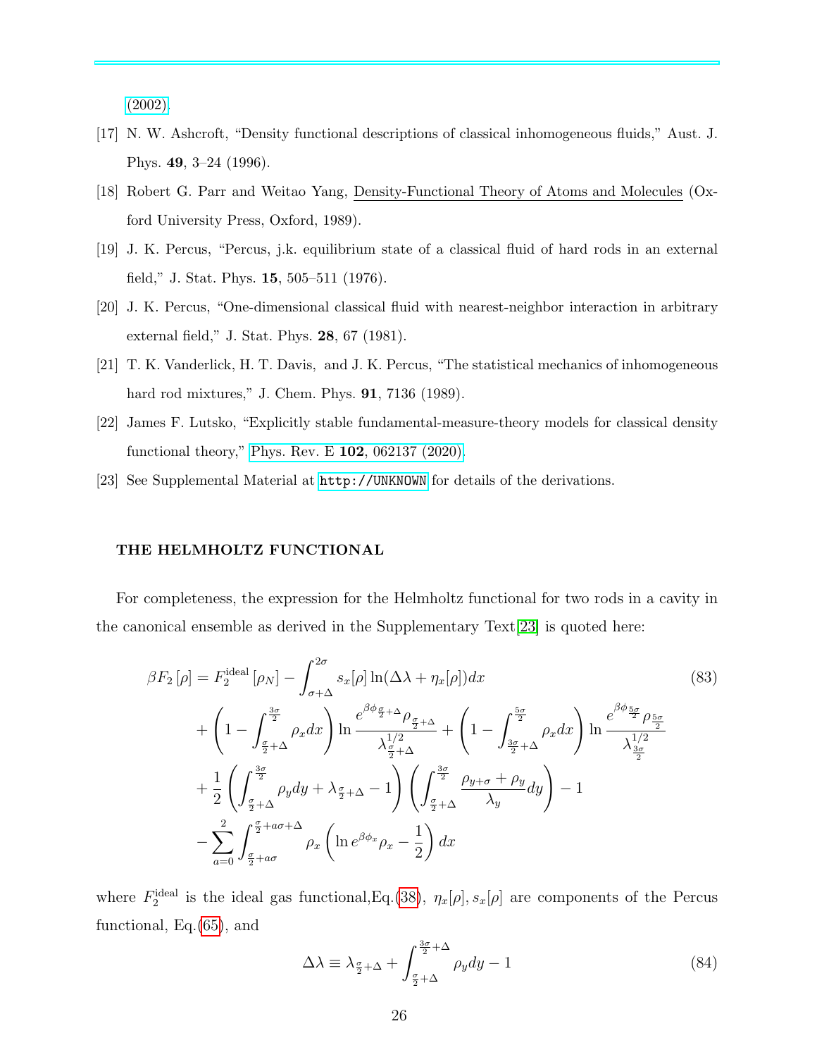(2002).

[17] N. W. Ashcroft, "Density functional descriptions of classical inhomogeneous fluids," Aust. J. Phys. **49**, 3–24 (1996).

[18] Robert G. Parr and Weitao Yang, Density-Functional Theory of Atoms and Molecules (Oxford University Press, Oxford, 1989).

[19] J. K. Percus, "Percus, j.k. equilibrium state of a classical fluid of hard rods in an external field," J. Stat. Phys. **15**, 505–511 (1976).

[20] J. K. Percus, "One-dimensional classical fluid with nearest-neighbor interaction in arbitrary external field," J. Stat. Phys. **28**, 67 (1981).

[21] T. K. Vanderlick, H. T. Davis, and J. K. Percus, "The statistical mechanics of inhomogeneous hard rod mixtures," J. Chem. Phys. **91**, 7136 (1989).

[22] James F. Lutsko, "Explicitly stable fundamental-measure-theory models for classical density functional theory," Phys. Rev. E **102**, 062137 (2020).

[23] See Supplemental Material at http://UNKNOWN for details of the derivations.

### THE HELMHOLTZ FUNCTIONAL

For completeness, the expression for the Helmholtz functional for two rods in a cavity in the canonical ensemble as derived in the Supplementary Text[23] is quoted here:

$$
\begin{aligned}
\beta F_2\left[\rho\right] &= F_2^{\text{ideal}}\left[\rho_N\right] - \int_{\sigma+\Delta}^{2\sigma} s_x[\rho]\ln(\Delta\lambda + \eta_x[\rho])dx \\
&+ \left(1 - \int_{\frac{\sigma}{2}+\Delta}^{\frac{3\sigma}{2}} \rho_x dx\right) \ln \frac{e^{\beta\phi_{\frac{\sigma}{2}+\Delta}}\rho_{\frac{\sigma}{2}+\Delta}}{\lambda_{\frac{\sigma}{2}+\Delta}^{1/2}} + \left(1 - \int_{\frac{3\sigma}{2}+\Delta}^{\frac{5\sigma}{2}} \rho_x dx\right) \ln \frac{e^{\beta\phi_{\frac{5\sigma}{2}}}\rho_{\frac{5\sigma}{2}}}{\lambda_{\frac{3\sigma}{2}}^{1/2}} \\
&+ \frac{1}{2}\left(\int_{\frac{\sigma}{2}+\Delta}^{\frac{3\sigma}{2}} \rho_y dy + \lambda_{\frac{\sigma}{2}+\Delta} - 1\right)\left(\int_{\frac{\sigma}{2}+\Delta}^{\frac{3\sigma}{2}} \frac{\rho_{y+\sigma}+\rho_y}{\lambda_y} dy\right) - 1 \\
&- \sum_{a=0}^{2} \int_{\frac{\sigma}{2}+a\sigma}^{\frac{\sigma}{2}+a\sigma+\Delta} \rho_x \left(\ln e^{\beta\phi_x}\rho_x - \frac{1}{2}\right) dx
\end{aligned}
\tag{83}
$$

where $F_2^{\text{ideal}}$ is the ideal gas functional,Eq.(38), $\eta_x[\rho], s_x[\rho]$ are components of the Percus functional, Eq.(65), and

$$
\Delta\lambda \equiv \lambda_{\frac{\sigma}{2}+\Delta} + \int_{\frac{\sigma}{2}+\Delta}^{\frac{3\sigma}{2}+\Delta} \rho_y dy - 1 \tag{84}
$$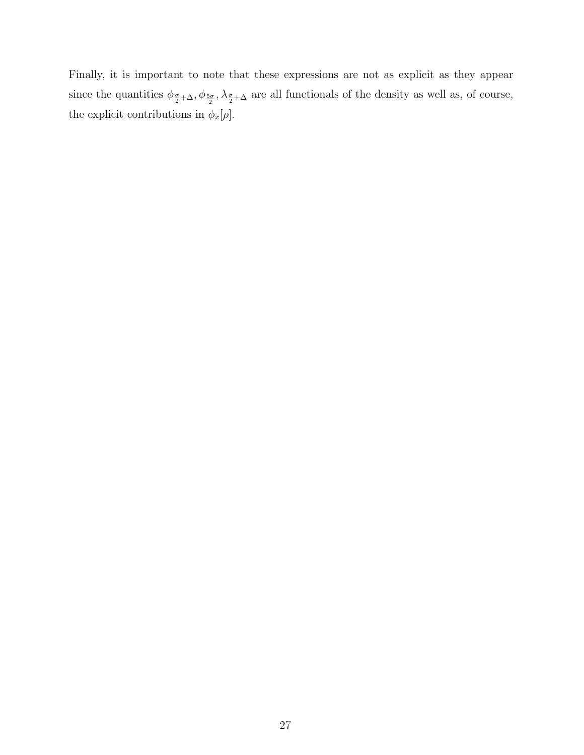Finally, it is important to note that these expressions are not as explicit as they appear since the quantities $\phi_{\frac{\sigma}{2}+\Delta}, \phi_{\frac{5\sigma}{2}}, \lambda_{\frac{\sigma}{2}+\Delta}$ are all functionals of the density as well as, of course, the explicit contributions in $\phi_x[\rho]$.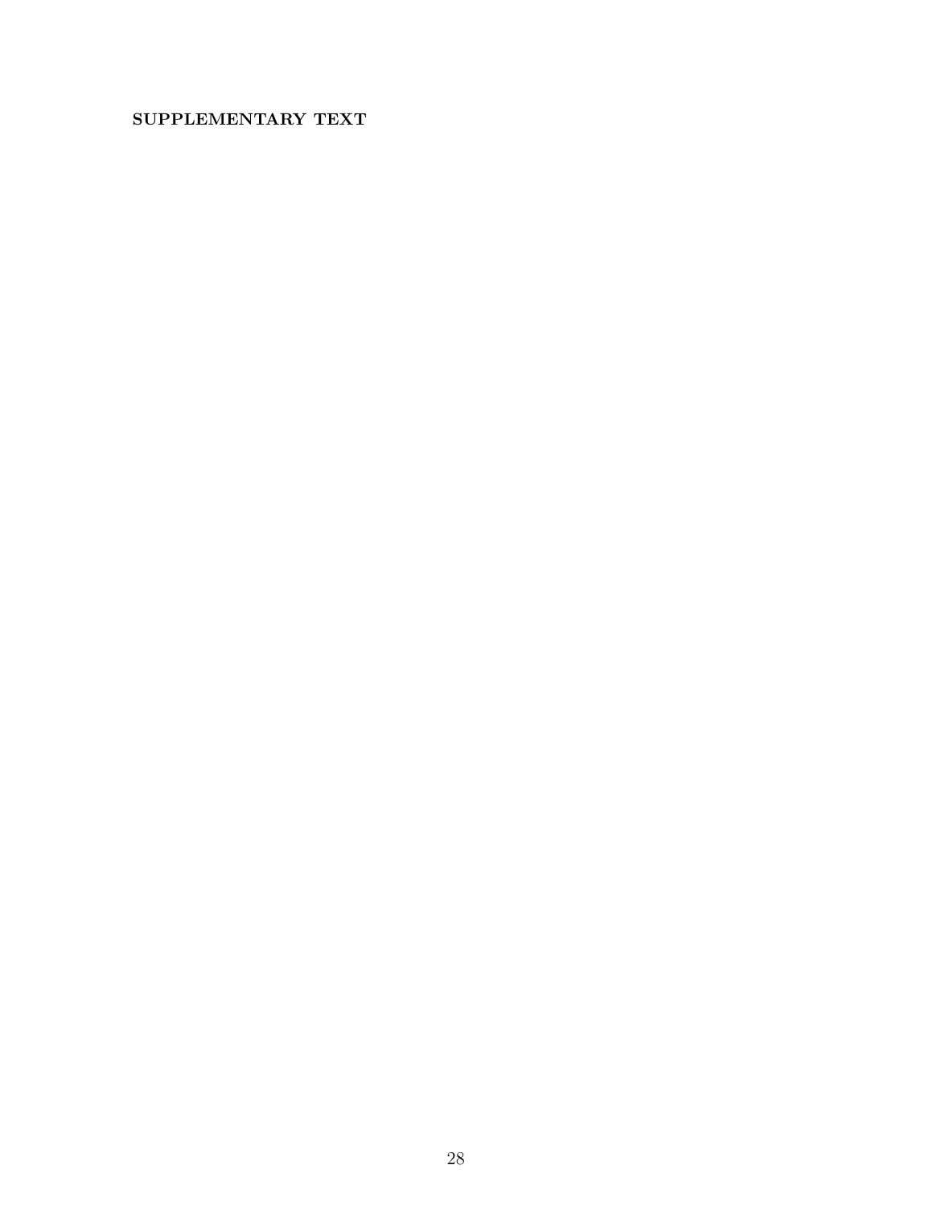## SUPPLEMENTARY TEXT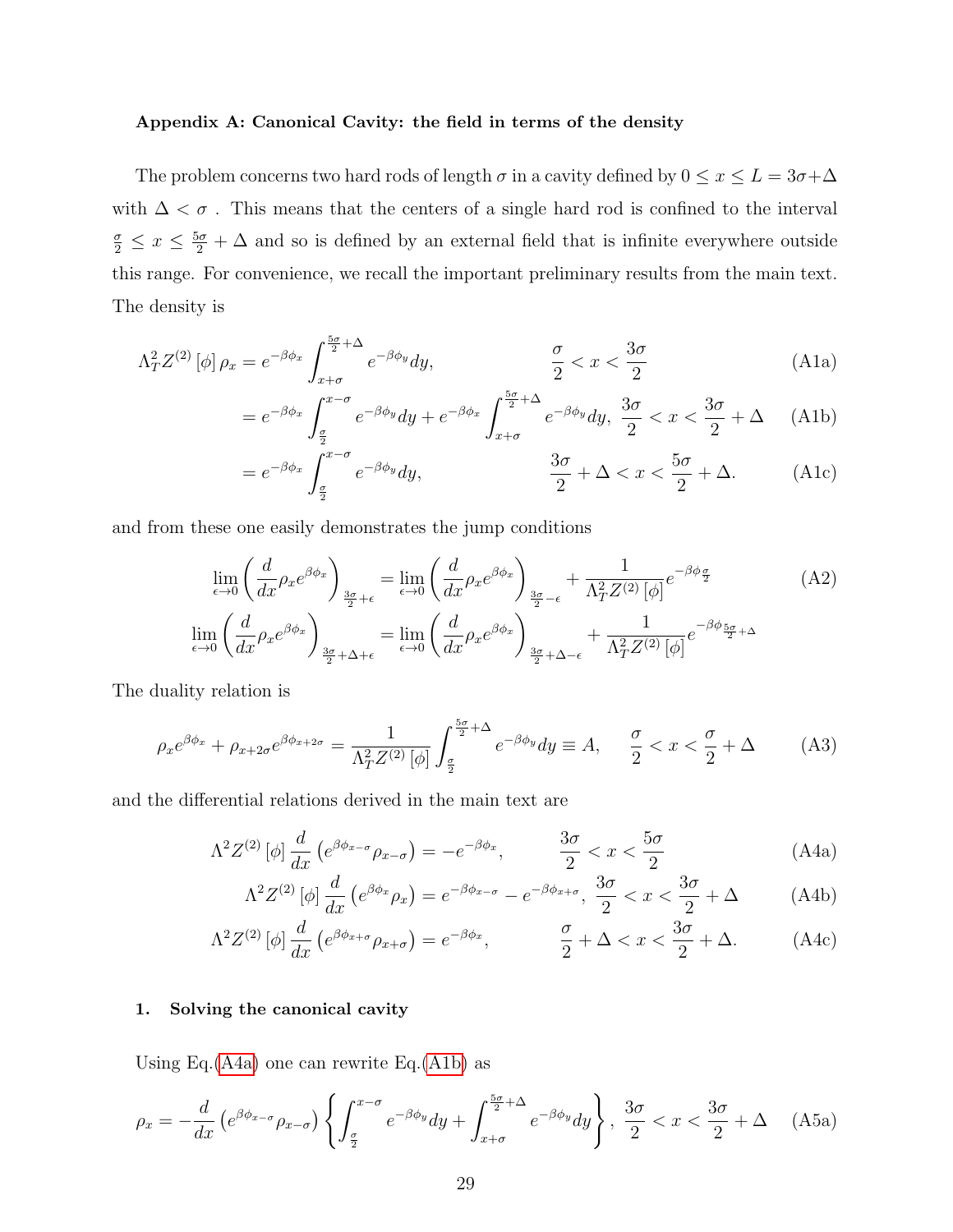### Appendix A: Canonical Cavity: the field in terms of the density

The problem concerns two hard rods of length $\sigma$ in a cavity defined by $0 \leq x \leq L = 3\sigma+\Delta$ with $\Delta < \sigma$ . This means that the centers of a single hard rod is confined to the interval $\frac{\sigma}{2} \leq x \leq \frac{5\sigma}{2} + \Delta$ and so is defined by an external field that is infinite everywhere outside this range. For convenience, we recall the important preliminary results from the main text. The density is

$$
\begin{aligned}
\Lambda_T^2 Z^{(2)}[\phi]\,\rho_x &= e^{-\beta\phi_x}\int_{x+\sigma}^{\frac{5\sigma}{2}+\Delta} e^{-\beta\phi_y}dy, && \frac{\sigma}{2} < x < \frac{3\sigma}{2} && \text{(A1a)}\\
&= e^{-\beta\phi_x}\int_{\frac{\sigma}{2}}^{x-\sigma} e^{-\beta\phi_y}dy + e^{-\beta\phi_x}\int_{x+\sigma}^{\frac{5\sigma}{2}+\Delta} e^{-\beta\phi_y}dy, && \frac{3\sigma}{2} < x < \frac{3\sigma}{2}+\Delta && \text{(A1b)}\\
&= e^{-\beta\phi_x}\int_{\frac{\sigma}{2}}^{x-\sigma} e^{-\beta\phi_y}dy, && \frac{3\sigma}{2}+\Delta < x < \frac{5\sigma}{2}+\Delta. && \text{(A1c)}
\end{aligned}
$$

and from these one easily demonstrates the jump conditions

$$
\begin{aligned}
\lim_{\epsilon\to 0}\left(\frac{d}{dx}\rho_x e^{\beta\phi_x}\right)_{\frac{3\sigma}{2}+\epsilon} &= \lim_{\epsilon\to 0}\left(\frac{d}{dx}\rho_x e^{\beta\phi_x}\right)_{\frac{3\sigma}{2}-\epsilon} + \frac{1}{\Lambda_T^2 Z^{(2)}[\phi]}e^{-\beta\phi_{\frac{\sigma}{2}}} && \text{(A2)}\\
\lim_{\epsilon\to 0}\left(\frac{d}{dx}\rho_x e^{\beta\phi_x}\right)_{\frac{3\sigma}{2}+\Delta+\epsilon} &= \lim_{\epsilon\to 0}\left(\frac{d}{dx}\rho_x e^{\beta\phi_x}\right)_{\frac{3\sigma}{2}+\Delta-\epsilon} + \frac{1}{\Lambda_T^2 Z^{(2)}[\phi]}e^{-\beta\phi_{\frac{5\sigma}{2}+\Delta}}
\end{aligned}
$$

The duality relation is

$$
\rho_x e^{\beta\phi_x} + \rho_{x+2\sigma}e^{\beta\phi_{x+2\sigma}} = \frac{1}{\Lambda_T^2 Z^{(2)}[\phi]}\int_{\frac{\sigma}{2}}^{\frac{5\sigma}{2}+\Delta} e^{-\beta\phi_y}dy \equiv A, \quad \frac{\sigma}{2} < x < \frac{\sigma}{2}+\Delta \qquad \text{(A3)}
$$

and the differential relations derived in the main text are

$$
\begin{aligned}
\Lambda^2 Z^{(2)}[\phi]\frac{d}{dx}\left(e^{\beta\phi_{x-\sigma}}\rho_{x-\sigma}\right) &= -e^{-\beta\phi_x}, && \frac{3\sigma}{2} < x < \frac{5\sigma}{2} && \text{(A4a)}\\
\Lambda^2 Z^{(2)}[\phi]\frac{d}{dx}\left(e^{\beta\phi_x}\rho_x\right) &= e^{-\beta\phi_{x-\sigma}} - e^{-\beta\phi_{x+\sigma}}, && \frac{3\sigma}{2} < x < \frac{3\sigma}{2}+\Delta && \text{(A4b)}\\
\Lambda^2 Z^{(2)}[\phi]\frac{d}{dx}\left(e^{\beta\phi_{x+\sigma}}\rho_{x+\sigma}\right) &= e^{-\beta\phi_x}, && \frac{\sigma}{2}+\Delta < x < \frac{3\sigma}{2}+\Delta. && \text{(A4c)}
\end{aligned}
$$

#### 1. Solving the canonical cavity

Using Eq.(A4a) one can rewrite Eq.(A1b) as

$$
\rho_x = -\frac{d}{dx}\left(e^{\beta\phi_{x-\sigma}}\rho_{x-\sigma}\right)\left\{\int_{\frac{\sigma}{2}}^{x-\sigma} e^{-\beta\phi_y}dy + \int_{x+\sigma}^{\frac{5\sigma}{2}+\Delta} e^{-\beta\phi_y}dy\right\}, \quad \frac{3\sigma}{2} < x < \frac{3\sigma}{2}+\Delta \quad \text{(A5a)}
$$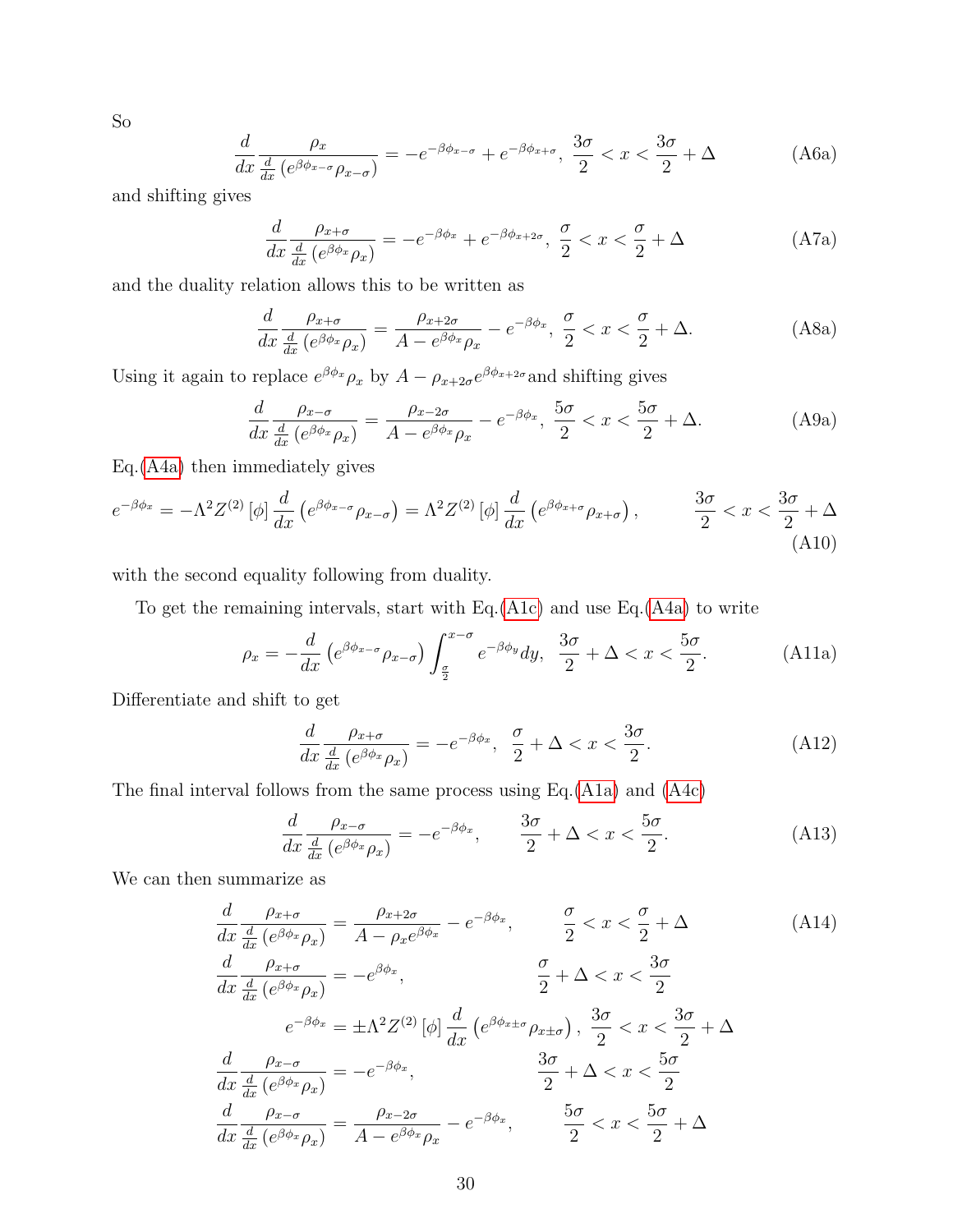So

$$\frac{d}{dx}\frac{\rho_x}{\frac{d}{dx}\left(e^{\beta\phi_{x-\sigma}}\rho_{x-\sigma}\right)} = -e^{-\beta\phi_{x-\sigma}} + e^{-\beta\phi_{x+\sigma}},\ \frac{3\sigma}{2} < x < \frac{3\sigma}{2} + \Delta \tag{A6a}$$

and shifting gives

$$\frac{d}{dx}\frac{\rho_{x+\sigma}}{\frac{d}{dx}\left(e^{\beta\phi_x}\rho_x\right)} = -e^{-\beta\phi_x} + e^{-\beta\phi_{x+2\sigma}},\ \frac{\sigma}{2} < x < \frac{\sigma}{2} + \Delta \tag{A7a}$$

and the duality relation allows this to be written as

$$\frac{d}{dx}\frac{\rho_{x+\sigma}}{\frac{d}{dx}\left(e^{\beta\phi_x}\rho_x\right)} = \frac{\rho_{x+2\sigma}}{A - e^{\beta\phi_x}\rho_x} - e^{-\beta\phi_x},\ \frac{\sigma}{2} < x < \frac{\sigma}{2} + \Delta. \tag{A8a}$$

Using it again to replace $e^{\beta\phi_x}\rho_x$ by $A - \rho_{x+2\sigma}e^{\beta\phi_{x+2\sigma}}$and shifting gives

$$\frac{d}{dx}\frac{\rho_{x-\sigma}}{\frac{d}{dx}\left(e^{\beta\phi_x}\rho_x\right)} = \frac{\rho_{x-2\sigma}}{A - e^{\beta\phi_x}\rho_x} - e^{-\beta\phi_x},\ \frac{5\sigma}{2} < x < \frac{5\sigma}{2} + \Delta. \tag{A9a}$$

Eq.(A4a) then immediately gives

$$e^{-\beta\phi_x} = -\Lambda^2 Z^{(2)}\left[\phi\right]\frac{d}{dx}\left(e^{\beta\phi_{x-\sigma}}\rho_{x-\sigma}\right) = \Lambda^2 Z^{(2)}\left[\phi\right]\frac{d}{dx}\left(e^{\beta\phi_{x+\sigma}}\rho_{x+\sigma}\right), \qquad \frac{3\sigma}{2} < x < \frac{3\sigma}{2} + \Delta \tag{A10}$$

with the second equality following from duality.

To get the remaining intervals, start with Eq.(A1c) and use Eq.(A4a) to write

$$\rho_x = -\frac{d}{dx}\left(e^{\beta\phi_{x-\sigma}}\rho_{x-\sigma}\right)\int_{\frac{\sigma}{2}}^{x-\sigma} e^{-\beta\phi_y}dy,\ \ \frac{3\sigma}{2} + \Delta < x < \frac{5\sigma}{2}. \tag{A11a}$$

Differentiate and shift to get

$$\frac{d}{dx}\frac{\rho_{x+\sigma}}{\frac{d}{dx}\left(e^{\beta\phi_x}\rho_x\right)} = -e^{-\beta\phi_x},\ \ \frac{\sigma}{2} + \Delta < x < \frac{3\sigma}{2}. \tag{A12}$$

The final interval follows from the same process using Eq.(A1a) and (A4c)

$$\frac{d}{dx}\frac{\rho_{x-\sigma}}{\frac{d}{dx}\left(e^{\beta\phi_x}\rho_x\right)} = -e^{-\beta\phi_x}, \qquad \frac{3\sigma}{2} + \Delta < x < \frac{5\sigma}{2}. \tag{A13}$$

We can then summarize as

$$\begin{aligned}
\frac{d}{dx}\frac{\rho_{x+\sigma}}{\frac{d}{dx}\left(e^{\beta\phi_x}\rho_x\right)} &= \frac{\rho_{x+2\sigma}}{A - \rho_x e^{\beta\phi_x}} - e^{-\beta\phi_x}, && \frac{\sigma}{2} < x < \frac{\sigma}{2} + \Delta \\
\frac{d}{dx}\frac{\rho_{x+\sigma}}{\frac{d}{dx}\left(e^{\beta\phi_x}\rho_x\right)} &= -e^{\beta\phi_x}, && \frac{\sigma}{2} + \Delta < x < \frac{3\sigma}{2} \\
e^{-\beta\phi_x} &= \pm\Lambda^2 Z^{(2)}\left[\phi\right]\frac{d}{dx}\left(e^{\beta\phi_{x\pm\sigma}}\rho_{x\pm\sigma}\right), && \frac{3\sigma}{2} < x < \frac{3\sigma}{2} + \Delta \\
\frac{d}{dx}\frac{\rho_{x-\sigma}}{\frac{d}{dx}\left(e^{\beta\phi_x}\rho_x\right)} &= -e^{-\beta\phi_x}, && \frac{3\sigma}{2} + \Delta < x < \frac{5\sigma}{2} \\
\frac{d}{dx}\frac{\rho_{x-\sigma}}{\frac{d}{dx}\left(e^{\beta\phi_x}\rho_x\right)} &= \frac{\rho_{x-2\sigma}}{A - e^{\beta\phi_x}\rho_x} - e^{-\beta\phi_x}, && \frac{5\sigma}{2} < x < \frac{5\sigma}{2} + \Delta
\end{aligned} \tag{A14}$$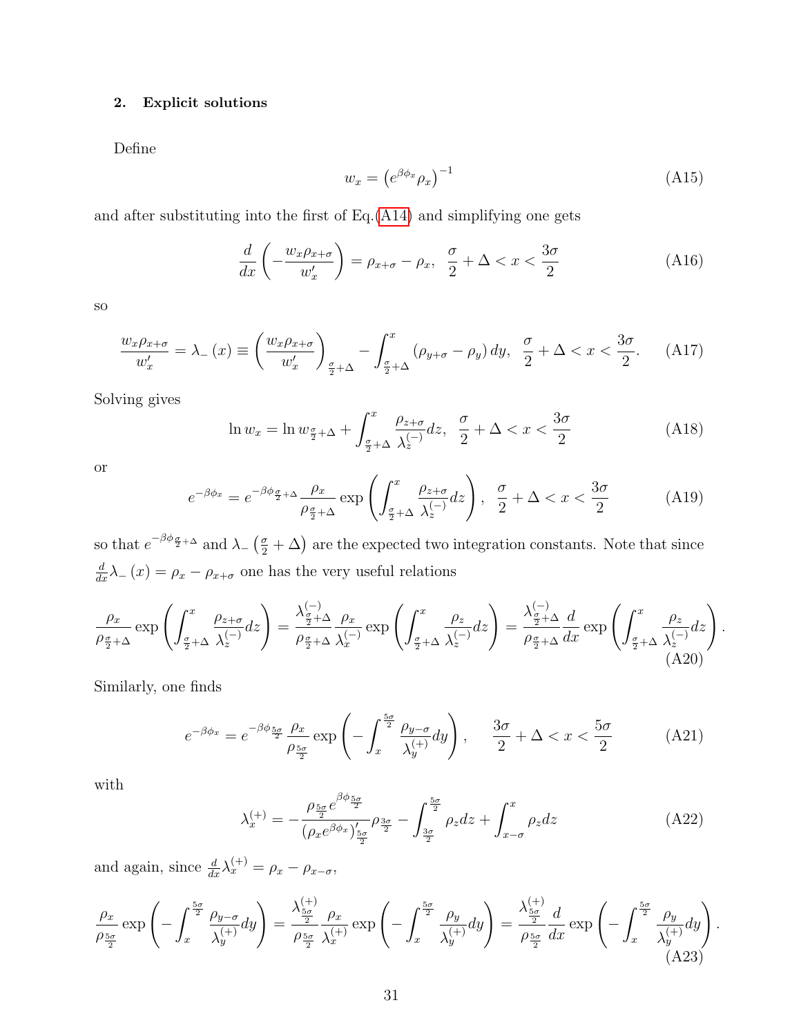### 2. Explicit solutions

Define

$$w_x = \left(e^{\beta\phi_x}\rho_x\right)^{-1} \tag{A15}$$

and after substituting into the first of Eq.(A14) and simplifying one gets

$$\frac{d}{dx}\left(-\frac{w_x \rho_{x+\sigma}}{w_x'}\right) = \rho_{x+\sigma} - \rho_x, \quad \frac{\sigma}{2}+\Delta < x < \frac{3\sigma}{2} \tag{A16}$$

so

$$\frac{w_x \rho_{x+\sigma}}{w_x'} = \lambda_-(x) \equiv \left(\frac{w_x \rho_{x+\sigma}}{w_x'}\right)_{\frac{\sigma}{2}+\Delta} - \int_{\frac{\sigma}{2}+\Delta}^{x} \left(\rho_{y+\sigma} - \rho_y\right) dy, \quad \frac{\sigma}{2}+\Delta < x < \frac{3\sigma}{2}. \tag{A17}$$

Solving gives

$$\ln w_x = \ln w_{\frac{\sigma}{2}+\Delta} + \int_{\frac{\sigma}{2}+\Delta}^{x} \frac{\rho_{z+\sigma}}{\lambda_z^{(-)}} dz, \quad \frac{\sigma}{2}+\Delta < x < \frac{3\sigma}{2} \tag{A18}$$

or

$$e^{-\beta\phi_x} = e^{-\beta\phi_{\frac{\sigma}{2}+\Delta}} \frac{\rho_x}{\rho_{\frac{\sigma}{2}+\Delta}} \exp\left(\int_{\frac{\sigma}{2}+\Delta}^{x} \frac{\rho_{z+\sigma}}{\lambda_z^{(-)}} dz\right), \quad \frac{\sigma}{2}+\Delta < x < \frac{3\sigma}{2} \tag{A19}$$

so that $e^{-\beta\phi_{\frac{\sigma}{2}+\Delta}}$ and $\lambda_-\left(\frac{\sigma}{2}+\Delta\right)$ are the expected two integration constants. Note that since $\frac{d}{dx}\lambda_-(x) = \rho_x - \rho_{x+\sigma}$ one has the very useful relations

$$\frac{\rho_x}{\rho_{\frac{\sigma}{2}+\Delta}} \exp\left(\int_{\frac{\sigma}{2}+\Delta}^{x} \frac{\rho_{z+\sigma}}{\lambda_z^{(-)}} dz\right) = \frac{\lambda^{(-)}_{\frac{\sigma}{2}+\Delta}}{\rho_{\frac{\sigma}{2}+\Delta}} \frac{\rho_x}{\lambda_x^{(-)}} \exp\left(\int_{\frac{\sigma}{2}+\Delta}^{x} \frac{\rho_z}{\lambda_z^{(-)}} dz\right) = \frac{\lambda^{(-)}_{\frac{\sigma}{2}+\Delta}}{\rho_{\frac{\sigma}{2}+\Delta}} \frac{d}{dx} \exp\left(\int_{\frac{\sigma}{2}+\Delta}^{x} \frac{\rho_z}{\lambda_z^{(-)}} dz\right). \tag{A20}$$

Similarly, one finds

$$e^{-\beta\phi_x} = e^{-\beta\phi_{\frac{5\sigma}{2}}} \frac{\rho_x}{\rho_{\frac{5\sigma}{2}}} \exp\left(-\int_{x}^{\frac{5\sigma}{2}} \frac{\rho_{y-\sigma}}{\lambda_y^{(+)}} dy\right), \quad \frac{3\sigma}{2}+\Delta < x < \frac{5\sigma}{2} \tag{A21}$$

with

$$\lambda_x^{(+)} = -\frac{\rho_{\frac{5\sigma}{2}} e^{\beta\phi_{\frac{5\sigma}{2}}}}{\left(\rho_x e^{\beta\phi_x}\right)'_{\frac{5\sigma}{2}}} \rho_{\frac{3\sigma}{2}} - \int_{\frac{3\sigma}{2}}^{\frac{5\sigma}{2}} \rho_z dz + \int_{x-\sigma}^{x} \rho_z dz \tag{A22}$$

and again, since $\frac{d}{dx}\lambda_x^{(+)} = \rho_x - \rho_{x-\sigma}$,

$$\frac{\rho_x}{\rho_{\frac{5\sigma}{2}}} \exp\left(-\int_{x}^{\frac{5\sigma}{2}} \frac{\rho_{y-\sigma}}{\lambda_y^{(+)}} dy\right) = \frac{\lambda^{(+)}_{\frac{5\sigma}{2}}}{\rho_{\frac{5\sigma}{2}}} \frac{\rho_x}{\lambda_x^{(+)}} \exp\left(-\int_{x}^{\frac{5\sigma}{2}} \frac{\rho_y}{\lambda_y^{(+)}} dy\right) = \frac{\lambda^{(+)}_{\frac{5\sigma}{2}}}{\rho_{\frac{5\sigma}{2}}} \frac{d}{dx} \exp\left(-\int_{x}^{\frac{5\sigma}{2}} \frac{\rho_y}{\lambda_y^{(+)}} dy\right). \tag{A23}$$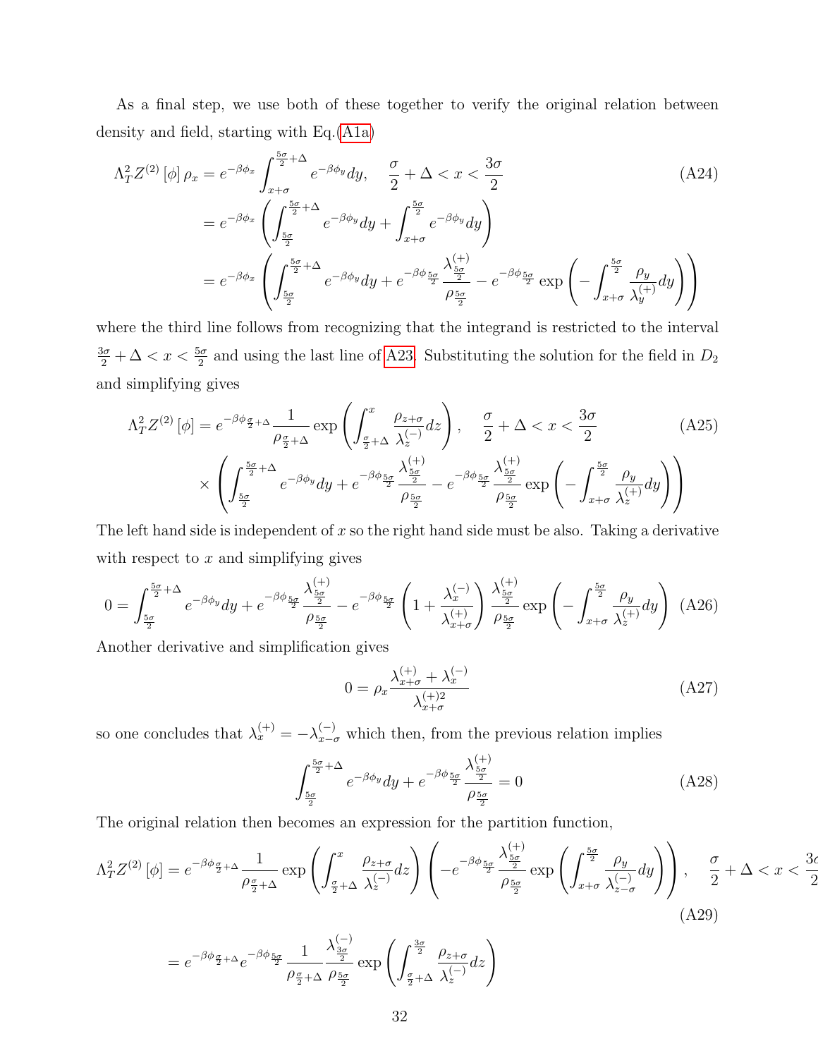As a final step, we use both of these together to verify the original relation between density and field, starting with Eq.(A1a)

$$
\begin{aligned}
\Lambda_T^2 Z^{(2)}[\phi]\,\rho_x &= e^{-\beta\phi_x}\int_{x+\sigma}^{\frac{5\sigma}{2}+\Delta} e^{-\beta\phi_y}dy, \quad \frac{\sigma}{2}+\Delta < x < \frac{3\sigma}{2} \qquad \text{(A24)}\\
&= e^{-\beta\phi_x}\left(\int_{\frac{5\sigma}{2}}^{\frac{5\sigma}{2}+\Delta} e^{-\beta\phi_y}dy + \int_{x+\sigma}^{\frac{5\sigma}{2}} e^{-\beta\phi_y}dy\right)\\
&= e^{-\beta\phi_x}\left(\int_{\frac{5\sigma}{2}}^{\frac{5\sigma}{2}+\Delta} e^{-\beta\phi_y}dy + e^{-\beta\phi_{\frac{5\sigma}{2}}}\frac{\lambda^{(+)}_{\frac{5\sigma}{2}}}{\rho_{\frac{5\sigma}{2}}} - e^{-\beta\phi_{\frac{5\sigma}{2}}}\exp\left(-\int_{x+\sigma}^{\frac{5\sigma}{2}}\frac{\rho_y}{\lambda^{(+)}_y}dy\right)\right)
\end{aligned}
$$

where the third line follows from recognizing that the integrand is restricted to the interval $\frac{3\sigma}{2}+\Delta < x < \frac{5\sigma}{2}$ and using the last line of A23. Substituting the solution for the field in $D_2$ and simplifying gives

$$
\begin{aligned}
\Lambda_T^2 Z^{(2)}[\phi] &= e^{-\beta\phi_{\frac{\sigma}{2}+\Delta}}\frac{1}{\rho_{\frac{\sigma}{2}+\Delta}}\exp\left(\int_{\frac{\sigma}{2}+\Delta}^{x}\frac{\rho_{z+\sigma}}{\lambda^{(-)}_z}dz\right), \quad \frac{\sigma}{2}+\Delta < x < \frac{3\sigma}{2} \qquad \text{(A25)}\\
&\times\left(\int_{\frac{5\sigma}{2}}^{\frac{5\sigma}{2}+\Delta} e^{-\beta\phi_y}dy + e^{-\beta\phi_{\frac{5\sigma}{2}}}\frac{\lambda^{(+)}_{\frac{5\sigma}{2}}}{\rho_{\frac{5\sigma}{2}}} - e^{-\beta\phi_{\frac{5\sigma}{2}}}\frac{\lambda^{(+)}_{\frac{5\sigma}{2}}}{\rho_{\frac{5\sigma}{2}}}\exp\left(-\int_{x+\sigma}^{\frac{5\sigma}{2}}\frac{\rho_y}{\lambda^{(+)}_z}dy\right)\right)
\end{aligned}
$$

The left hand side is independent of $x$ so the right hand side must be also. Taking a derivative with respect to $x$ and simplifying gives

$$
0 = \int_{\frac{5\sigma}{2}}^{\frac{5\sigma}{2}+\Delta} e^{-\beta\phi_y}dy + e^{-\beta\phi_{\frac{5\sigma}{2}}}\frac{\lambda^{(+)}_{\frac{5\sigma}{2}}}{\rho_{\frac{5\sigma}{2}}} - e^{-\beta\phi_{\frac{5\sigma}{2}}}\left(1+\frac{\lambda^{(-)}_x}{\lambda^{(+)}_{x+\sigma}}\right)\frac{\lambda^{(+)}_{\frac{5\sigma}{2}}}{\rho_{\frac{5\sigma}{2}}}\exp\left(-\int_{x+\sigma}^{\frac{5\sigma}{2}}\frac{\rho_y}{\lambda^{(+)}_z}dy\right) \qquad \text{(A26)}
$$

Another derivative and simplification gives

$$
0 = \rho_x\frac{\lambda^{(+)}_{x+\sigma}+\lambda^{(-)}_x}{\lambda^{(+)2}_{x+\sigma}} \qquad \text{(A27)}
$$

so one concludes that $\lambda^{(+)}_x = -\lambda^{(-)}_{x-\sigma}$ which then, from the previous relation implies

$$
\int_{\frac{5\sigma}{2}}^{\frac{5\sigma}{2}+\Delta} e^{-\beta\phi_y}dy + e^{-\beta\phi_{\frac{5\sigma}{2}}}\frac{\lambda^{(+)}_{\frac{5\sigma}{2}}}{\rho_{\frac{5\sigma}{2}}} = 0 \qquad \text{(A28)}
$$

The original relation then becomes an expression for the partition function,

$$
\begin{aligned}
\Lambda_T^2 Z^{(2)}[\phi] &= e^{-\beta\phi_{\frac{\sigma}{2}+\Delta}}\frac{1}{\rho_{\frac{\sigma}{2}+\Delta}}\exp\left(\int_{\frac{\sigma}{2}+\Delta}^{x}\frac{\rho_{z+\sigma}}{\lambda^{(-)}_z}dz\right)\left(-e^{-\beta\phi_{\frac{5\sigma}{2}}}\frac{\lambda^{(+)}_{\frac{5\sigma}{2}}}{\rho_{\frac{5\sigma}{2}}}\exp\left(\int_{x+\sigma}^{\frac{5\sigma}{2}}\frac{\rho_y}{\lambda^{(-)}_{z-\sigma}}dy\right)\right), \quad \frac{\sigma}{2}+\Delta < x < \frac{3\sigma}{2} \qquad \text{(A29)}\\
&= e^{-\beta\phi_{\frac{\sigma}{2}+\Delta}}e^{-\beta\phi_{\frac{5\sigma}{2}}}\frac{1}{\rho_{\frac{\sigma}{2}+\Delta}}\frac{\lambda^{(-)}_{\frac{3\sigma}{2}}}{\rho_{\frac{5\sigma}{2}}}\exp\left(\int_{\frac{\sigma}{2}+\Delta}^{\frac{3\sigma}{2}}\frac{\rho_{z+\sigma}}{\lambda^{(-)}_z}dz\right)
\end{aligned}
$$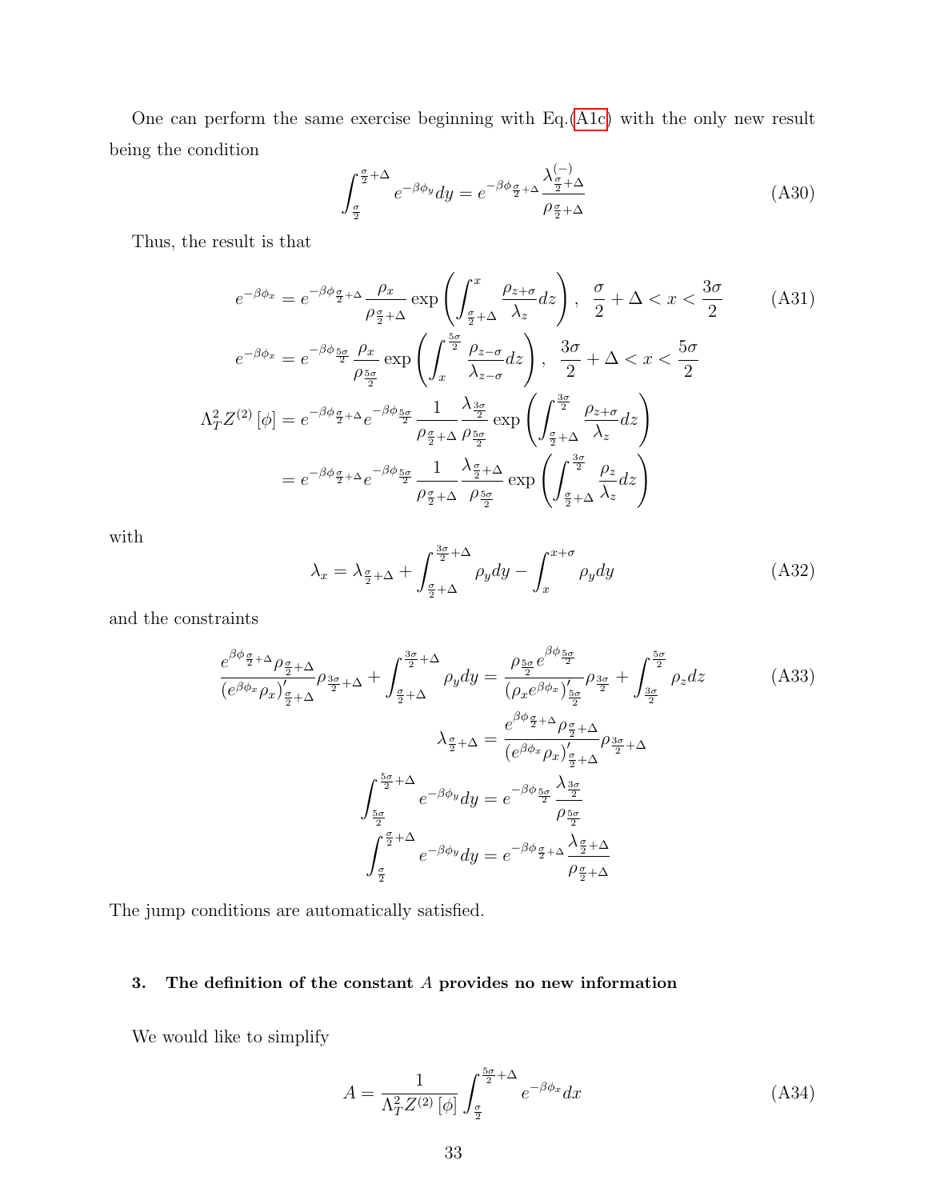One can perform the same exercise beginning with Eq.(A1c) with the only new result being the condition

$$\int_{\frac{\sigma}{2}}^{\frac{\sigma}{2}+\Delta} e^{-\beta\phi_y} dy = e^{-\beta\phi_{\frac{\sigma}{2}+\Delta}} \frac{\lambda^{(-)}_{\frac{\sigma}{2}+\Delta}}{\rho_{\frac{\sigma}{2}+\Delta}} \tag{A30}$$

Thus, the result is that

$$\begin{aligned}
e^{-\beta\phi_x} &= e^{-\beta\phi_{\frac{\sigma}{2}+\Delta}} \frac{\rho_x}{\rho_{\frac{\sigma}{2}+\Delta}} \exp\left(\int_{\frac{\sigma}{2}+\Delta}^{x} \frac{\rho_{z+\sigma}}{\lambda_z} dz\right), \quad \frac{\sigma}{2}+\Delta < x < \frac{3\sigma}{2} \\
e^{-\beta\phi_x} &= e^{-\beta\phi_{\frac{5\sigma}{2}}} \frac{\rho_x}{\rho_{\frac{5\sigma}{2}}} \exp\left(\int_{x}^{\frac{5\sigma}{2}} \frac{\rho_{z-\sigma}}{\lambda_{z-\sigma}} dz\right), \quad \frac{3\sigma}{2}+\Delta < x < \frac{5\sigma}{2} \\
\Lambda_T^2 Z^{(2)}[\phi] &= e^{-\beta\phi_{\frac{\sigma}{2}+\Delta}} e^{-\beta\phi_{\frac{5\sigma}{2}}} \frac{1}{\rho_{\frac{\sigma}{2}+\Delta}} \frac{\lambda_{\frac{3\sigma}{2}}}{\rho_{\frac{5\sigma}{2}}} \exp\left(\int_{\frac{\sigma}{2}+\Delta}^{\frac{3\sigma}{2}} \frac{\rho_{z+\sigma}}{\lambda_z} dz\right) \\
&= e^{-\beta\phi_{\frac{\sigma}{2}+\Delta}} e^{-\beta\phi_{\frac{5\sigma}{2}}} \frac{1}{\rho_{\frac{\sigma}{2}+\Delta}} \frac{\lambda_{\frac{\sigma}{2}+\Delta}}{\rho_{\frac{5\sigma}{2}}} \exp\left(\int_{\frac{\sigma}{2}+\Delta}^{\frac{3\sigma}{2}} \frac{\rho_z}{\lambda_z} dz\right)
\end{aligned} \tag{A31}$$

with

$$\lambda_x = \lambda_{\frac{\sigma}{2}+\Delta} + \int_{\frac{\sigma}{2}+\Delta}^{\frac{3\sigma}{2}+\Delta} \rho_y dy - \int_{x}^{x+\sigma} \rho_y dy \tag{A32}$$

and the constraints

$$\begin{aligned}
\frac{e^{\beta\phi_{\frac{\sigma}{2}+\Delta}} \rho_{\frac{\sigma}{2}+\Delta}}{\left(e^{\beta\phi_x}\rho_x\right)'_{\frac{\sigma}{2}+\Delta}} \rho_{\frac{3\sigma}{2}+\Delta} + \int_{\frac{\sigma}{2}+\Delta}^{\frac{3\sigma}{2}+\Delta} \rho_y dy &= \frac{\rho_{\frac{5\sigma}{2}} e^{\beta\phi_{\frac{5\sigma}{2}}}}{\left(\rho_x e^{\beta\phi_x}\right)'_{\frac{5\sigma}{2}}} \rho_{\frac{3\sigma}{2}} + \int_{\frac{3\sigma}{2}}^{\frac{5\sigma}{2}} \rho_z dz \\
\lambda_{\frac{\sigma}{2}+\Delta} &= \frac{e^{\beta\phi_{\frac{\sigma}{2}+\Delta}} \rho_{\frac{\sigma}{2}+\Delta}}{\left(e^{\beta\phi_x}\rho_x\right)'_{\frac{\sigma}{2}+\Delta}} \rho_{\frac{3\sigma}{2}+\Delta} \\
\int_{\frac{5\sigma}{2}}^{\frac{5\sigma}{2}+\Delta} e^{-\beta\phi_y} dy &= e^{-\beta\phi_{\frac{5\sigma}{2}}} \frac{\lambda_{\frac{3\sigma}{2}}}{\rho_{\frac{5\sigma}{2}}} \\
\int_{\frac{\sigma}{2}}^{\frac{\sigma}{2}+\Delta} e^{-\beta\phi_y} dy &= e^{-\beta\phi_{\frac{\sigma}{2}+\Delta}} \frac{\lambda_{\frac{\sigma}{2}+\Delta}}{\rho_{\frac{\sigma}{2}+\Delta}}
\end{aligned} \tag{A33}$$

The jump conditions are automatically satisfied.

### 3. The definition of the constant $A$ provides no new information

We would like to simplify

$$A = \frac{1}{\Lambda_T^2 Z^{(2)}[\phi]} \int_{\frac{\sigma}{2}}^{\frac{5\sigma}{2}+\Delta} e^{-\beta\phi_x} dx \tag{A34}$$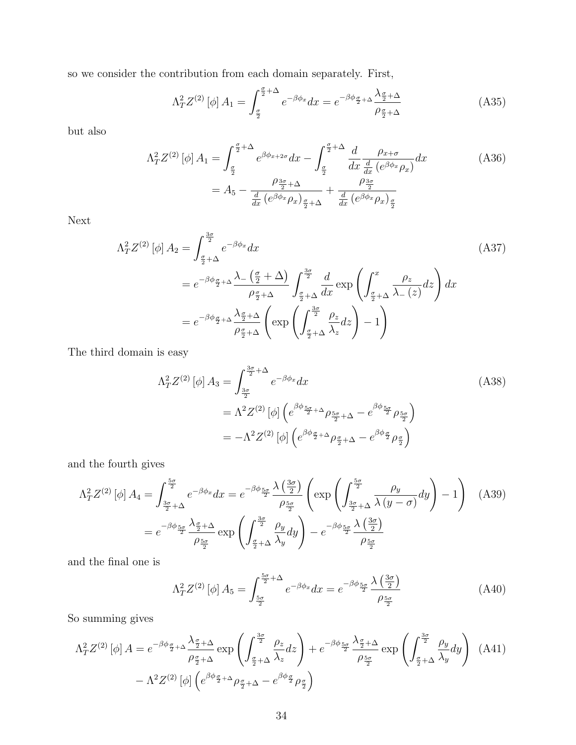so we consider the contribution from each domain separately. First,

$$\Lambda_T^2 Z^{(2)}[\phi]\, A_1 = \int_{\frac{\sigma}{2}}^{\frac{\sigma}{2}+\Delta} e^{-\beta\phi_x} dx = e^{-\beta\phi_{\frac{\sigma}{2}+\Delta}} \frac{\lambda_{\frac{\sigma}{2}+\Delta}}{\rho_{\frac{\sigma}{2}+\Delta}} \tag{A35}$$

but also

$$\begin{aligned}
\Lambda_T^2 Z^{(2)}[\phi]\, A_1 &= \int_{\frac{\sigma}{2}}^{\frac{\sigma}{2}+\Delta} e^{\beta\phi_{x+2\sigma}} dx - \int_{\frac{\sigma}{2}}^{\frac{\sigma}{2}+\Delta} \frac{d}{dx} \frac{\rho_{x+\sigma}}{\frac{d}{dx}\left(e^{\beta\phi_x}\rho_x\right)} dx \\
&= A_5 - \frac{\rho_{\frac{3\sigma}{2}+\Delta}}{\frac{d}{dx}\left(e^{\beta\phi_x}\rho_x\right)_{\frac{\sigma}{2}+\Delta}} + \frac{\rho_{\frac{3\sigma}{2}}}{\frac{d}{dx}\left(e^{\beta\phi_x}\rho_x\right)_{\frac{\sigma}{2}}}
\end{aligned} \tag{A36}$$

Next

$$\begin{aligned}
\Lambda_T^2 Z^{(2)}[\phi]\, A_2 &= \int_{\frac{\sigma}{2}+\Delta}^{\frac{3\sigma}{2}} e^{-\beta\phi_x} dx \\
&= e^{-\beta\phi_{\frac{\sigma}{2}+\Delta}} \frac{\lambda_-\left(\frac{\sigma}{2}+\Delta\right)}{\rho_{\frac{\sigma}{2}+\Delta}} \int_{\frac{\sigma}{2}+\Delta}^{\frac{3\sigma}{2}} \frac{d}{dx} \exp\left(\int_{\frac{\sigma}{2}+\Delta}^{x} \frac{\rho_z}{\lambda_-(z)} dz\right) dx \\
&= e^{-\beta\phi_{\frac{\sigma}{2}+\Delta}} \frac{\lambda_{\frac{\sigma}{2}+\Delta}}{\rho_{\frac{\sigma}{2}+\Delta}} \left(\exp\left(\int_{\frac{\sigma}{2}+\Delta}^{\frac{3\sigma}{2}} \frac{\rho_z}{\lambda_z} dz\right) - 1\right)
\end{aligned} \tag{A37}$$

The third domain is easy

$$\begin{aligned}
\Lambda_T^2 Z^{(2)}[\phi]\, A_3 &= \int_{\frac{3\sigma}{2}}^{\frac{3\sigma}{2}+\Delta} e^{-\beta\phi_x} dx \\
&= \Lambda^2 Z^{(2)}[\phi] \left(e^{\beta\phi_{\frac{5\sigma}{2}+\Delta}} \rho_{\frac{5\sigma}{2}+\Delta} - e^{\beta\phi_{\frac{5\sigma}{2}}} \rho_{\frac{5\sigma}{2}}\right) \\
&= -\Lambda^2 Z^{(2)}[\phi] \left(e^{\beta\phi_{\frac{\sigma}{2}+\Delta}} \rho_{\frac{\sigma}{2}+\Delta} - e^{\beta\phi_{\frac{\sigma}{2}}} \rho_{\frac{\sigma}{2}}\right)
\end{aligned} \tag{A38}$$

and the fourth gives

$$\begin{aligned}
\Lambda_T^2 Z^{(2)}[\phi]\, A_4 &= \int_{\frac{3\sigma}{2}+\Delta}^{\frac{5\sigma}{2}} e^{-\beta\phi_x} dx = e^{-\beta\phi_{\frac{5\sigma}{2}}} \frac{\lambda\left(\frac{3\sigma}{2}\right)}{\rho_{\frac{5\sigma}{2}}} \left(\exp\left(\int_{\frac{3\sigma}{2}+\Delta}^{\frac{5\sigma}{2}} \frac{\rho_y}{\lambda(y-\sigma)} dy\right) - 1\right) \\
&= e^{-\beta\phi_{\frac{5\sigma}{2}}} \frac{\lambda_{\frac{\sigma}{2}+\Delta}}{\rho_{\frac{5\sigma}{2}}} \exp\left(\int_{\frac{\sigma}{2}+\Delta}^{\frac{3\sigma}{2}} \frac{\rho_y}{\lambda_y} dy\right) - e^{-\beta\phi_{\frac{5\sigma}{2}}} \frac{\lambda\left(\frac{3\sigma}{2}\right)}{\rho_{\frac{5\sigma}{2}}}
\end{aligned} \tag{A39}$$

and the final one is

$$\Lambda_T^2 Z^{(2)}[\phi]\, A_5 = \int_{\frac{5\sigma}{2}}^{\frac{5\sigma}{2}+\Delta} e^{-\beta\phi_x} dx = e^{-\beta\phi_{\frac{5\sigma}{2}}} \frac{\lambda\left(\frac{3\sigma}{2}\right)}{\rho_{\frac{5\sigma}{2}}} \tag{A40}$$

So summing gives

$$\begin{aligned}
\Lambda_T^2 Z^{(2)}[\phi]\, A &= e^{-\beta\phi_{\frac{\sigma}{2}+\Delta}} \frac{\lambda_{\frac{\sigma}{2}+\Delta}}{\rho_{\frac{\sigma}{2}+\Delta}} \exp\left(\int_{\frac{\sigma}{2}+\Delta}^{\frac{3\sigma}{2}} \frac{\rho_z}{\lambda_z} dz\right) + e^{-\beta\phi_{\frac{5\sigma}{2}}} \frac{\lambda_{\frac{\sigma}{2}+\Delta}}{\rho_{\frac{5\sigma}{2}}} \exp\left(\int_{\frac{\sigma}{2}+\Delta}^{\frac{3\sigma}{2}} \frac{\rho_y}{\lambda_y} dy\right) \\
&\quad - \Lambda^2 Z^{(2)}[\phi] \left(e^{\beta\phi_{\frac{\sigma}{2}+\Delta}} \rho_{\frac{\sigma}{2}+\Delta} - e^{\beta\phi_{\frac{\sigma}{2}}} \rho_{\frac{\sigma}{2}}\right)
\end{aligned} \tag{A41}$$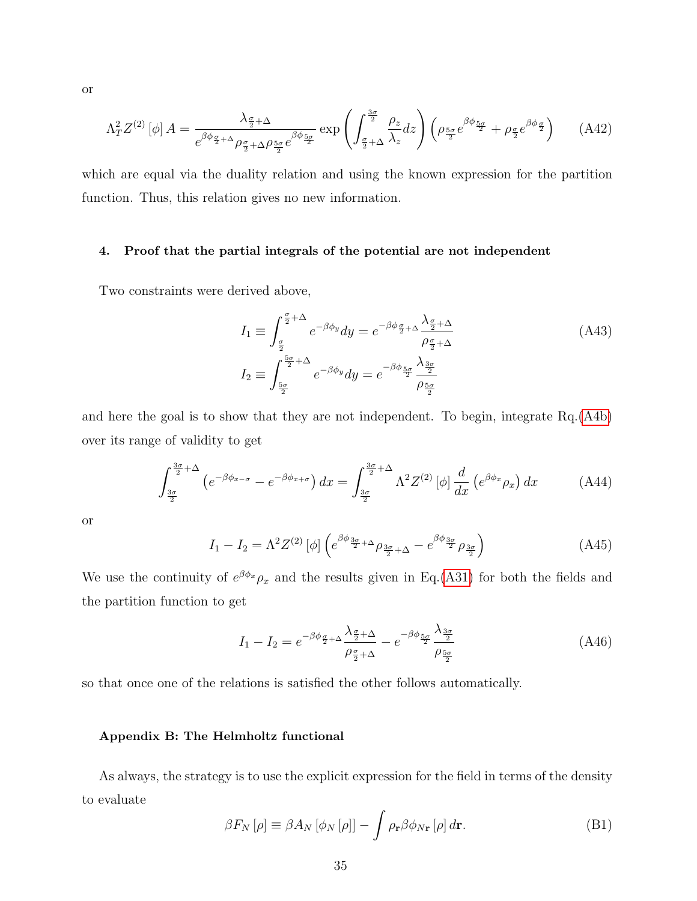or

$$\Lambda_T^2 Z^{(2)}[\phi] A = \frac{\lambda_{\frac{\sigma}{2}+\Delta}}{e^{\beta\phi_{\frac{\sigma}{2}+\Delta}}\rho_{\frac{\sigma}{2}+\Delta}\rho_{\frac{5\sigma}{2}}e^{\beta\phi_{\frac{5\sigma}{2}}}} \exp\left(\int_{\frac{\sigma}{2}+\Delta}^{\frac{3\sigma}{2}} \frac{\rho_z}{\lambda_z} dz\right)\left(\rho_{\frac{5\sigma}{2}} e^{\beta\phi_{\frac{5\sigma}{2}}} + \rho_{\frac{\sigma}{2}} e^{\beta\phi_{\frac{\sigma}{2}}}\right) \tag{A42}$$

which are equal via the duality relation and using the known expression for the partition function. Thus, this relation gives no new information.

### 4. Proof that the partial integrals of the potential are not independent

Two constraints were derived above,

$$\begin{aligned} I_1 &\equiv \int_{\frac{\sigma}{2}}^{\frac{\sigma}{2}+\Delta} e^{-\beta\phi_y} dy = e^{-\beta\phi_{\frac{\sigma}{2}+\Delta}} \frac{\lambda_{\frac{\sigma}{2}+\Delta}}{\rho_{\frac{\sigma}{2}+\Delta}} \\ I_2 &\equiv \int_{\frac{5\sigma}{2}}^{\frac{5\sigma}{2}+\Delta} e^{-\beta\phi_y} dy = e^{-\beta\phi_{\frac{5\sigma}{2}}} \frac{\lambda_{\frac{3\sigma}{2}}}{\rho_{\frac{5\sigma}{2}}} \end{aligned} \tag{A43}$$

and here the goal is to show that they are not independent. To begin, integrate Rq.(A4b) over its range of validity to get

$$\int_{\frac{3\sigma}{2}}^{\frac{3\sigma}{2}+\Delta} \left(e^{-\beta\phi_{x-\sigma}} - e^{-\beta\phi_{x+\sigma}}\right) dx = \int_{\frac{3\sigma}{2}}^{\frac{3\sigma}{2}+\Delta} \Lambda^2 Z^{(2)}[\phi] \frac{d}{dx}\left(e^{\beta\phi_x}\rho_x\right) dx \tag{A44}$$

or

$$I_1 - I_2 = \Lambda^2 Z^{(2)}[\phi]\left(e^{\beta\phi_{\frac{3\sigma}{2}+\Delta}}\rho_{\frac{3\sigma}{2}+\Delta} - e^{\beta\phi_{\frac{3\sigma}{2}}}\rho_{\frac{3\sigma}{2}}\right) \tag{A45}$$

We use the continuity of $e^{\beta\phi_x}\rho_x$ and the results given in Eq.(A31) for both the fields and the partition function to get

$$I_1 - I_2 = e^{-\beta\phi_{\frac{\sigma}{2}+\Delta}} \frac{\lambda_{\frac{\sigma}{2}+\Delta}}{\rho_{\frac{\sigma}{2}+\Delta}} - e^{-\beta\phi_{\frac{5\sigma}{2}}} \frac{\lambda_{\frac{3\sigma}{2}}}{\rho_{\frac{5\sigma}{2}}} \tag{A46}$$

so that once one of the relations is satisfied the other follows automatically.

## Appendix B: The Helmholtz functional

As always, the strategy is to use the explicit expression for the field in terms of the density to evaluate

$$\beta F_N[\rho] \equiv \beta A_N[\phi_N[\rho]] - \int \rho_{\mathbf{r}} \beta\phi_{N\mathbf{r}}[\rho] \, d\mathbf{r}. \tag{B1}$$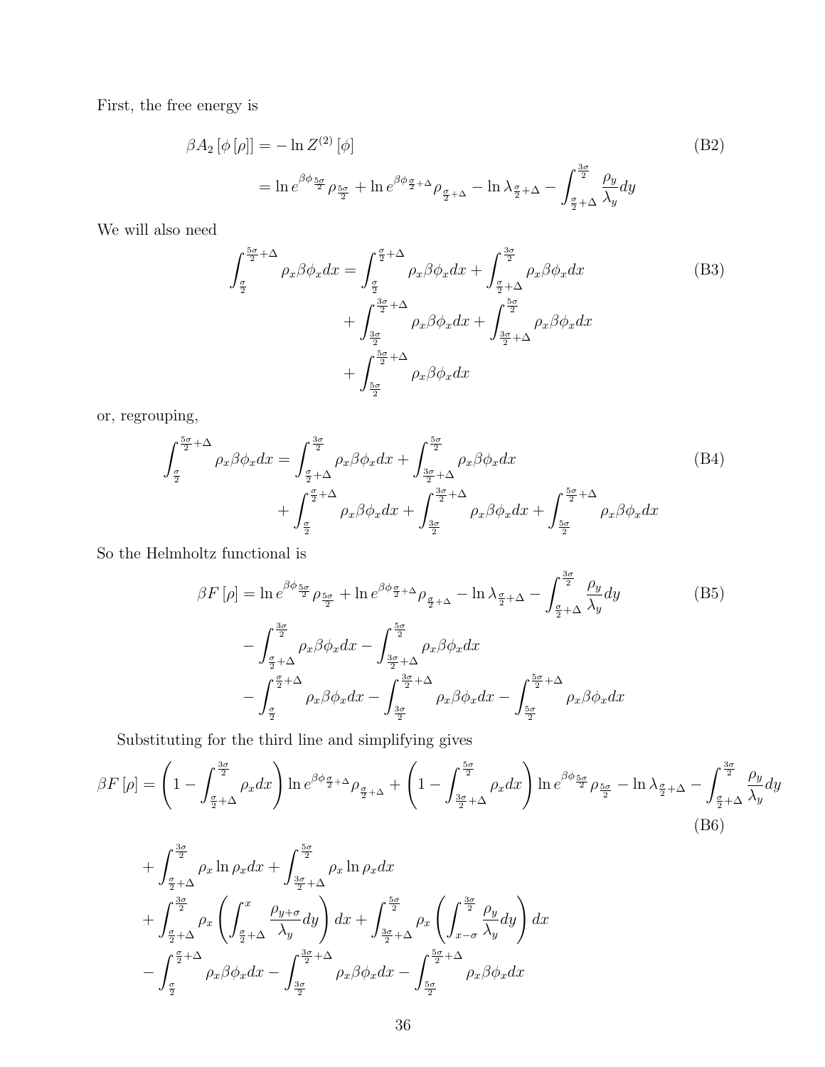First, the free energy is

$$
\begin{aligned}
\beta A_2\left[\phi\left[\rho\right]\right] &= -\ln Z^{(2)}\left[\phi\right] \\
&= \ln e^{\beta\phi_{\frac{5\sigma}{2}}}\rho_{\frac{5\sigma}{2}} + \ln e^{\beta\phi_{\frac{\sigma}{2}+\Delta}}\rho_{\frac{\sigma}{2}+\Delta} - \ln\lambda_{\frac{\sigma}{2}+\Delta} - \int_{\frac{\sigma}{2}+\Delta}^{\frac{3\sigma}{2}}\frac{\rho_y}{\lambda_y}dy
\end{aligned}
\tag{B2}
$$

We will also need

$$
\begin{aligned}
\int_{\frac{\sigma}{2}}^{\frac{5\sigma}{2}+\Delta}\rho_x\beta\phi_x dx = &\int_{\frac{\sigma}{2}}^{\frac{\sigma}{2}+\Delta}\rho_x\beta\phi_x dx + \int_{\frac{\sigma}{2}+\Delta}^{\frac{3\sigma}{2}}\rho_x\beta\phi_x dx \\
&+ \int_{\frac{3\sigma}{2}}^{\frac{3\sigma}{2}+\Delta}\rho_x\beta\phi_x dx + \int_{\frac{3\sigma}{2}+\Delta}^{\frac{5\sigma}{2}}\rho_x\beta\phi_x dx \\
&+ \int_{\frac{5\sigma}{2}}^{\frac{5\sigma}{2}+\Delta}\rho_x\beta\phi_x dx
\end{aligned}
\tag{B3}
$$

or, regrouping,

$$
\begin{aligned}
\int_{\frac{\sigma}{2}}^{\frac{5\sigma}{2}+\Delta}\rho_x\beta\phi_x dx = &\int_{\frac{\sigma}{2}+\Delta}^{\frac{3\sigma}{2}}\rho_x\beta\phi_x dx + \int_{\frac{3\sigma}{2}+\Delta}^{\frac{5\sigma}{2}}\rho_x\beta\phi_x dx \\
&+ \int_{\frac{\sigma}{2}}^{\frac{\sigma}{2}+\Delta}\rho_x\beta\phi_x dx + \int_{\frac{3\sigma}{2}}^{\frac{3\sigma}{2}+\Delta}\rho_x\beta\phi_x dx + \int_{\frac{5\sigma}{2}}^{\frac{5\sigma}{2}+\Delta}\rho_x\beta\phi_x dx
\end{aligned}
\tag{B4}
$$

So the Helmholtz functional is

$$
\begin{aligned}
\beta F\left[\rho\right] = &\ln e^{\beta\phi_{\frac{5\sigma}{2}}}\rho_{\frac{5\sigma}{2}} + \ln e^{\beta\phi_{\frac{\sigma}{2}+\Delta}}\rho_{\frac{\sigma}{2}+\Delta} - \ln\lambda_{\frac{\sigma}{2}+\Delta} - \int_{\frac{\sigma}{2}+\Delta}^{\frac{3\sigma}{2}}\frac{\rho_y}{\lambda_y}dy \\
&- \int_{\frac{\sigma}{2}+\Delta}^{\frac{3\sigma}{2}}\rho_x\beta\phi_x dx - \int_{\frac{3\sigma}{2}+\Delta}^{\frac{5\sigma}{2}}\rho_x\beta\phi_x dx \\
&- \int_{\frac{\sigma}{2}}^{\frac{\sigma}{2}+\Delta}\rho_x\beta\phi_x dx - \int_{\frac{3\sigma}{2}}^{\frac{3\sigma}{2}+\Delta}\rho_x\beta\phi_x dx - \int_{\frac{5\sigma}{2}}^{\frac{5\sigma}{2}+\Delta}\rho_x\beta\phi_x dx
\end{aligned}
\tag{B5}
$$

Substituting for the third line and simplifying gives

$$
\begin{aligned}
\beta F\left[\rho\right] = &\left(1 - \int_{\frac{\sigma}{2}+\Delta}^{\frac{3\sigma}{2}}\rho_x dx\right)\ln e^{\beta\phi_{\frac{\sigma}{2}+\Delta}}\rho_{\frac{\sigma}{2}+\Delta} + \left(1 - \int_{\frac{3\sigma}{2}+\Delta}^{\frac{5\sigma}{2}}\rho_x dx\right)\ln e^{\beta\phi_{\frac{5\sigma}{2}}}\rho_{\frac{5\sigma}{2}} - \ln\lambda_{\frac{\sigma}{2}+\Delta} - \int_{\frac{\sigma}{2}+\Delta}^{\frac{3\sigma}{2}}\frac{\rho_y}{\lambda_y}dy \\
&+ \int_{\frac{\sigma}{2}+\Delta}^{\frac{3\sigma}{2}}\rho_x\ln\rho_x dx + \int_{\frac{3\sigma}{2}+\Delta}^{\frac{5\sigma}{2}}\rho_x\ln\rho_x dx \\
&+ \int_{\frac{\sigma}{2}+\Delta}^{\frac{3\sigma}{2}}\rho_x\left(\int_{\frac{\sigma}{2}+\Delta}^{x}\frac{\rho_{y+\sigma}}{\lambda_y}dy\right)dx + \int_{\frac{3\sigma}{2}+\Delta}^{\frac{5\sigma}{2}}\rho_x\left(\int_{x-\sigma}^{\frac{3\sigma}{2}}\frac{\rho_y}{\lambda_y}dy\right)dx \\
&- \int_{\frac{\sigma}{2}}^{\frac{\sigma}{2}+\Delta}\rho_x\beta\phi_x dx - \int_{\frac{3\sigma}{2}}^{\frac{3\sigma}{2}+\Delta}\rho_x\beta\phi_x dx - \int_{\frac{5\sigma}{2}}^{\frac{5\sigma}{2}+\Delta}\rho_x\beta\phi_x dx
\end{aligned}
\tag{B6}
$$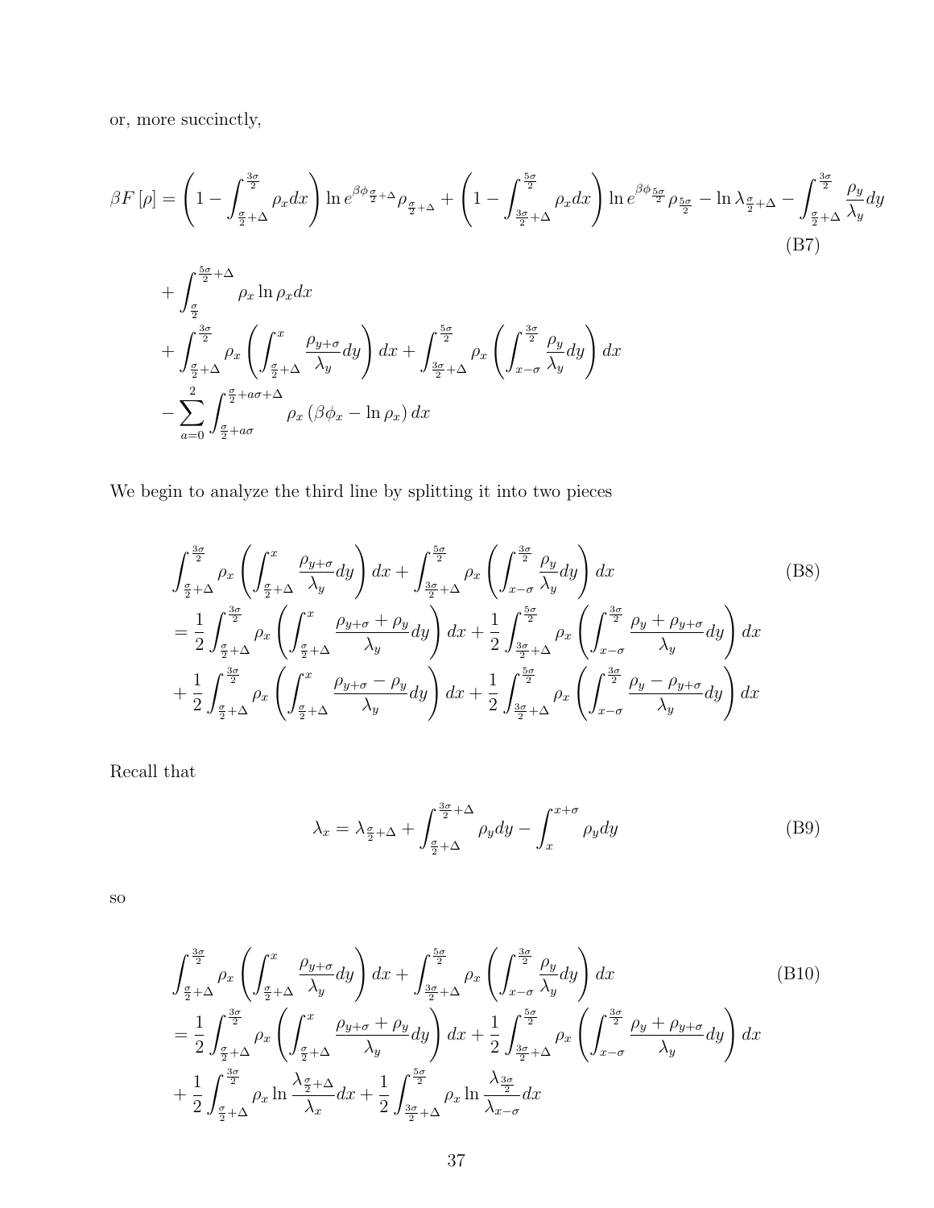or, more succinctly,

$$
\begin{aligned}
\beta F[\rho] = &\left(1-\int_{\frac{\sigma}{2}+\Delta}^{\frac{3\sigma}{2}}\rho_x dx\right)\ln e^{\beta\phi_{\frac{\sigma}{2}+\Delta}}\rho_{\frac{\sigma}{2}+\Delta}+\left(1-\int_{\frac{3\sigma}{2}+\Delta}^{\frac{5\sigma}{2}}\rho_x dx\right)\ln e^{\beta\phi_{\frac{5\sigma}{2}}}\rho_{\frac{5\sigma}{2}}-\ln\lambda_{\frac{\sigma}{2}+\Delta}-\int_{\frac{\sigma}{2}+\Delta}^{\frac{3\sigma}{2}}\frac{\rho_y}{\lambda_y}dy \\
&+\int_{\frac{\sigma}{2}}^{\frac{5\sigma}{2}+\Delta}\rho_x\ln\rho_x dx \\
&+\int_{\frac{\sigma}{2}+\Delta}^{\frac{3\sigma}{2}}\rho_x\left(\int_{\frac{\sigma}{2}+\Delta}^{x}\frac{\rho_{y+\sigma}}{\lambda_y}dy\right)dx+\int_{\frac{3\sigma}{2}+\Delta}^{\frac{5\sigma}{2}}\rho_x\left(\int_{x-\sigma}^{\frac{3\sigma}{2}}\frac{\rho_y}{\lambda_y}dy\right)dx \\
&-\sum_{a=0}^{2}\int_{\frac{\sigma}{2}+a\sigma}^{\frac{\sigma}{2}+a\sigma+\Delta}\rho_x\left(\beta\phi_x-\ln\rho_x\right)dx
\end{aligned}
\tag{B7}
$$

We begin to analyze the third line by splitting it into two pieces

$$
\begin{aligned}
&\int_{\frac{\sigma}{2}+\Delta}^{\frac{3\sigma}{2}}\rho_x\left(\int_{\frac{\sigma}{2}+\Delta}^{x}\frac{\rho_{y+\sigma}}{\lambda_y}dy\right)dx+\int_{\frac{3\sigma}{2}+\Delta}^{\frac{5\sigma}{2}}\rho_x\left(\int_{x-\sigma}^{\frac{3\sigma}{2}}\frac{\rho_y}{\lambda_y}dy\right)dx \\
&=\frac{1}{2}\int_{\frac{\sigma}{2}+\Delta}^{\frac{3\sigma}{2}}\rho_x\left(\int_{\frac{\sigma}{2}+\Delta}^{x}\frac{\rho_{y+\sigma}+\rho_y}{\lambda_y}dy\right)dx+\frac{1}{2}\int_{\frac{3\sigma}{2}+\Delta}^{\frac{5\sigma}{2}}\rho_x\left(\int_{x-\sigma}^{\frac{3\sigma}{2}}\frac{\rho_y+\rho_{y+\sigma}}{\lambda_y}dy\right)dx \\
&+\frac{1}{2}\int_{\frac{\sigma}{2}+\Delta}^{\frac{3\sigma}{2}}\rho_x\left(\int_{\frac{\sigma}{2}+\Delta}^{x}\frac{\rho_{y+\sigma}-\rho_y}{\lambda_y}dy\right)dx+\frac{1}{2}\int_{\frac{3\sigma}{2}+\Delta}^{\frac{5\sigma}{2}}\rho_x\left(\int_{x-\sigma}^{\frac{3\sigma}{2}}\frac{\rho_y-\rho_{y+\sigma}}{\lambda_y}dy\right)dx
\end{aligned}
\tag{B8}
$$

Recall that

$$
\lambda_x=\lambda_{\frac{\sigma}{2}+\Delta}+\int_{\frac{\sigma}{2}+\Delta}^{\frac{3\sigma}{2}+\Delta}\rho_y dy-\int_{x}^{x+\sigma}\rho_y dy
\tag{B9}
$$

so

$$
\begin{aligned}
&\int_{\frac{\sigma}{2}+\Delta}^{\frac{3\sigma}{2}}\rho_x\left(\int_{\frac{\sigma}{2}+\Delta}^{x}\frac{\rho_{y+\sigma}}{\lambda_y}dy\right)dx+\int_{\frac{3\sigma}{2}+\Delta}^{\frac{5\sigma}{2}}\rho_x\left(\int_{x-\sigma}^{\frac{3\sigma}{2}}\frac{\rho_y}{\lambda_y}dy\right)dx \\
&=\frac{1}{2}\int_{\frac{\sigma}{2}+\Delta}^{\frac{3\sigma}{2}}\rho_x\left(\int_{\frac{\sigma}{2}+\Delta}^{x}\frac{\rho_{y+\sigma}+\rho_y}{\lambda_y}dy\right)dx+\frac{1}{2}\int_{\frac{3\sigma}{2}+\Delta}^{\frac{5\sigma}{2}}\rho_x\left(\int_{x-\sigma}^{\frac{3\sigma}{2}}\frac{\rho_y+\rho_{y+\sigma}}{\lambda_y}dy\right)dx \\
&+\frac{1}{2}\int_{\frac{\sigma}{2}+\Delta}^{\frac{3\sigma}{2}}\rho_x\ln\frac{\lambda_{\frac{\sigma}{2}+\Delta}}{\lambda_x}dx+\frac{1}{2}\int_{\frac{3\sigma}{2}+\Delta}^{\frac{5\sigma}{2}}\rho_x\ln\frac{\lambda_{\frac{3\sigma}{2}}}{\lambda_{x-\sigma}}dx
\end{aligned}
\tag{B10}
$$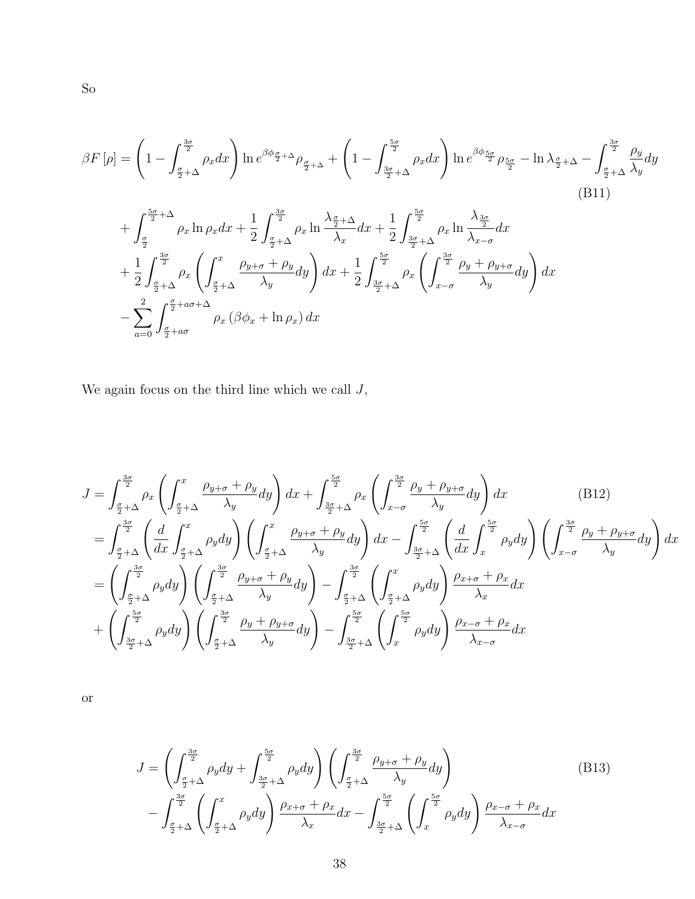So

$$
\begin{aligned}
\beta F\left[\rho\right] = &\left(1-\int_{\frac{\sigma}{2}+\Delta}^{\frac{3\sigma}{2}}\rho_x dx\right)\ln e^{\beta\phi_{\frac{\sigma}{2}+\Delta}}\rho_{\frac{\sigma}{2}+\Delta}+\left(1-\int_{\frac{3\sigma}{2}+\Delta}^{\frac{5\sigma}{2}}\rho_x dx\right)\ln e^{\beta\phi_{\frac{5\sigma}{2}}}\rho_{\frac{5\sigma}{2}}-\ln\lambda_{\frac{\sigma}{2}+\Delta}-\int_{\frac{\sigma}{2}+\Delta}^{\frac{3\sigma}{2}}\frac{\rho_y}{\lambda_y}dy \qquad \text{(B11)}\\
&+\int_{\frac{\sigma}{2}}^{\frac{5\sigma}{2}+\Delta}\rho_x\ln\rho_x dx+\frac{1}{2}\int_{\frac{\sigma}{2}+\Delta}^{\frac{3\sigma}{2}}\rho_x\ln\frac{\lambda_{\frac{\sigma}{2}+\Delta}}{\lambda_x}dx+\frac{1}{2}\int_{\frac{3\sigma}{2}+\Delta}^{\frac{5\sigma}{2}}\rho_x\ln\frac{\lambda_{\frac{3\sigma}{2}}}{\lambda_{x-\sigma}}dx\\
&+\frac{1}{2}\int_{\frac{\sigma}{2}+\Delta}^{\frac{3\sigma}{2}}\rho_x\left(\int_{\frac{\sigma}{2}+\Delta}^{x}\frac{\rho_{y+\sigma}+\rho_y}{\lambda_y}dy\right)dx+\frac{1}{2}\int_{\frac{3\sigma}{2}+\Delta}^{\frac{5\sigma}{2}}\rho_x\left(\int_{x-\sigma}^{\frac{3\sigma}{2}}\frac{\rho_y+\rho_{y+\sigma}}{\lambda_y}dy\right)dx\\
&-\sum_{a=0}^{2}\int_{\frac{\sigma}{2}+a\sigma}^{\frac{\sigma}{2}+a\sigma+\Delta}\rho_x\left(\beta\phi_x+\ln\rho_x\right)dx
\end{aligned}
$$

We again focus on the third line which we call $J$,

$$
\begin{aligned}
J &= \int_{\frac{\sigma}{2}+\Delta}^{\frac{3\sigma}{2}}\rho_x\left(\int_{\frac{\sigma}{2}+\Delta}^{x}\frac{\rho_{y+\sigma}+\rho_y}{\lambda_y}dy\right)dx+\int_{\frac{3\sigma}{2}+\Delta}^{\frac{5\sigma}{2}}\rho_x\left(\int_{x-\sigma}^{\frac{3\sigma}{2}}\frac{\rho_y+\rho_{y+\sigma}}{\lambda_y}dy\right)dx \qquad \text{(B12)}\\
&= \int_{\frac{\sigma}{2}+\Delta}^{\frac{3\sigma}{2}}\left(\frac{d}{dx}\int_{\frac{\sigma}{2}+\Delta}^{x}\rho_y dy\right)\left(\int_{\frac{\sigma}{2}+\Delta}^{x}\frac{\rho_{y+\sigma}+\rho_y}{\lambda_y}dy\right)dx-\int_{\frac{3\sigma}{2}+\Delta}^{\frac{5\sigma}{2}}\left(\frac{d}{dx}\int_{x}^{\frac{5\sigma}{2}}\rho_y dy\right)\left(\int_{x-\sigma}^{\frac{3\sigma}{2}}\frac{\rho_y+\rho_{y+\sigma}}{\lambda_y}dy\right)dx\\
&= \left(\int_{\frac{\sigma}{2}+\Delta}^{\frac{3\sigma}{2}}\rho_y dy\right)\left(\int_{\frac{\sigma}{2}+\Delta}^{\frac{3\sigma}{2}}\frac{\rho_{y+\sigma}+\rho_y}{\lambda_y}dy\right)-\int_{\frac{\sigma}{2}+\Delta}^{\frac{3\sigma}{2}}\left(\int_{\frac{\sigma}{2}+\Delta}^{x}\rho_y dy\right)\frac{\rho_{x+\sigma}+\rho_x}{\lambda_x}dx\\
&+\left(\int_{\frac{3\sigma}{2}+\Delta}^{\frac{5\sigma}{2}}\rho_y dy\right)\left(\int_{\frac{\sigma}{2}+\Delta}^{\frac{3\sigma}{2}}\frac{\rho_y+\rho_{y+\sigma}}{\lambda_y}dy\right)-\int_{\frac{3\sigma}{2}+\Delta}^{\frac{5\sigma}{2}}\left(\int_{x}^{\frac{5\sigma}{2}}\rho_y dy\right)\frac{\rho_{x-\sigma}+\rho_x}{\lambda_{x-\sigma}}dx
\end{aligned}
$$

or

$$
\begin{aligned}
J = &\left(\int_{\frac{\sigma}{2}+\Delta}^{\frac{3\sigma}{2}}\rho_y dy+\int_{\frac{3\sigma}{2}+\Delta}^{\frac{5\sigma}{2}}\rho_y dy\right)\left(\int_{\frac{\sigma}{2}+\Delta}^{\frac{3\sigma}{2}}\frac{\rho_{y+\sigma}+\rho_y}{\lambda_y}dy\right) \qquad \text{(B13)}\\
&-\int_{\frac{\sigma}{2}+\Delta}^{\frac{3\sigma}{2}}\left(\int_{\frac{\sigma}{2}+\Delta}^{x}\rho_y dy\right)\frac{\rho_{x+\sigma}+\rho_x}{\lambda_x}dx-\int_{\frac{3\sigma}{2}+\Delta}^{\frac{5\sigma}{2}}\left(\int_{x}^{\frac{5\sigma}{2}}\rho_y dy\right)\frac{\rho_{x-\sigma}+\rho_x}{\lambda_{x-\sigma}}dx
\end{aligned}
$$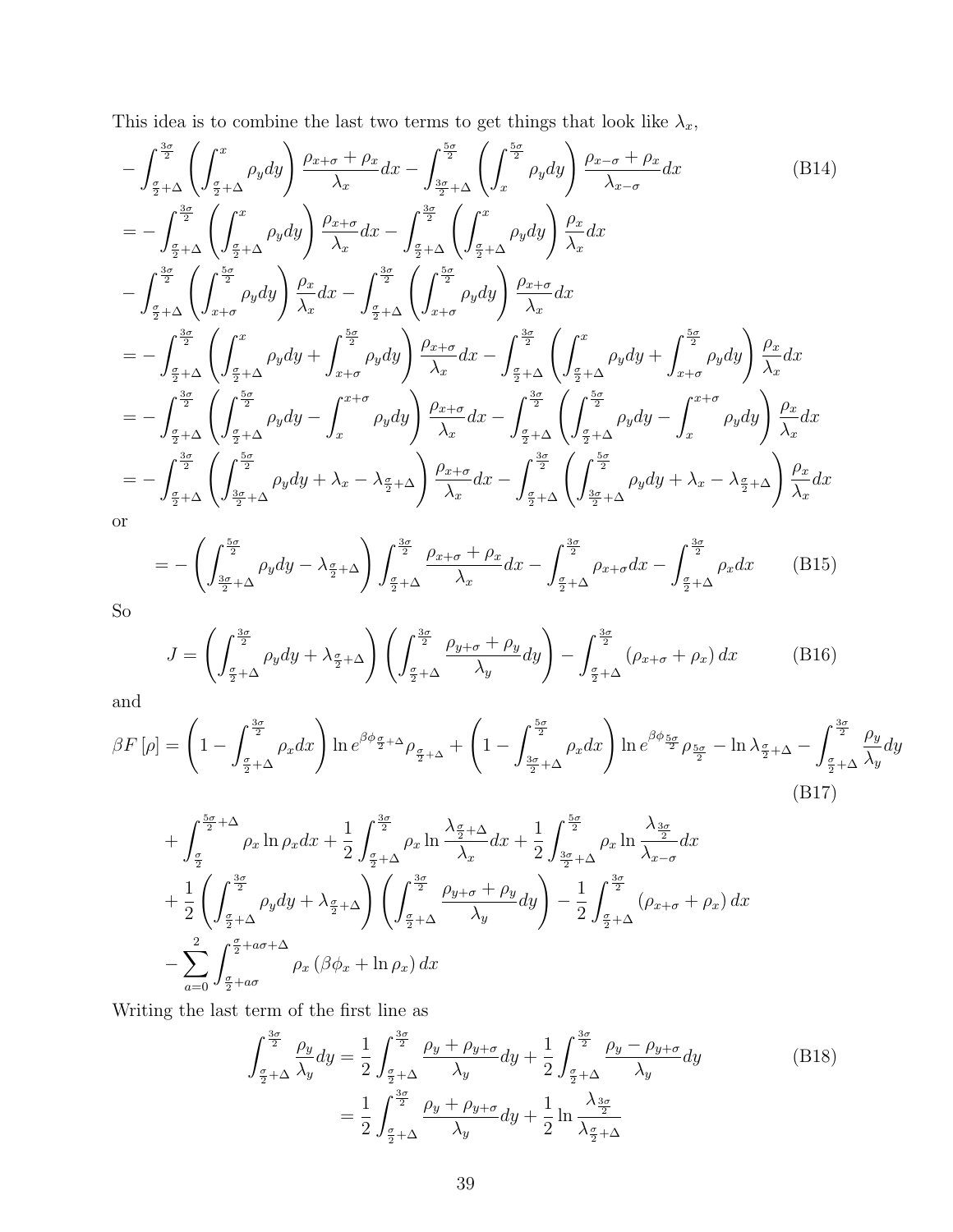This idea is to combine the last two terms to get things that look like $\lambda_x$,

$$
\begin{aligned}
&-\int_{\frac{\sigma}{2}+\Delta}^{\frac{3\sigma}{2}}\left(\int_{\frac{\sigma}{2}+\Delta}^{x}\rho_y dy\right)\frac{\rho_{x+\sigma}+\rho_x}{\lambda_x}dx-\int_{\frac{3\sigma}{2}+\Delta}^{\frac{5\sigma}{2}}\left(\int_{x}^{\frac{5\sigma}{2}}\rho_y dy\right)\frac{\rho_{x-\sigma}+\rho_x}{\lambda_{x-\sigma}}dx \qquad \text{(B14)}\\
&=-\int_{\frac{\sigma}{2}+\Delta}^{\frac{3\sigma}{2}}\left(\int_{\frac{\sigma}{2}+\Delta}^{x}\rho_y dy\right)\frac{\rho_{x+\sigma}}{\lambda_x}dx-\int_{\frac{\sigma}{2}+\Delta}^{\frac{3\sigma}{2}}\left(\int_{\frac{\sigma}{2}+\Delta}^{x}\rho_y dy\right)\frac{\rho_x}{\lambda_x}dx\\
&-\int_{\frac{\sigma}{2}+\Delta}^{\frac{3\sigma}{2}}\left(\int_{x+\sigma}^{\frac{5\sigma}{2}}\rho_y dy\right)\frac{\rho_x}{\lambda_x}dx-\int_{\frac{\sigma}{2}+\Delta}^{\frac{3\sigma}{2}}\left(\int_{x+\sigma}^{\frac{5\sigma}{2}}\rho_y dy\right)\frac{\rho_{x+\sigma}}{\lambda_x}dx\\
&=-\int_{\frac{\sigma}{2}+\Delta}^{\frac{3\sigma}{2}}\left(\int_{\frac{\sigma}{2}+\Delta}^{x}\rho_y dy+\int_{x+\sigma}^{\frac{5\sigma}{2}}\rho_y dy\right)\frac{\rho_{x+\sigma}}{\lambda_x}dx-\int_{\frac{\sigma}{2}+\Delta}^{\frac{3\sigma}{2}}\left(\int_{\frac{\sigma}{2}+\Delta}^{x}\rho_y dy+\int_{x+\sigma}^{\frac{5\sigma}{2}}\rho_y dy\right)\frac{\rho_x}{\lambda_x}dx\\
&=-\int_{\frac{\sigma}{2}+\Delta}^{\frac{3\sigma}{2}}\left(\int_{\frac{\sigma}{2}+\Delta}^{\frac{5\sigma}{2}}\rho_y dy-\int_{x}^{x+\sigma}\rho_y dy\right)\frac{\rho_{x+\sigma}}{\lambda_x}dx-\int_{\frac{\sigma}{2}+\Delta}^{\frac{3\sigma}{2}}\left(\int_{\frac{\sigma}{2}+\Delta}^{\frac{5\sigma}{2}}\rho_y dy-\int_{x}^{x+\sigma}\rho_y dy\right)\frac{\rho_x}{\lambda_x}dx\\
&=-\int_{\frac{\sigma}{2}+\Delta}^{\frac{3\sigma}{2}}\left(\int_{\frac{3\sigma}{2}+\Delta}^{\frac{5\sigma}{2}}\rho_y dy+\lambda_x-\lambda_{\frac{\sigma}{2}+\Delta}\right)\frac{\rho_{x+\sigma}}{\lambda_x}dx-\int_{\frac{\sigma}{2}+\Delta}^{\frac{3\sigma}{2}}\left(\int_{\frac{3\sigma}{2}+\Delta}^{\frac{5\sigma}{2}}\rho_y dy+\lambda_x-\lambda_{\frac{\sigma}{2}+\Delta}\right)\frac{\rho_x}{\lambda_x}dx
\end{aligned}
$$

or

$$
=-\left(\int_{\frac{3\sigma}{2}+\Delta}^{\frac{5\sigma}{2}}\rho_y dy-\lambda_{\frac{\sigma}{2}+\Delta}\right)\int_{\frac{\sigma}{2}+\Delta}^{\frac{3\sigma}{2}}\frac{\rho_{x+\sigma}+\rho_x}{\lambda_x}dx-\int_{\frac{\sigma}{2}+\Delta}^{\frac{3\sigma}{2}}\rho_{x+\sigma}dx-\int_{\frac{\sigma}{2}+\Delta}^{\frac{3\sigma}{2}}\rho_x dx \qquad \text{(B15)}
$$

So

$$
J=\left(\int_{\frac{\sigma}{2}+\Delta}^{\frac{3\sigma}{2}}\rho_y dy+\lambda_{\frac{\sigma}{2}+\Delta}\right)\left(\int_{\frac{\sigma}{2}+\Delta}^{\frac{3\sigma}{2}}\frac{\rho_{y+\sigma}+\rho_y}{\lambda_y}dy\right)-\int_{\frac{\sigma}{2}+\Delta}^{\frac{3\sigma}{2}}\left(\rho_{x+\sigma}+\rho_x\right)dx \qquad \text{(B16)}
$$

and

$$
\begin{aligned}
\beta F[\rho]&=\left(1-\int_{\frac{\sigma}{2}+\Delta}^{\frac{3\sigma}{2}}\rho_x dx\right)\ln e^{\beta\phi_{\frac{\sigma}{2}+\Delta}}\rho_{\frac{\sigma}{2}+\Delta}+\left(1-\int_{\frac{3\sigma}{2}+\Delta}^{\frac{5\sigma}{2}}\rho_x dx\right)\ln e^{\beta\phi_{\frac{5\sigma}{2}}}\rho_{\frac{5\sigma}{2}}-\ln\lambda_{\frac{\sigma}{2}+\Delta}-\int_{\frac{\sigma}{2}+\Delta}^{\frac{3\sigma}{2}}\frac{\rho_y}{\lambda_y}dy \qquad \text{(B17)}\\
&+\int_{\frac{\sigma}{2}}^{\frac{5\sigma}{2}+\Delta}\rho_x\ln\rho_x dx+\frac{1}{2}\int_{\frac{\sigma}{2}+\Delta}^{\frac{3\sigma}{2}}\rho_x\ln\frac{\lambda_{\frac{\sigma}{2}+\Delta}}{\lambda_x}dx+\frac{1}{2}\int_{\frac{3\sigma}{2}+\Delta}^{\frac{5\sigma}{2}}\rho_x\ln\frac{\lambda_{\frac{3\sigma}{2}}}{\lambda_{x-\sigma}}dx\\
&+\frac{1}{2}\left(\int_{\frac{\sigma}{2}+\Delta}^{\frac{3\sigma}{2}}\rho_y dy+\lambda_{\frac{\sigma}{2}+\Delta}\right)\left(\int_{\frac{\sigma}{2}+\Delta}^{\frac{3\sigma}{2}}\frac{\rho_{y+\sigma}+\rho_y}{\lambda_y}dy\right)-\frac{1}{2}\int_{\frac{\sigma}{2}+\Delta}^{\frac{3\sigma}{2}}\left(\rho_{x+\sigma}+\rho_x\right)dx\\
&-\sum_{a=0}^{2}\int_{\frac{\sigma}{2}+a\sigma}^{\frac{\sigma}{2}+a\sigma+\Delta}\rho_x\left(\beta\phi_x+\ln\rho_x\right)dx
\end{aligned}
$$

Writing the last term of the first line as

$$
\begin{aligned}
\int_{\frac{\sigma}{2}+\Delta}^{\frac{3\sigma}{2}}\frac{\rho_y}{\lambda_y}dy&=\frac{1}{2}\int_{\frac{\sigma}{2}+\Delta}^{\frac{3\sigma}{2}}\frac{\rho_y+\rho_{y+\sigma}}{\lambda_y}dy+\frac{1}{2}\int_{\frac{\sigma}{2}+\Delta}^{\frac{3\sigma}{2}}\frac{\rho_y-\rho_{y+\sigma}}{\lambda_y}dy \qquad \text{(B18)}\\
&=\frac{1}{2}\int_{\frac{\sigma}{2}+\Delta}^{\frac{3\sigma}{2}}\frac{\rho_y+\rho_{y+\sigma}}{\lambda_y}dy+\frac{1}{2}\ln\frac{\lambda_{\frac{3\sigma}{2}}}{\lambda_{\frac{\sigma}{2}+\Delta}}
\end{aligned}
$$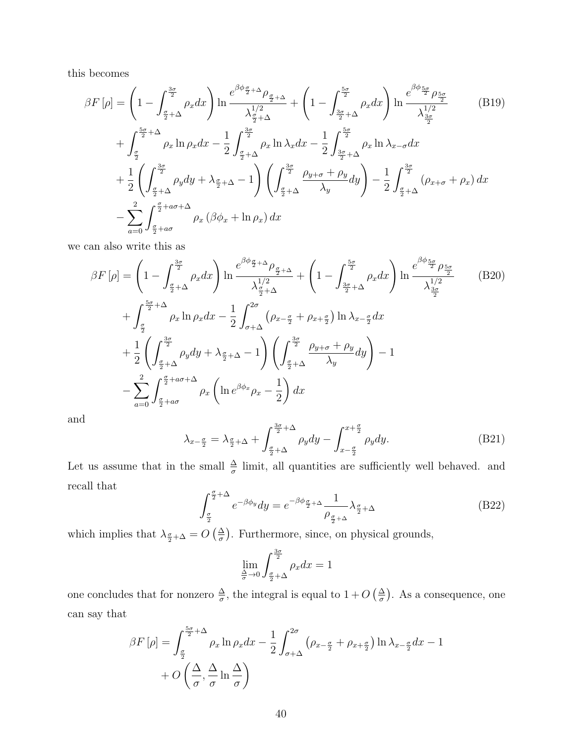this becomes

$$\beta F\left[\rho\right]=\left(1-\int_{\frac{\sigma}{2}+\Delta}^{\frac{3\sigma}{2}}\rho_{x}dx\right)\ln\frac{e^{\beta\phi_{\frac{\sigma}{2}+\Delta}}\rho_{\frac{\sigma}{2}+\Delta}}{\lambda_{\frac{\sigma}{2}+\Delta}^{1/2}}+\left(1-\int_{\frac{3\sigma}{2}+\Delta}^{\frac{5\sigma}{2}}\rho_{x}dx\right)\ln\frac{e^{\beta\phi_{\frac{5\sigma}{2}}}\rho_{\frac{5\sigma}{2}}}{\lambda_{\frac{3\sigma}{2}}^{1/2}} \tag{B19}$$
$$+\int_{\frac{\sigma}{2}}^{\frac{5\sigma}{2}+\Delta}\rho_{x}\ln\rho_{x}dx-\frac{1}{2}\int_{\frac{\sigma}{2}+\Delta}^{\frac{3\sigma}{2}}\rho_{x}\ln\lambda_{x}dx-\frac{1}{2}\int_{\frac{3\sigma}{2}+\Delta}^{\frac{5\sigma}{2}}\rho_{x}\ln\lambda_{x-\sigma}dx$$
$$+\frac{1}{2}\left(\int_{\frac{\sigma}{2}+\Delta}^{\frac{3\sigma}{2}}\rho_{y}dy+\lambda_{\frac{\sigma}{2}+\Delta}-1\right)\left(\int_{\frac{\sigma}{2}+\Delta}^{\frac{3\sigma}{2}}\frac{\rho_{y+\sigma}+\rho_{y}}{\lambda_{y}}dy\right)-\frac{1}{2}\int_{\frac{\sigma}{2}+\Delta}^{\frac{3\sigma}{2}}\left(\rho_{x+\sigma}+\rho_{x}\right)dx$$
$$-\sum_{a=0}^{2}\int_{\frac{\sigma}{2}+a\sigma}^{\frac{\sigma}{2}+a\sigma+\Delta}\rho_{x}\left(\beta\phi_{x}+\ln\rho_{x}\right)dx$$

we can also write this as

$$\beta F\left[\rho\right]=\left(1-\int_{\frac{\sigma}{2}+\Delta}^{\frac{3\sigma}{2}}\rho_{x}dx\right)\ln\frac{e^{\beta\phi_{\frac{\sigma}{2}+\Delta}}\rho_{\frac{\sigma}{2}+\Delta}}{\lambda_{\frac{\sigma}{2}+\Delta}^{1/2}}+\left(1-\int_{\frac{3\sigma}{2}+\Delta}^{\frac{5\sigma}{2}}\rho_{x}dx\right)\ln\frac{e^{\beta\phi_{\frac{5\sigma}{2}}}\rho_{\frac{5\sigma}{2}}}{\lambda_{\frac{3\sigma}{2}}^{1/2}} \tag{B20}$$
$$+\int_{\frac{\sigma}{2}}^{\frac{5\sigma}{2}+\Delta}\rho_{x}\ln\rho_{x}dx-\frac{1}{2}\int_{\sigma+\Delta}^{2\sigma}\left(\rho_{x-\frac{\sigma}{2}}+\rho_{x+\frac{\sigma}{2}}\right)\ln\lambda_{x-\frac{\sigma}{2}}dx$$
$$+\frac{1}{2}\left(\int_{\frac{\sigma}{2}+\Delta}^{\frac{3\sigma}{2}}\rho_{y}dy+\lambda_{\frac{\sigma}{2}+\Delta}-1\right)\left(\int_{\frac{\sigma}{2}+\Delta}^{\frac{3\sigma}{2}}\frac{\rho_{y+\sigma}+\rho_{y}}{\lambda_{y}}dy\right)-1$$
$$-\sum_{a=0}^{2}\int_{\frac{\sigma}{2}+a\sigma}^{\frac{\sigma}{2}+a\sigma+\Delta}\rho_{x}\left(\ln e^{\beta\phi_{x}}\rho_{x}-\frac{1}{2}\right)dx$$

and

$$\lambda_{x-\frac{\sigma}{2}}=\lambda_{\frac{\sigma}{2}+\Delta}+\int_{\frac{\sigma}{2}+\Delta}^{\frac{3\sigma}{2}+\Delta}\rho_{y}dy-\int_{x-\frac{\sigma}{2}}^{x+\frac{\sigma}{2}}\rho_{y}dy. \tag{B21}$$

Let us assume that in the small $\frac{\Delta}{\sigma}$ limit, all quantities are sufficiently well behaved. and recall that

$$\int_{\frac{\sigma}{2}}^{\frac{\sigma}{2}+\Delta}e^{-\beta\phi_{y}}dy=e^{-\beta\phi_{\frac{\sigma}{2}+\Delta}}\frac{1}{\rho_{\frac{\sigma}{2}+\Delta}}\lambda_{\frac{\sigma}{2}+\Delta} \tag{B22}$$

which implies that $\lambda_{\frac{\sigma}{2}+\Delta}=O\left(\frac{\Delta}{\sigma}\right)$. Furthermore, since, on physical grounds,

$$\lim_{\frac{\Delta}{\sigma}\to 0}\int_{\frac{\sigma}{2}+\Delta}^{\frac{3\sigma}{2}}\rho_{x}dx=1$$

one concludes that for nonzero $\frac{\Delta}{\sigma}$, the integral is equal to $1+O\left(\frac{\Delta}{\sigma}\right)$. As a consequence, one can say that

$$\beta F\left[\rho\right]=\int_{\frac{\sigma}{2}}^{\frac{5\sigma}{2}+\Delta}\rho_{x}\ln\rho_{x}dx-\frac{1}{2}\int_{\sigma+\Delta}^{2\sigma}\left(\rho_{x-\frac{\sigma}{2}}+\rho_{x+\frac{\sigma}{2}}\right)\ln\lambda_{x-\frac{\sigma}{2}}dx-1$$
$$+O\left(\frac{\Delta}{\sigma},\frac{\Delta}{\sigma}\ln\frac{\Delta}{\sigma}\right)$$